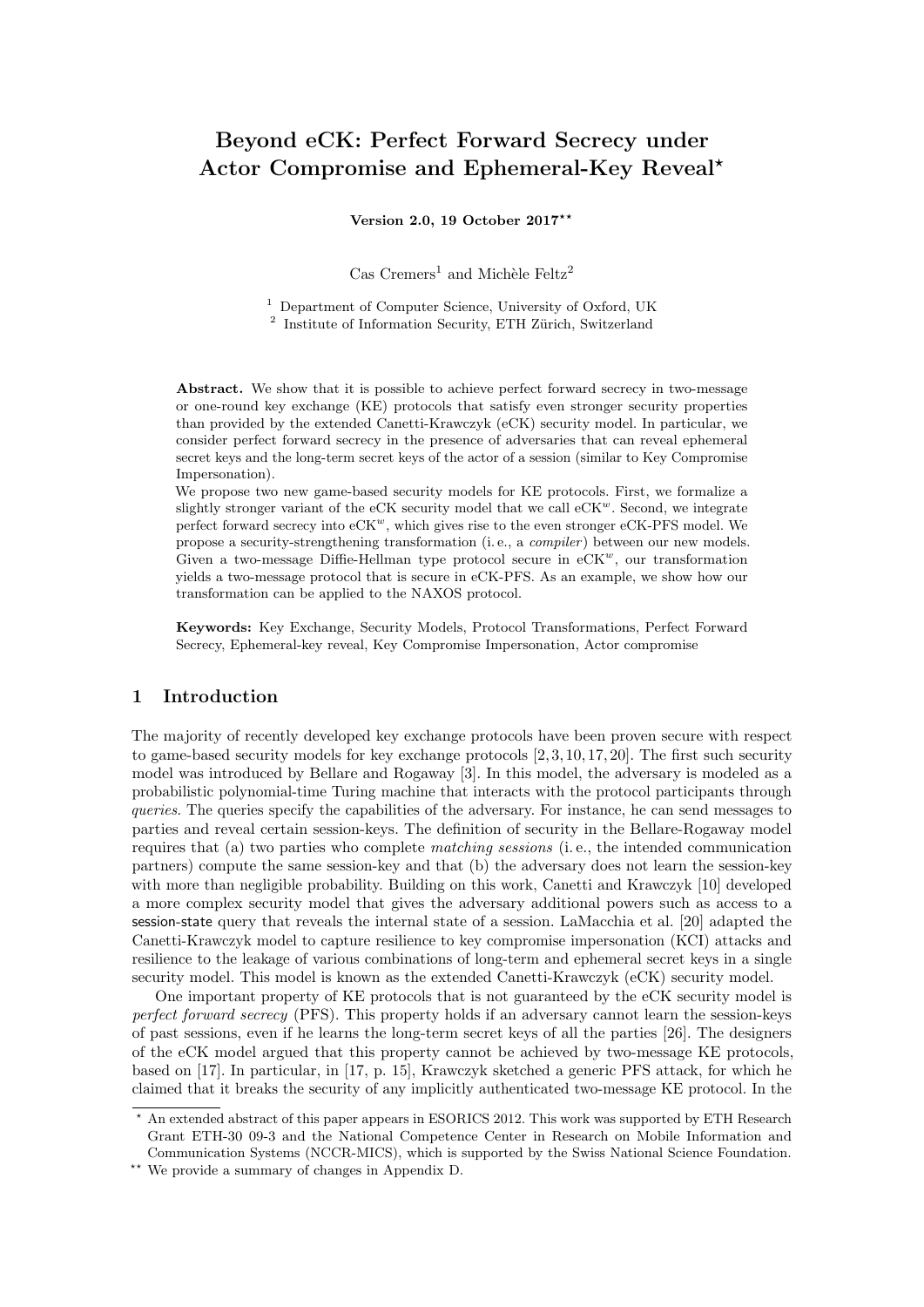# Beyond eCK: Perfect Forward Secrecy under Actor Compromise and Ephemeral-Key Reveal*

**Version 2.0, 19 October 2017****

Cas Cremers[1] and Michèle Feltz[2]

[1] Department of Computer Science, University of Oxford, UK
[2] Institute of Information Security, ETH Zürich, Switzerland

**Abstract.** We show that it is possible to achieve perfect forward secrecy in two-message or one-round key exchange (KE) protocols that satisfy even stronger security properties than provided by the extended Canetti-Krawczyk (eCK) security model. In particular, we consider perfect forward secrecy in the presence of adversaries that can reveal ephemeral secret keys and the long-term secret keys of the actor of a session (similar to Key Compromise Impersonation).
We propose two new game-based security models for KE protocols. First, we formalize a slightly stronger variant of the eCK security model that we call $\text{eCK}^w$. Second, we integrate perfect forward secrecy into $\text{eCK}^w$, which gives rise to the even stronger eCK-PFS model. We propose a security-strengthening transformation (i. e., a *compiler*) between our new models. Given a two-message Diffie-Hellman type protocol secure in $\text{eCK}^w$, our transformation yields a two-message protocol that is secure in eCK-PFS. As an example, we show how our transformation can be applied to the NAXOS protocol.

**Keywords:** Key Exchange, Security Models, Protocol Transformations, Perfect Forward Secrecy, Ephemeral-key reveal, Key Compromise Impersonation, Actor compromise

## 1 Introduction

The majority of recently developed key exchange protocols have been proven secure with respect to game-based security models for key exchange protocols [2, 3, 10, 17, 20]. The first such security model was introduced by Bellare and Rogaway [3]. In this model, the adversary is modeled as a probabilistic polynomial-time Turing machine that interacts with the protocol participants through *queries*. The queries specify the capabilities of the adversary. For instance, he can send messages to parties and reveal certain session-keys. The definition of security in the Bellare-Rogaway model requires that (a) two parties who complete *matching sessions* (i. e., the intended communication partners) compute the same session-key and that (b) the adversary does not learn the session-key with more than negligible probability. Building on this work, Canetti and Krawczyk [10] developed a more complex security model that gives the adversary additional powers such as access to a session-state query that reveals the internal state of a session. LaMacchia et al. [20] adapted the Canetti-Krawczyk model to capture resilience to key compromise impersonation (KCI) attacks and resilience to the leakage of various combinations of long-term and ephemeral secret keys in a single security model. This model is known as the extended Canetti-Krawczyk (eCK) security model.

One important property of KE protocols that is not guaranteed by the eCK security model is *perfect forward secrecy* (PFS). This property holds if an adversary cannot learn the session-keys of past sessions, even if he learns the long-term secret keys of all the parties [26]. The designers of the eCK model argued that this property cannot be achieved by two-message KE protocols, based on [17]. In particular, in [17, p. 15], Krawczyk sketched a generic PFS attack, for which he claimed that it breaks the security of any implicitly authenticated two-message KE protocol. In the

* An extended abstract of this paper appears in ESORICS 2012. This work was supported by ETH Research Grant ETH-30 09-3 and the National Competence Center in Research on Mobile Information and Communication Systems (NCCR-MICS), which is supported by the Swiss National Science Foundation.

** We provide a summary of changes in Appendix D.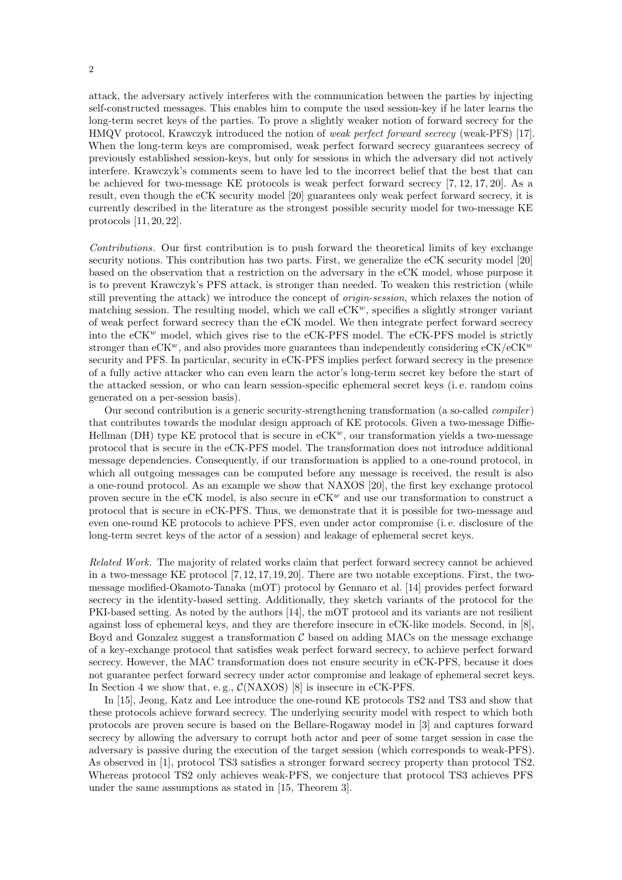attack, the adversary actively interferes with the communication between the parties by injecting self-constructed messages. This enables him to compute the used session-key if he later learns the long-term secret keys of the parties. To prove a slightly weaker notion of forward secrecy for the HMQV protocol, Krawczyk introduced the notion of *weak perfect forward secrecy* (weak-PFS) [17]. When the long-term keys are compromised, weak perfect forward secrecy guarantees secrecy of previously established session-keys, but only for sessions in which the adversary did not actively interfere. Krawczyk's comments seem to have led to the incorrect belief that the best that can be achieved for two-message KE protocols is weak perfect forward secrecy [7, 12, 17, 20]. As a result, even though the eCK security model [20] guarantees only weak perfect forward secrecy, it is currently described in the literature as the strongest possible security model for two-message KE protocols [11, 20, 22].

*Contributions.* Our first contribution is to push forward the theoretical limits of key exchange security notions. This contribution has two parts. First, we generalize the eCK security model [20] based on the observation that a restriction on the adversary in the eCK model, whose purpose it is to prevent Krawczyk's PFS attack, is stronger than needed. To weaken this restriction (while still preventing the attack) we introduce the concept of *origin-session*, which relaxes the notion of matching session. The resulting model, which we call $\text{eCK}^w$, specifies a slightly stronger variant of weak perfect forward secrecy than the eCK model. We then integrate perfect forward secrecy into the $\text{eCK}^w$ model, which gives rise to the eCK-PFS model. The eCK-PFS model is strictly stronger than $\text{eCK}^w$, and also provides more guarantees than independently considering $\text{eCK}/\text{eCK}^w$ security and PFS. In particular, security in eCK-PFS implies perfect forward secrecy in the presence of a fully active attacker who can even learn the actor's long-term secret key before the start of the attacked session, or who can learn session-specific ephemeral secret keys (i. e. random coins generated on a per-session basis).

Our second contribution is a generic security-strengthening transformation (a so-called *compiler*) that contributes towards the modular design approach of KE protocols. Given a two-message Diffie-Hellman (DH) type KE protocol that is secure in $\text{eCK}^w$, our transformation yields a two-message protocol that is secure in the eCK-PFS model. The transformation does not introduce additional message dependencies. Consequently, if our transformation is applied to a one-round protocol, in which all outgoing messages can be computed before any message is received, the result is also a one-round protocol. As an example we show that NAXOS [20], the first key exchange protocol proven secure in the eCK model, is also secure in $\text{eCK}^w$ and use our transformation to construct a protocol that is secure in eCK-PFS. Thus, we demonstrate that it is possible for two-message and even one-round KE protocols to achieve PFS, even under actor compromise (i. e. disclosure of the long-term secret keys of the actor of a session) and leakage of ephemeral secret keys.

*Related Work.* The majority of related works claim that perfect forward secrecy cannot be achieved in a two-message KE protocol [7, 12, 17, 19, 20]. There are two notable exceptions. First, the two-message modified-Okamoto-Tanaka (mOT) protocol by Gennaro et al. [14] provides perfect forward secrecy in the identity-based setting. Additionally, they sketch variants of the protocol for the PKI-based setting. As noted by the authors [14], the mOT protocol and its variants are not resilient against loss of ephemeral keys, and they are therefore insecure in eCK-like models. Second, in [8], Boyd and Gonzalez suggest a transformation $\mathcal{C}$ based on adding MACs on the message exchange of a key-exchange protocol that satisfies weak perfect forward secrecy, to achieve perfect forward secrecy. However, the MAC transformation does not ensure security in eCK-PFS, because it does not guarantee perfect forward secrecy under actor compromise and leakage of ephemeral secret keys. In Section 4 we show that, e. g., $\mathcal{C}(\text{NAXOS})$ [8] is insecure in eCK-PFS.

In [15], Jeong, Katz and Lee introduce the one-round KE protocols TS2 and TS3 and show that these protocols achieve forward secrecy. The underlying security model with respect to which both protocols are proven secure is based on the Bellare-Rogaway model in [3] and captures forward secrecy by allowing the adversary to corrupt both actor and peer of some target session in case the adversary is passive during the execution of the target session (which corresponds to weak-PFS). As observed in [1], protocol TS3 satisfies a stronger forward secrecy property than protocol TS2. Whereas protocol TS2 only achieves weak-PFS, we conjecture that protocol TS3 achieves PFS under the same assumptions as stated in [15, Theorem 3].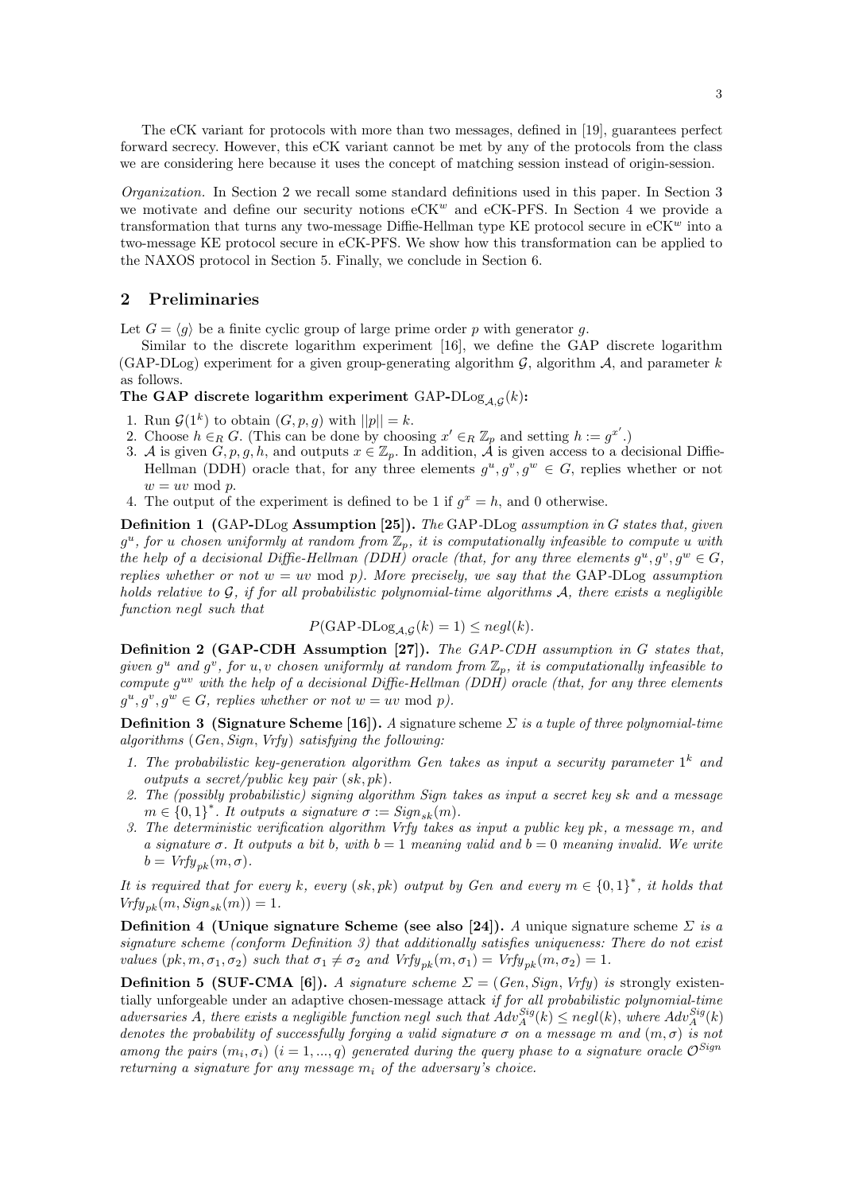The eCK variant for protocols with more than two messages, defined in [19], guarantees perfect forward secrecy. However, this eCK variant cannot be met by any of the protocols from the class we are considering here because it uses the concept of matching session instead of origin-session.

*Organization.* In Section 2 we recall some standard definitions used in this paper. In Section 3 we motivate and define our security notions $\text{eCK}^w$ and eCK-PFS. In Section 4 we provide a transformation that turns any two-message Diffie-Hellman type KE protocol secure in $\text{eCK}^w$ into a two-message KE protocol secure in eCK-PFS. We show how this transformation can be applied to the NAXOS protocol in Section 5. Finally, we conclude in Section 6.

## 2 Preliminaries

Let $G = \langle g \rangle$ be a finite cyclic group of large prime order $p$ with generator $g$.

Similar to the discrete logarithm experiment [16], we define the GAP discrete logarithm (GAP-DLog) experiment for a given group-generating algorithm $\mathcal{G}$, algorithm $\mathcal{A}$, and parameter $k$ as follows.

**The GAP discrete logarithm experiment** $\text{GAP-DLog}_{\mathcal{A},\mathcal{G}}(k)$**:**

1. Run $\mathcal{G}(1^k)$ to obtain $(G, p, g)$ with $||p|| = k$.
2. Choose $h \in_R G$. (This can be done by choosing $x' \in_R \mathbb{Z}_p$ and setting $h := g^{x'}$.)
3. $\mathcal{A}$ is given $G, p, g, h$, and outputs $x \in \mathbb{Z}_p$. In addition, $\mathcal{A}$ is given access to a decisional Diffie-Hellman (DDH) oracle that, for any three elements $g^u, g^v, g^w \in G$, replies whether or not $w = uv \bmod p$.
4. The output of the experiment is defined to be 1 if $g^x = h$, and 0 otherwise.

**Definition 1 (GAP-DLog Assumption [25]).** *The* GAP-DLog *assumption in* $G$ *states that, given* $g^u$*, for* $u$ *chosen uniformly at random from* $\mathbb{Z}_p$*, it is computationally infeasible to compute* $u$ *with the help of a decisional Diffie-Hellman (DDH) oracle (that, for any three elements* $g^u, g^v, g^w \in G$*, replies whether or not* $w = uv \bmod p$*). More precisely, we say that the* GAP-DLog *assumption holds relative to* $\mathcal{G}$*, if for all probabilistic polynomial-time algorithms* $\mathcal{A}$*, there exists a negligible function negl such that*

$$P(\text{GAP-DLog}_{\mathcal{A},\mathcal{G}}(k) = 1) \leq negl(k).$$

**Definition 2 (GAP-CDH Assumption [27]).** *The GAP-CDH assumption in* $G$ *states that, given* $g^u$ *and* $g^v$*, for* $u, v$ *chosen uniformly at random from* $\mathbb{Z}_p$*, it is computationally infeasible to compute* $g^{uv}$ *with the help of a decisional Diffie-Hellman (DDH) oracle (that, for any three elements* $g^u, g^v, g^w \in G$*, replies whether or not* $w = uv \bmod p$*).*

**Definition 3 (Signature Scheme [16]).** *A* signature scheme $\Sigma$ *is a tuple of three polynomial-time algorithms* $(Gen, Sign, Vrfy)$ *satisfying the following:*

1. *The probabilistic key-generation algorithm* $Gen$ *takes as input a security parameter* $1^k$ *and outputs a secret/public key pair* $(sk, pk)$*.*
2. *The (possibly probabilistic) signing algorithm* $Sign$ *takes as input a secret key* $sk$ *and a message* $m \in \{0,1\}^*$*. It outputs a signature* $\sigma := Sign_{sk}(m)$*.*
3. *The deterministic verification algorithm* $Vrfy$ *takes as input a public key* $pk$*, a message* $m$*, and a signature* $\sigma$*. It outputs a bit* $b$*, with* $b = 1$ *meaning valid and* $b = 0$ *meaning invalid. We write* $b = Vrfy_{pk}(m, \sigma)$*.*

*It is required that for every* $k$*, every* $(sk, pk)$ *output by* $Gen$ *and every* $m \in \{0,1\}^*$*, it holds that* $Vrfy_{pk}(m, Sign_{sk}(m)) = 1$*.*

**Definition 4 (Unique signature Scheme (see also [24])).** *A* unique signature scheme $\Sigma$ *is a signature scheme (conform Definition 3) that additionally satisfies uniqueness: There do not exist values* $(pk, m, \sigma_1, \sigma_2)$ *such that* $\sigma_1 \neq \sigma_2$ *and* $Vrfy_{pk}(m, \sigma_1) = Vrfy_{pk}(m, \sigma_2) = 1$*.*

**Definition 5 (SUF-CMA [6]).** *A signature scheme* $\Sigma = (Gen, Sign, Vrfy)$ *is* strongly existentially unforgeable under an adaptive chosen-message attack *if for all probabilistic polynomial-time adversaries* $A$*, there exists a negligible function negl such that* $Adv_A^{Sig}(k) \leq negl(k)$*, where* $Adv_A^{Sig}(k)$ *denotes the probability of successfully forging a valid signature* $\sigma$ *on a message* $m$ *and* $(m, \sigma)$ *is not among the pairs* $(m_i, \sigma_i)$ $(i = 1, ..., q)$ *generated during the query phase to a signature oracle* $\mathcal{O}^{Sign}$ *returning a signature for any message* $m_i$ *of the adversary's choice.*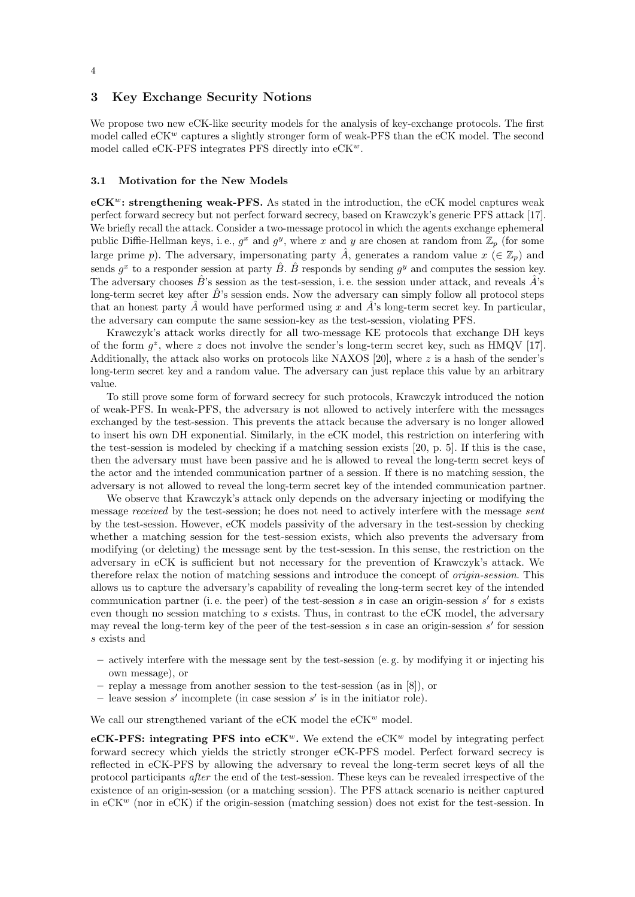## 3 Key Exchange Security Notions

We propose two new eCK-like security models for the analysis of key-exchange protocols. The first model called eCK$^w$ captures a slightly stronger form of weak-PFS than the eCK model. The second model called eCK-PFS integrates PFS directly into eCK$^w$.

### 3.1 Motivation for the New Models

**eCK$^w$: strengthening weak-PFS.** As stated in the introduction, the eCK model captures weak perfect forward secrecy but not perfect forward secrecy, based on Krawczyk's generic PFS attack [17]. We briefly recall the attack. Consider a two-message protocol in which the agents exchange ephemeral public Diffie-Hellman keys, i. e., $g^x$ and $g^y$, where $x$ and $y$ are chosen at random from $\mathbb{Z}_p$ (for some large prime $p$). The adversary, impersonating party $\hat{A}$, generates a random value $x$ ($\in \mathbb{Z}_p$) and sends $g^x$ to a responder session at party $\hat{B}$. $\hat{B}$ responds by sending $g^y$ and computes the session key. The adversary chooses $\hat{B}$'s session as the test-session, i. e. the session under attack, and reveals $\hat{A}$'s long-term secret key after $\hat{B}$'s session ends. Now the adversary can simply follow all protocol steps that an honest party $\hat{A}$ would have performed using $x$ and $\hat{A}$'s long-term secret key. In particular, the adversary can compute the same session-key as the test-session, violating PFS.

Krawczyk's attack works directly for all two-message KE protocols that exchange DH keys of the form $g^z$, where $z$ does not involve the sender's long-term secret key, such as HMQV [17]. Additionally, the attack also works on protocols like NAXOS [20], where $z$ is a hash of the sender's long-term secret key and a random value. The adversary can just replace this value by an arbitrary value.

To still prove some form of forward secrecy for such protocols, Krawczyk introduced the notion of weak-PFS. In weak-PFS, the adversary is not allowed to actively interfere with the messages exchanged by the test-session. This prevents the attack because the adversary is no longer allowed to insert his own DH exponential. Similarly, in the eCK model, this restriction on interfering with the test-session is modeled by checking if a matching session exists [20, p. 5]. If this is the case, then the adversary must have been passive and he is allowed to reveal the long-term secret keys of the actor and the intended communication partner of a session. If there is no matching session, the adversary is not allowed to reveal the long-term secret key of the intended communication partner.

We observe that Krawczyk's attack only depends on the adversary injecting or modifying the message *received* by the test-session; he does not need to actively interfere with the message *sent* by the test-session. However, eCK models passivity of the adversary in the test-session by checking whether a matching session for the test-session exists, which also prevents the adversary from modifying (or deleting) the message sent by the test-session. In this sense, the restriction on the adversary in eCK is sufficient but not necessary for the prevention of Krawczyk's attack. We therefore relax the notion of matching sessions and introduce the concept of *origin-session*. This allows us to capture the adversary's capability of revealing the long-term secret key of the intended communication partner (i. e. the peer) of the test-session $s$ in case an origin-session $s'$ for $s$ exists even though no session matching to $s$ exists. Thus, in contrast to the eCK model, the adversary may reveal the long-term key of the peer of the test-session $s$ in case an origin-session $s'$ for session $s$ exists and

- actively interfere with the message sent by the test-session (e. g. by modifying it or injecting his own message), or
- replay a message from another session to the test-session (as in [8]), or
- leave session $s'$ incomplete (in case session $s'$ is in the initiator role).

We call our strengthened variant of the eCK model the eCK$^w$ model.

**eCK-PFS: integrating PFS into eCK$^w$.** We extend the eCK$^w$ model by integrating perfect forward secrecy which yields the strictly stronger eCK-PFS model. Perfect forward secrecy is reflected in eCK-PFS by allowing the adversary to reveal the long-term secret keys of all the protocol participants *after* the end of the test-session. These keys can be revealed irrespective of the existence of an origin-session (or a matching session). The PFS attack scenario is neither captured in eCK$^w$ (nor in eCK) if the origin-session (matching session) does not exist for the test-session. In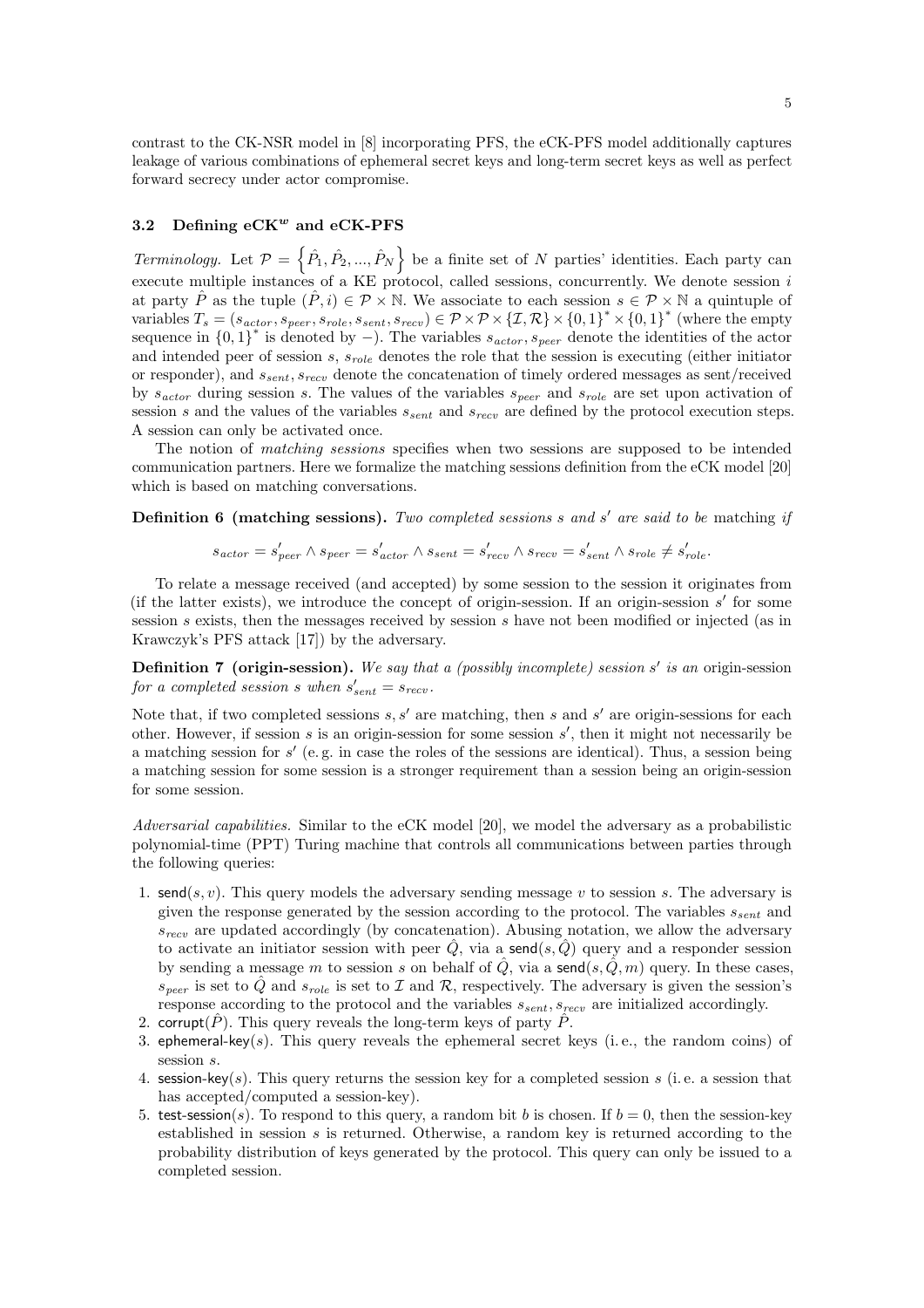contrast to the CK-NSR model in [8] incorporating PFS, the eCK-PFS model additionally captures leakage of various combinations of ephemeral secret keys and long-term secret keys as well as perfect forward secrecy under actor compromise.

### 3.2 Defining eCK$^w$ and eCK-PFS

*Terminology.* Let $\mathcal{P} = \left\{\hat{P}_1, \hat{P}_2, ..., \hat{P}_N\right\}$ be a finite set of $N$ parties' identities. Each party can execute multiple instances of a KE protocol, called sessions, concurrently. We denote session $i$ at party $\hat{P}$ as the tuple $(\hat{P}, i) \in \mathcal{P} \times \mathbb{N}$. We associate to each session $s \in \mathcal{P} \times \mathbb{N}$ a quintuple of variables $T_s = (s_{actor}, s_{peer}, s_{role}, s_{sent}, s_{recv}) \in \mathcal{P} \times \mathcal{P} \times \{\mathcal{I}, \mathcal{R}\} \times \{0,1\}^* \times \{0,1\}^*$ (where the empty sequence in $\{0,1\}^*$ is denoted by $-$). The variables $s_{actor}, s_{peer}$ denote the identities of the actor and intended peer of session $s$, $s_{role}$ denotes the role that the session is executing (either initiator or responder), and $s_{sent}, s_{recv}$ denote the concatenation of timely ordered messages as sent/received by $s_{actor}$ during session $s$. The values of the variables $s_{peer}$ and $s_{role}$ are set upon activation of session $s$ and the values of the variables $s_{sent}$ and $s_{recv}$ are defined by the protocol execution steps. A session can only be activated once.

The notion of *matching sessions* specifies when two sessions are supposed to be intended communication partners. Here we formalize the matching sessions definition from the eCK model [20] which is based on matching conversations.

**Definition 6 (matching sessions).** *Two completed sessions $s$ and $s'$ are said to be* matching *if*

$$s_{actor} = s'_{peer} \wedge s_{peer} = s'_{actor} \wedge s_{sent} = s'_{recv} \wedge s_{recv} = s'_{sent} \wedge s_{role} \neq s'_{role}.$$

To relate a message received (and accepted) by some session to the session it originates from (if the latter exists), we introduce the concept of origin-session. If an origin-session $s'$ for some session $s$ exists, then the messages received by session $s$ have not been modified or injected (as in Krawczyk's PFS attack [17]) by the adversary.

**Definition 7 (origin-session).** *We say that a (possibly incomplete) session $s'$ is an* origin-session *for a completed session $s$ when $s'_{sent} = s_{recv}$.*

Note that, if two completed sessions $s, s'$ are matching, then $s$ and $s'$ are origin-sessions for each other. However, if session $s$ is an origin-session for some session $s'$, then it might not necessarily be a matching session for $s'$ (e. g. in case the roles of the sessions are identical). Thus, a session being a matching session for some session is a stronger requirement than a session being an origin-session for some session.

*Adversarial capabilities.* Similar to the eCK model [20], we model the adversary as a probabilistic polynomial-time (PPT) Turing machine that controls all communications between parties through the following queries:

1. $\mathsf{send}(s, v)$. This query models the adversary sending message $v$ to session $s$. The adversary is given the response generated by the session according to the protocol. The variables $s_{sent}$ and $s_{recv}$ are updated accordingly (by concatenation). Abusing notation, we allow the adversary to activate an initiator session with peer $\hat{Q}$, via a $\mathsf{send}(s, \hat{Q})$ query and a responder session by sending a message $m$ to session $s$ on behalf of $\hat{Q}$, via a $\mathsf{send}(s, \hat{Q}, m)$ query. In these cases, $s_{peer}$ is set to $\hat{Q}$ and $s_{role}$ is set to $\mathcal{I}$ and $\mathcal{R}$, respectively. The adversary is given the session's response according to the protocol and the variables $s_{sent}, s_{recv}$ are initialized accordingly.
2. $\mathsf{corrupt}(\hat{P})$. This query reveals the long-term keys of party $\hat{P}$.
3. $\mathsf{ephemeral\text{-}key}(s)$. This query reveals the ephemeral secret keys (i. e., the random coins) of session $s$.
4. $\mathsf{session\text{-}key}(s)$. This query returns the session key for a completed session $s$ (i. e. a session that has accepted/computed a session-key).
5. $\mathsf{test\text{-}session}(s)$. To respond to this query, a random bit $b$ is chosen. If $b = 0$, then the session-key established in session $s$ is returned. Otherwise, a random key is returned according to the probability distribution of keys generated by the protocol. This query can only be issued to a completed session.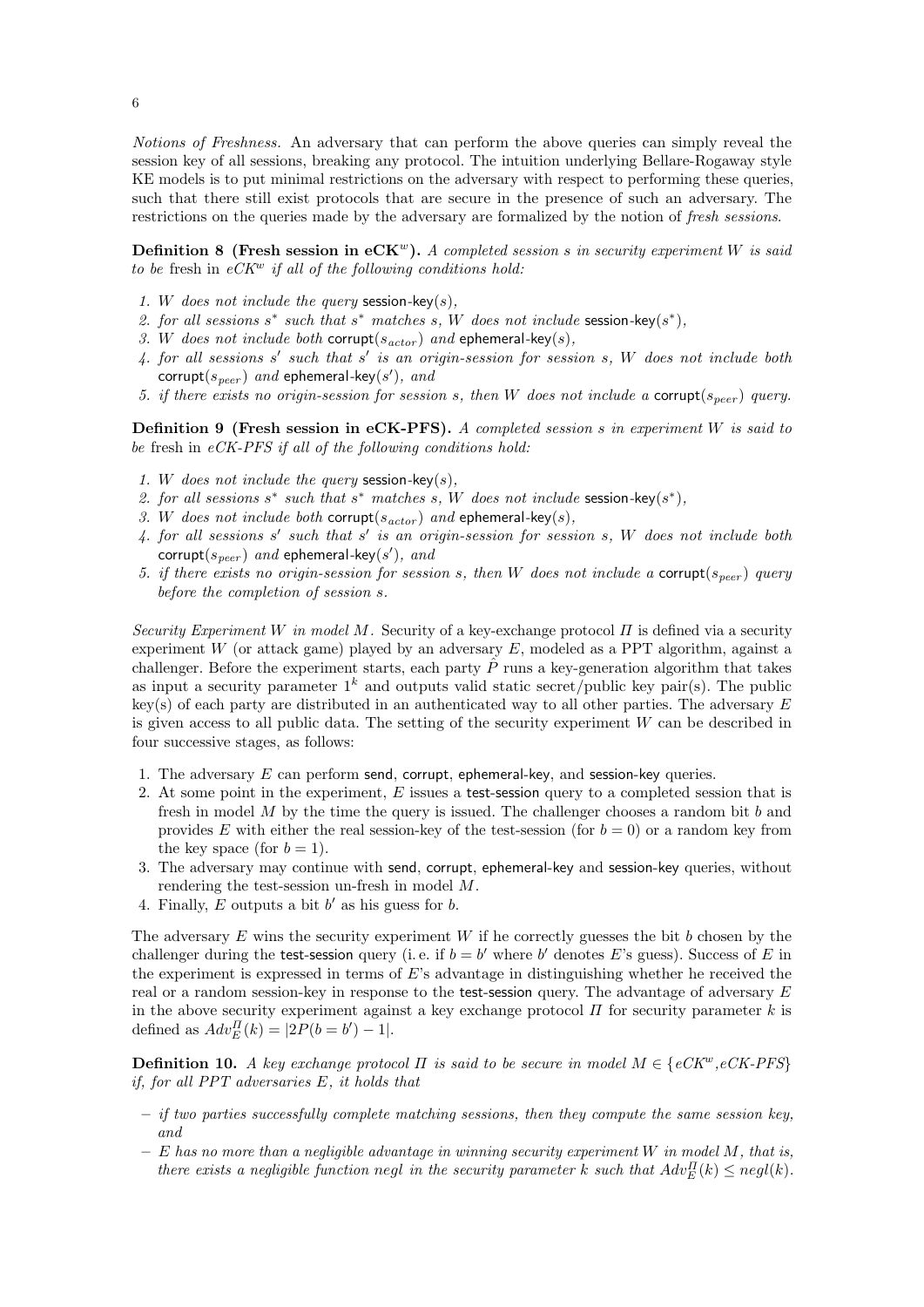*Notions of Freshness.* An adversary that can perform the above queries can simply reveal the session key of all sessions, breaking any protocol. The intuition underlying Bellare-Rogaway style KE models is to put minimal restrictions on the adversary with respect to performing these queries, such that there still exist protocols that are secure in the presence of such an adversary. The restrictions on the queries made by the adversary are formalized by the notion of *fresh sessions*.

**Definition 8 (Fresh session in eCK$^w$).** *A completed session $s$ in security experiment $W$ is said to be* fresh *in $eCK^w$ if all of the following conditions hold:*

1. *$W$ does not include the query* session-key$(s)$,
2. *for all sessions $s^*$ such that $s^*$ matches $s$, $W$ does not include* session-key$(s^*)$,
3. *$W$ does not include both* corrupt$(s_{actor})$ *and* ephemeral-key$(s)$,
4. *for all sessions $s'$ such that $s'$ is an origin-session for session $s$, $W$ does not include both* corrupt$(s_{peer})$ *and* ephemeral-key$(s')$, *and*
5. *if there exists no origin-session for session $s$, then $W$ does not include a* corrupt$(s_{peer})$ *query.*

**Definition 9 (Fresh session in eCK-PFS).** *A completed session $s$ in experiment $W$ is said to be* fresh *in $eCK$-$PFS$ if all of the following conditions hold:*

1. *$W$ does not include the query* session-key$(s)$,
2. *for all sessions $s^*$ such that $s^*$ matches $s$, $W$ does not include* session-key$(s^*)$,
3. *$W$ does not include both* corrupt$(s_{actor})$ *and* ephemeral-key$(s)$,
4. *for all sessions $s'$ such that $s'$ is an origin-session for session $s$, $W$ does not include both* corrupt$(s_{peer})$ *and* ephemeral-key$(s')$, *and*
5. *if there exists no origin-session for session $s$, then $W$ does not include a* corrupt$(s_{peer})$ *query before the completion of session $s$.*

*Security Experiment $W$ in model $M$.* Security of a key-exchange protocol $\Pi$ is defined via a security experiment $W$ (or attack game) played by an adversary $E$, modeled as a PPT algorithm, against a challenger. Before the experiment starts, each party $\hat{P}$ runs a key-generation algorithm that takes as input a security parameter $1^k$ and outputs valid static secret/public key pair(s). The public key(s) of each party are distributed in an authenticated way to all other parties. The adversary $E$ is given access to all public data. The setting of the security experiment $W$ can be described in four successive stages, as follows:

1. The adversary $E$ can perform send, corrupt, ephemeral-key, and session-key queries.
2. At some point in the experiment, $E$ issues a test-session query to a completed session that is fresh in model $M$ by the time the query is issued. The challenger chooses a random bit $b$ and provides $E$ with either the real session-key of the test-session (for $b = 0$) or a random key from the key space (for $b = 1$).
3. The adversary may continue with send, corrupt, ephemeral-key and session-key queries, without rendering the test-session un-fresh in model $M$.
4. Finally, $E$ outputs a bit $b'$ as his guess for $b$.

The adversary $E$ wins the security experiment $W$ if he correctly guesses the bit $b$ chosen by the challenger during the test-session query (i. e. if $b = b'$ where $b'$ denotes $E$'s guess). Success of $E$ in the experiment is expressed in terms of $E$'s advantage in distinguishing whether he received the real or a random session-key in response to the test-session query. The advantage of adversary $E$ in the above security experiment against a key exchange protocol $\Pi$ for security parameter $k$ is defined as $Adv_E^{\Pi}(k) = |2P(b = b') - 1|$.

**Definition 10.** *A key exchange protocol $\Pi$ is said to be secure in model $M \in \{eCK^w, eCK\text{-}PFS\}$ if, for all PPT adversaries $E$, it holds that*

- *if two parties successfully complete matching sessions, then they compute the same session key, and*
- *$E$ has no more than a negligible advantage in winning security experiment $W$ in model $M$, that is, there exists a negligible function negl in the security parameter $k$ such that $Adv_E^{\Pi}(k) \leq negl(k)$.*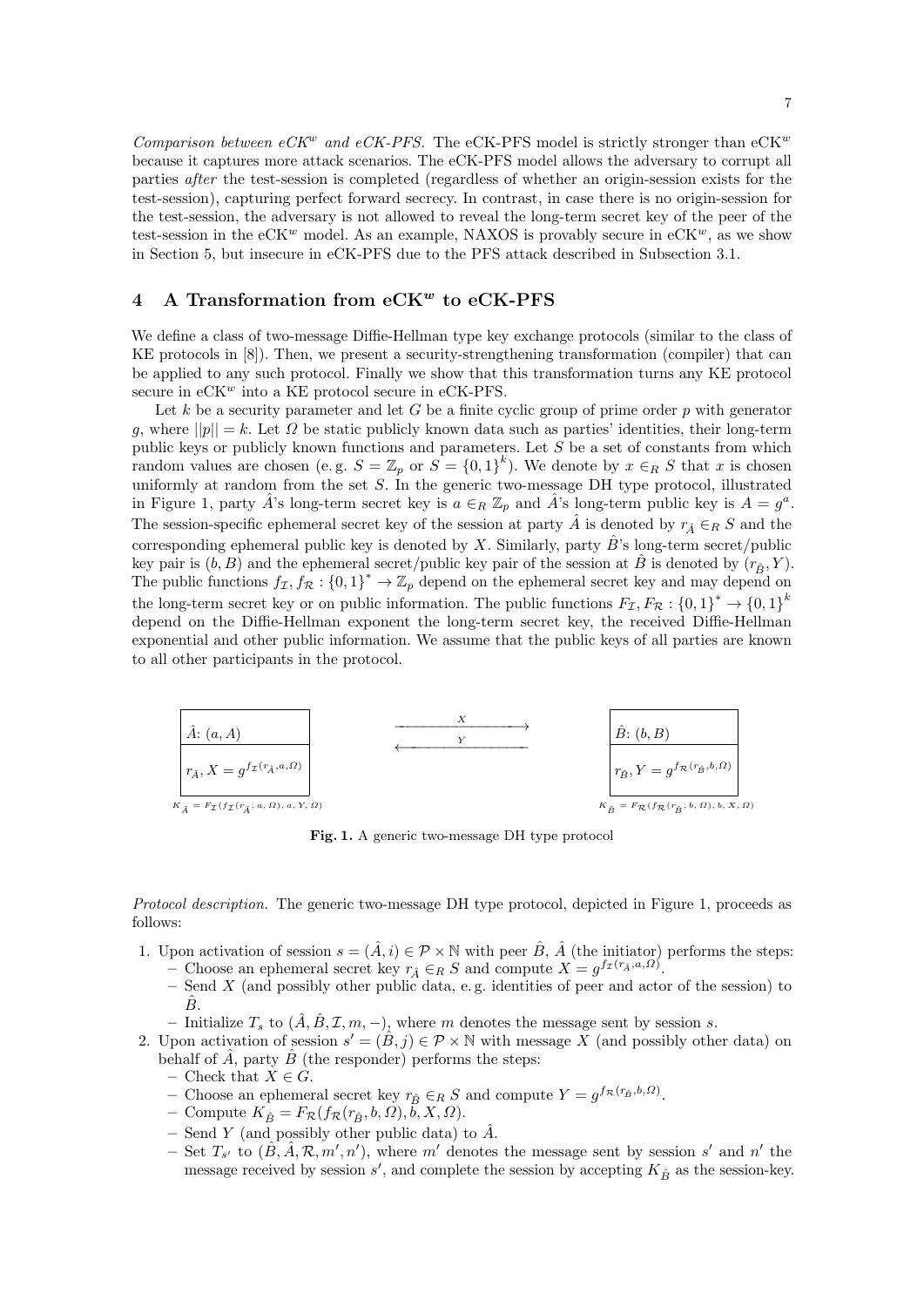*Comparison between eCK$^w$ and eCK-PFS.* The eCK-PFS model is strictly stronger than eCK$^w$ because it captures more attack scenarios. The eCK-PFS model allows the adversary to corrupt all parties *after* the test-session is completed (regardless of whether an origin-session exists for the test-session), capturing perfect forward secrecy. In contrast, in case there is no origin-session for the test-session, the adversary is not allowed to reveal the long-term secret key of the peer of the test-session in the eCK$^w$ model. As an example, NAXOS is provably secure in eCK$^w$, as we show in Section 5, but insecure in eCK-PFS due to the PFS attack described in Subsection 3.1.

## 4 A Transformation from eCK$^w$ to eCK-PFS

We define a class of two-message Diffie-Hellman type key exchange protocols (similar to the class of KE protocols in [8]). Then, we present a security-strengthening transformation (compiler) that can be applied to any such protocol. Finally we show that this transformation turns any KE protocol secure in eCK$^w$ into a KE protocol secure in eCK-PFS.

Let $k$ be a security parameter and let $G$ be a finite cyclic group of prime order $p$ with generator $g$, where $||p|| = k$. Let $\Omega$ be static publicly known data such as parties' identities, their long-term public keys or publicly known functions and parameters. Let $S$ be a set of constants from which random values are chosen (e.g. $S = \mathbb{Z}_p$ or $S = \{0,1\}^k$). We denote by $x \in_R S$ that $x$ is chosen uniformly at random from the set $S$. In the generic two-message DH type protocol, illustrated in Figure 1, party $\hat{A}$'s long-term secret key is $a \in_R \mathbb{Z}_p$ and $\hat{A}$'s long-term public key is $A = g^a$. The session-specific ephemeral secret key of the session at party $\hat{A}$ is denoted by $r_{\hat{A}} \in_R S$ and the corresponding ephemeral public key is denoted by $X$. Similarly, party $\hat{B}$'s long-term secret/public key pair is $(b, B)$ and the ephemeral secret/public key pair of the session at $\hat{B}$ is denoted by $(r_{\hat{B}}, Y)$. The public functions $f_{\mathcal{I}}, f_{\mathcal{R}} : \{0,1\}^* \to \mathbb{Z}_p$ depend on the ephemeral secret key and may depend on the long-term secret key or on public information. The public functions $F_{\mathcal{I}}, F_{\mathcal{R}} : \{0,1\}^* \to \{0,1\}^k$ depend on the Diffie-Hellman exponent the long-term secret key, the received Diffie-Hellman exponential and other public information. We assume that the public keys of all parties are known to all other participants in the protocol.

$\hat{A}$: $(a, A)$

$r_{\hat{A}}, X = g^{f_{\mathcal{I}}(r_{\hat{A}}, a, \Omega)}$

$K_{\hat{A}} = F_{\mathcal{I}}(f_{\mathcal{I}}(r_{\hat{A}}, a, \Omega), a, Y, \Omega)$

$X$ →

← $Y$

$\hat{B}$: $(b, B)$

$r_{\hat{B}}, Y = g^{f_{\mathcal{R}}(r_{\hat{B}}, b, \Omega)}$

$K_{\hat{B}} = F_{\mathcal{R}}(f_{\mathcal{R}}(r_{\hat{B}}, b, \Omega), b, X, \Omega)$

**Fig. 1.** A generic two-message DH type protocol

*Protocol description.* The generic two-message DH type protocol, depicted in Figure 1, proceeds as follows:

1. Upon activation of session $s = (\hat{A}, i) \in \mathcal{P} \times \mathbb{N}$ with peer $\hat{B}$, $\hat{A}$ (the initiator) performs the steps:
   - Choose an ephemeral secret key $r_{\hat{A}} \in_R S$ and compute $X = g^{f_{\mathcal{I}}(r_{\hat{A}}, a, \Omega)}$.
   - Send $X$ (and possibly other public data, e.g. identities of peer and actor of the session) to $\hat{B}$.
   - Initialize $T_s$ to $(\hat{A}, \hat{B}, \mathcal{I}, m, -)$, where $m$ denotes the message sent by session $s$.
2. Upon activation of session $s' = (\hat{B}, j) \in \mathcal{P} \times \mathbb{N}$ with message $X$ (and possibly other data) on behalf of $\hat{A}$, party $\hat{B}$ (the responder) performs the steps:
   - Check that $X \in G$.
   - Choose an ephemeral secret key $r_{\hat{B}} \in_R S$ and compute $Y = g^{f_{\mathcal{R}}(r_{\hat{B}}, b, \Omega)}$.
   - Compute $K_{\hat{B}} = F_{\mathcal{R}}(f_{\mathcal{R}}(r_{\hat{B}}, b, \Omega), b, X, \Omega)$.
   - Send $Y$ (and possibly other public data) to $\hat{A}$.
   - Set $T_{s'}$ to $(\hat{B}, \hat{A}, \mathcal{R}, m', n')$, where $m'$ denotes the message sent by session $s'$ and $n'$ the message received by session $s'$, and complete the session by accepting $K_{\hat{B}}$ as the session-key.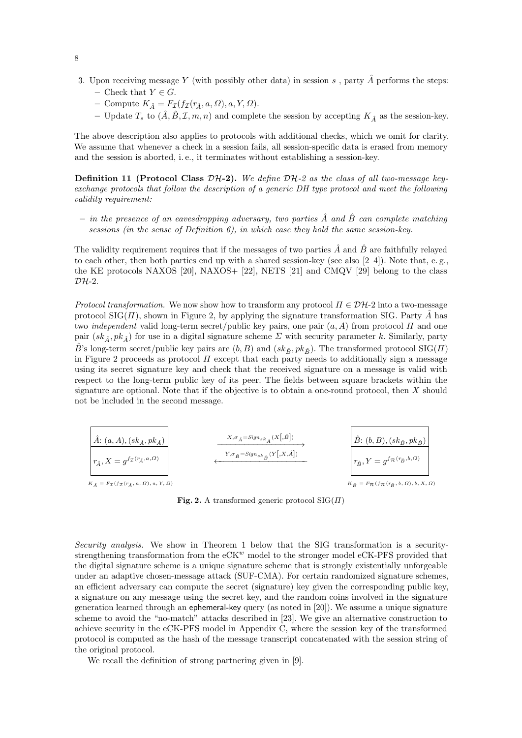3. Upon receiving message $Y$ (with possibly other data) in session $s$ , party $\hat{A}$ performs the steps:
   - Check that $Y \in G$.
   - Compute $K_{\hat{A}} = F_{\mathcal{I}}(f_{\mathcal{I}}(r_{\hat{A}}, a, \Omega), a, Y, \Omega)$.
   - Update $T_s$ to $(\hat{A}, \hat{B}, \mathcal{I}, m, n)$ and complete the session by accepting $K_{\hat{A}}$ as the session-key.

The above description also applies to protocols with additional checks, which we omit for clarity. We assume that whenever a check in a session fails, all session-specific data is erased from memory and the session is aborted, i. e., it terminates without establishing a session-key.

**Definition 11 (Protocol Class $\mathcal{DH}$-2).** *We define $\mathcal{DH}$-2 as the class of all two-message key-exchange protocols that follow the description of a generic DH type protocol and meet the following validity requirement:*

- *in the presence of an eavesdropping adversary, two parties $\hat{A}$ and $\hat{B}$ can complete matching sessions (in the sense of Definition 6), in which case they hold the same session-key.*

The validity requirement requires that if the messages of two parties $\hat{A}$ and $\hat{B}$ are faithfully relayed to each other, then both parties end up with a shared session-key (see also [2–4]). Note that, e. g., the KE protocols NAXOS [20], NAXOS+ [22], NETS [21] and CMQV [29] belong to the class $\mathcal{DH}$-2.

*Protocol transformation.* We now show how to transform any protocol $\Pi \in \mathcal{DH}$-2 into a two-message protocol SIG($\Pi$), shown in Figure 2, by applying the signature transformation SIG. Party $\hat{A}$ has two *independent* valid long-term secret/public key pairs, one pair $(a, A)$ from protocol $\Pi$ and one pair $(sk_{\hat{A}}, pk_{\hat{A}})$ for use in a digital signature scheme $\Sigma$ with security parameter $k$. Similarly, party $\hat{B}$'s long-term secret/public key pairs are $(b, B)$ and $(sk_{\hat{B}}, pk_{\hat{B}})$. The transformed protocol SIG($\Pi$) in Figure 2 proceeds as protocol $\Pi$ except that each party needs to additionally sign a message using its secret signature key and check that the received signature on a message is valid with respect to the long-term public key of its peer. The fields between square brackets within the signature are optional. Note that if the objective is to obtain a one-round protocol, then $X$ should not be included in the second message.

$\hat{A}$: $(a, A), (sk_{\hat{A}}, pk_{\hat{A}})$

$r_{\hat{A}}, X = g^{f_{\mathcal{I}}(r_{\hat{A}}, a, \Omega)}$

$X, \sigma_{\hat{A}} = Sign_{sk_{\hat{A}}}(X[, \hat{B}])$ $\longrightarrow$

$\longleftarrow$ $Y, \sigma_{\hat{B}} = Sign_{sk_{\hat{B}}}(Y[, X, \hat{A}])$

$\hat{B}$: $(b, B), (sk_{\hat{B}}, pk_{\hat{B}})$

$r_{\hat{B}}, Y = g^{f_{\mathcal{R}}(r_{\hat{B}}, b, \Omega)}$

$K_{\hat{A}} = F_{\mathcal{I}}(f_{\mathcal{I}}(r_{\hat{A}}, a, \Omega), a, Y, \Omega)$

$K_{\hat{B}} = F_{\mathcal{R}}(f_{\mathcal{R}}(r_{\hat{B}}, b, \Omega), b, X, \Omega)$

**Fig. 2.** A transformed generic protocol SIG($\Pi$)

*Security analysis.* We show in Theorem 1 below that the SIG transformation is a security-strengthening transformation from the eCK$^w$ model to the stronger model eCK-PFS provided that the digital signature scheme is a unique signature scheme that is strongly existentially unforgeable under an adaptive chosen-message attack (SUF-CMA). For certain randomized signature schemes, an efficient adversary can compute the secret (signature) key given the corresponding public key, a signature on any message using the secret key, and the random coins involved in the signature generation learned through an ephemeral-key query (as noted in [20]). We assume a unique signature scheme to avoid the "no-match" attacks described in [23]. We give an alternative construction to achieve security in the eCK-PFS model in Appendix C, where the session key of the transformed protocol is computed as the hash of the message transcript concatenated with the session string of the original protocol.

We recall the definition of strong partnering given in [9].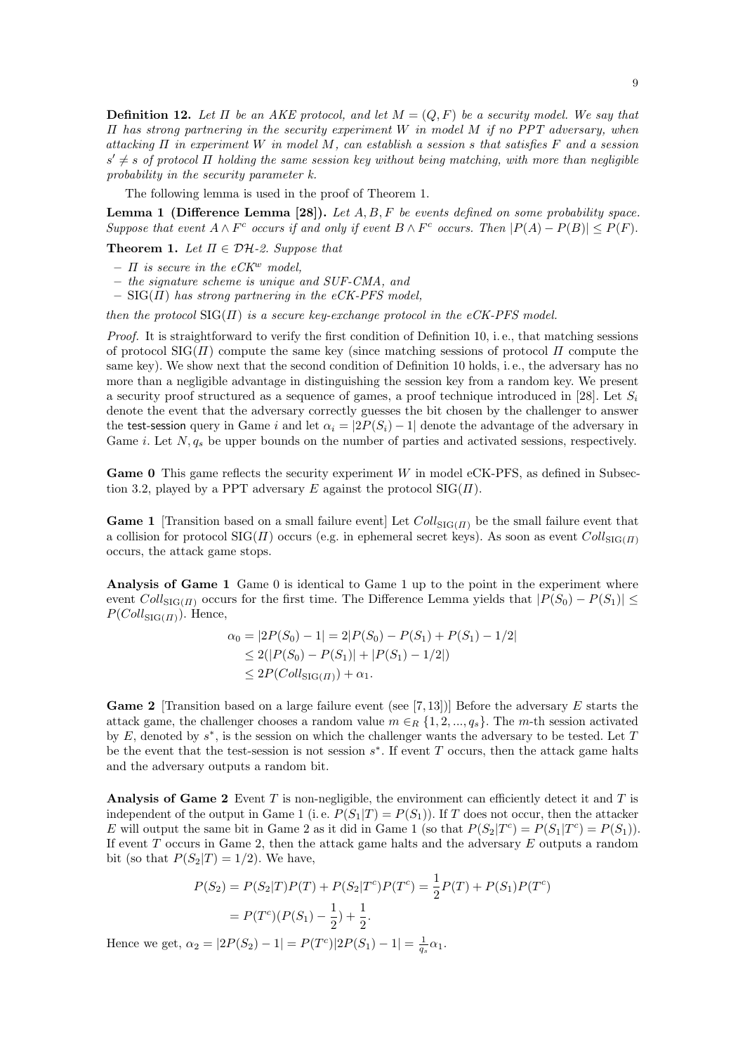**Definition 12.** *Let $\Pi$ be an AKE protocol, and let $M = (Q, F)$ be a security model. We say that $\Pi$ has strong partnering in the security experiment $W$ in model $M$ if no PPT adversary, when attacking $\Pi$ in experiment $W$ in model $M$, can establish a session $s$ that satisfies $F$ and a session $s' \neq s$ of protocol $\Pi$ holding the same session key without being matching, with more than negligible probability in the security parameter $k$.*

The following lemma is used in the proof of Theorem 1.

**Lemma 1 (Difference Lemma [28]).** *Let $A, B, F$ be events defined on some probability space. Suppose that event $A \wedge F^c$ occurs if and only if event $B \wedge F^c$ occurs. Then $|P(A) - P(B)| \leq P(F)$.*

**Theorem 1.** *Let $\Pi \in \mathcal{DH}$-2. Suppose that*

- *$\Pi$ is secure in the eCK$^w$ model,*
- *the signature scheme is unique and SUF-CMA, and*
- *$\mathrm{SIG}(\Pi)$ has strong partnering in the eCK-PFS model,*

*then the protocol $\mathrm{SIG}(\Pi)$ is a secure key-exchange protocol in the eCK-PFS model.*

*Proof.* It is straightforward to verify the first condition of Definition 10, i. e., that matching sessions of protocol $\mathrm{SIG}(\Pi)$ compute the same key (since matching sessions of protocol $\Pi$ compute the same key). We show next that the second condition of Definition 10 holds, i. e., the adversary has no more than a negligible advantage in distinguishing the session key from a random key. We present a security proof structured as a sequence of games, a proof technique introduced in [28]. Let $S_i$ denote the event that the adversary correctly guesses the bit chosen by the challenger to answer the test-session query in Game $i$ and let $\alpha_i = |2P(S_i) - 1|$ denote the advantage of the adversary in Game $i$. Let $N, q_s$ be upper bounds on the number of parties and activated sessions, respectively.

**Game 0** This game reflects the security experiment $W$ in model eCK-PFS, as defined in Subsection 3.2, played by a PPT adversary $E$ against the protocol $\mathrm{SIG}(\Pi)$.

**Game 1** [Transition based on a small failure event] Let $Coll_{\mathrm{SIG}(\Pi)}$ be the small failure event that a collision for protocol $\mathrm{SIG}(\Pi)$ occurs (e.g. in ephemeral secret keys). As soon as event $Coll_{\mathrm{SIG}(\Pi)}$ occurs, the attack game stops.

**Analysis of Game 1** Game 0 is identical to Game 1 up to the point in the experiment where event $Coll_{\mathrm{SIG}(\Pi)}$ occurs for the first time. The Difference Lemma yields that $|P(S_0) - P(S_1)| \leq P(Coll_{\mathrm{SIG}(\Pi)})$. Hence,

$$\begin{aligned}
\alpha_0 = |2P(S_0) - 1| &= 2|P(S_0) - P(S_1) + P(S_1) - 1/2| \\
&\leq 2(|P(S_0) - P(S_1)| + |P(S_1) - 1/2|) \\
&\leq 2P(Coll_{\mathrm{SIG}(\Pi)}) + \alpha_1.
\end{aligned}$$

**Game 2** [Transition based on a large failure event (see [7,13])] Before the adversary $E$ starts the attack game, the challenger chooses a random value $m \in_R \{1, 2, ..., q_s\}$. The $m$-th session activated by $E$, denoted by $s^*$, is the session on which the challenger wants the adversary to be tested. Let $T$ be the event that the test-session is not session $s^*$. If event $T$ occurs, then the attack game halts and the adversary outputs a random bit.

**Analysis of Game 2** Event $T$ is non-negligible, the environment can efficiently detect it and $T$ is independent of the output in Game 1 (i. e. $P(S_1|T) = P(S_1)$). If $T$ does not occur, then the attacker $E$ will output the same bit in Game 2 as it did in Game 1 (so that $P(S_2|T^c) = P(S_1|T^c) = P(S_1)$). If event $T$ occurs in Game 2, then the attack game halts and the adversary $E$ outputs a random bit (so that $P(S_2|T) = 1/2$). We have,

$$\begin{aligned}
P(S_2) &= P(S_2|T)P(T) + P(S_2|T^c)P(T^c) = \frac{1}{2}P(T) + P(S_1)P(T^c) \\
&= P(T^c)(P(S_1) - \frac{1}{2}) + \frac{1}{2}.
\end{aligned}$$

Hence we get, $\alpha_2 = |2P(S_2) - 1| = P(T^c)|2P(S_1) - 1| = \frac{1}{q_s}\alpha_1$.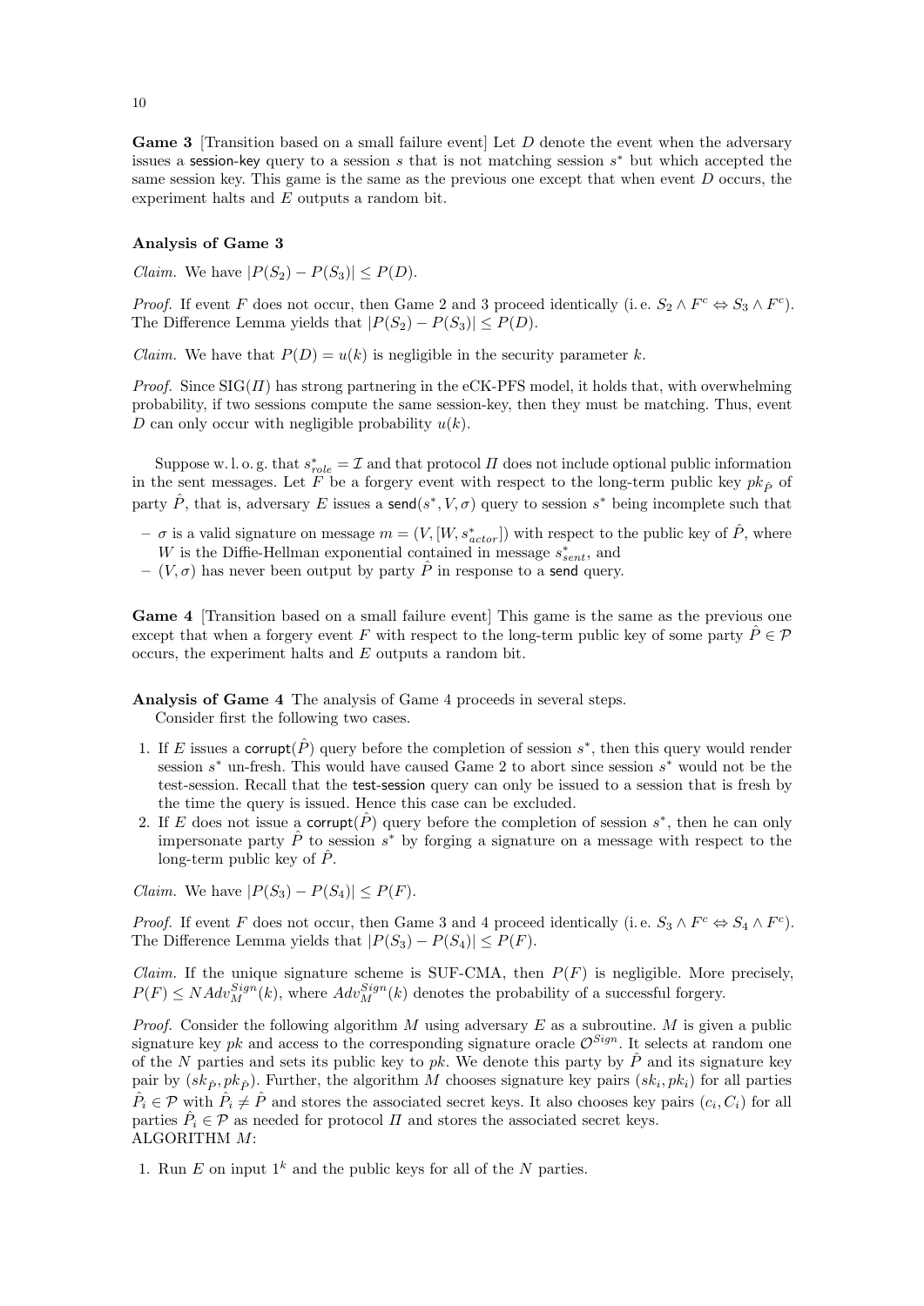**Game 3** [Transition based on a small failure event] Let $D$ denote the event when the adversary issues a session-key query to a session $s$ that is not matching session $s^*$ but which accepted the same session key. This game is the same as the previous one except that when event $D$ occurs, the experiment halts and $E$ outputs a random bit.

**Analysis of Game 3**

*Claim.* We have $|P(S_2) - P(S_3)| \leq P(D)$.

*Proof.* If event $F$ does not occur, then Game 2 and 3 proceed identically (i. e. $S_2 \wedge F^c \Leftrightarrow S_3 \wedge F^c$). The Difference Lemma yields that $|P(S_2) - P(S_3)| \leq P(D)$.

*Claim.* We have that $P(D) = u(k)$ is negligible in the security parameter $k$.

*Proof.* Since SIG($\Pi$) has strong partnering in the eCK-PFS model, it holds that, with overwhelming probability, if two sessions compute the same session-key, then they must be matching. Thus, event $D$ can only occur with negligible probability $u(k)$.

Suppose w. l. o. g. that $s^*_{role} = \mathcal{I}$ and that protocol $\Pi$ does not include optional public information in the sent messages. Let $F$ be a forgery event with respect to the long-term public key $pk_{\hat{P}}$ of party $\hat{P}$, that is, adversary $E$ issues a send$(s^*, V, \sigma)$ query to session $s^*$ being incomplete such that

- $\sigma$ is a valid signature on message $m = (V, [W, s^*_{actor}])$ with respect to the public key of $\hat{P}$, where $W$ is the Diffie-Hellman exponential contained in message $s^*_{sent}$, and
- $(V, \sigma)$ has never been output by party $\hat{P}$ in response to a send query.

**Game 4** [Transition based on a small failure event] This game is the same as the previous one except that when a forgery event $F$ with respect to the long-term public key of some party $\hat{P} \in \mathcal{P}$ occurs, the experiment halts and $E$ outputs a random bit.

**Analysis of Game 4** The analysis of Game 4 proceeds in several steps.
Consider first the following two cases.

1. If $E$ issues a corrupt$(\hat{P})$ query before the completion of session $s^*$, then this query would render session $s^*$ un-fresh. This would have caused Game 2 to abort since session $s^*$ would not be the test-session. Recall that the test-session query can only be issued to a session that is fresh by the time the query is issued. Hence this case can be excluded.
2. If $E$ does not issue a corrupt$(\hat{P})$ query before the completion of session $s^*$, then he can only impersonate party $\hat{P}$ to session $s^*$ by forging a signature on a message with respect to the long-term public key of $\hat{P}$.

*Claim.* We have $|P(S_3) - P(S_4)| \leq P(F)$.

*Proof.* If event $F$ does not occur, then Game 3 and 4 proceed identically (i. e. $S_3 \wedge F^c \Leftrightarrow S_4 \wedge F^c$). The Difference Lemma yields that $|P(S_3) - P(S_4)| \leq P(F)$.

*Claim.* If the unique signature scheme is SUF-CMA, then $P(F)$ is negligible. More precisely, $P(F) \leq N Adv_M^{Sign}(k)$, where $Adv_M^{Sign}(k)$ denotes the probability of a successful forgery.

*Proof.* Consider the following algorithm $M$ using adversary $E$ as a subroutine. $M$ is given a public signature key $pk$ and access to the corresponding signature oracle $\mathcal{O}^{Sign}$. It selects at random one of the $N$ parties and sets its public key to $pk$. We denote this party by $\hat{P}$ and its signature key pair by $(sk_{\hat{P}}, pk_{\hat{P}})$. Further, the algorithm $M$ chooses signature key pairs $(sk_i, pk_i)$ for all parties $\hat{P}_i \in \mathcal{P}$ with $\hat{P}_i \neq \hat{P}$ and stores the associated secret keys. It also chooses key pairs $(c_i, C_i)$ for all parties $\hat{P}_i \in \mathcal{P}$ as needed for protocol $\Pi$ and stores the associated secret keys.
ALGORITHM $M$:

1. Run $E$ on input $1^k$ and the public keys for all of the $N$ parties.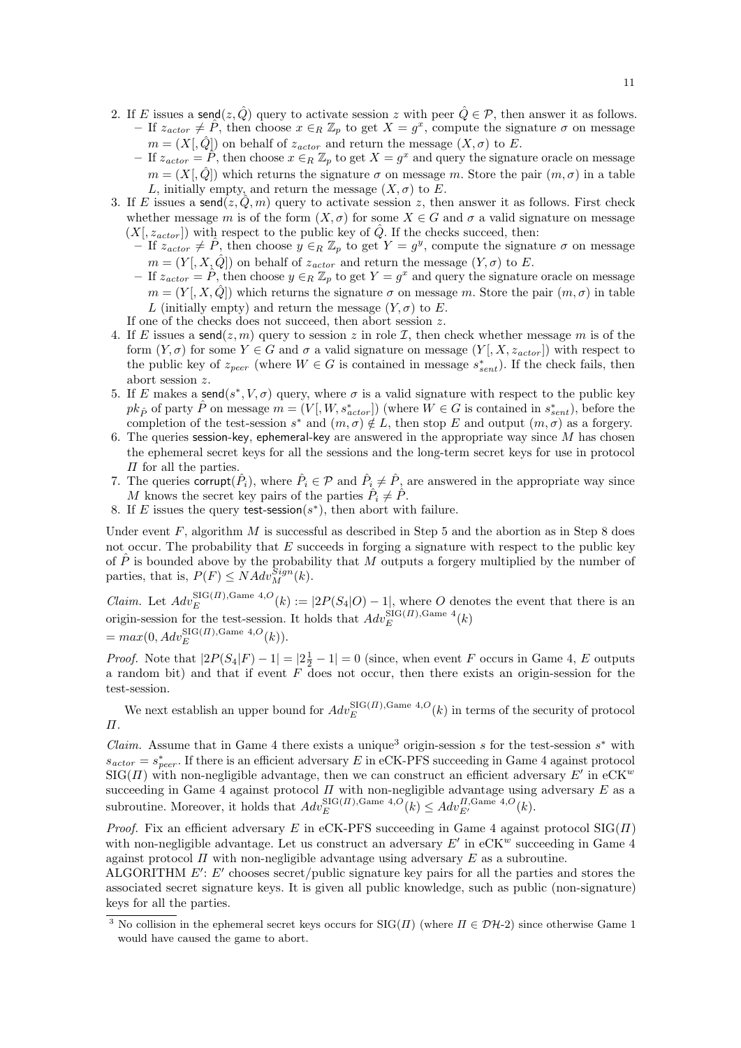2. If $E$ issues a $\mathsf{send}(z, \hat{Q})$ query to activate session $z$ with peer $\hat{Q} \in \mathcal{P}$, then answer it as follows.
   - If $z_{actor} \neq \hat{P}$, then choose $x \in_R \mathbb{Z}_p$ to get $X = g^x$, compute the signature $\sigma$ on message $m = (X[, \hat{Q}])$ on behalf of $z_{actor}$ and return the message $(X, \sigma)$ to $E$.
   - If $z_{actor} = \hat{P}$, then choose $x \in_R \mathbb{Z}_p$ to get $X = g^x$ and query the signature oracle on message $m = (X[, \hat{Q}])$ which returns the signature $\sigma$ on message $m$. Store the pair $(m, \sigma)$ in a table $L$, initially empty, and return the message $(X, \sigma)$ to $E$.
3. If $E$ issues a $\mathsf{send}(z, \hat{Q}, m)$ query to activate session $z$, then answer it as follows. First check whether message $m$ is of the form $(X, \sigma)$ for some $X \in G$ and $\sigma$ a valid signature on message $(X[, z_{actor}])$ with respect to the public key of $\hat{Q}$. If the checks succeed, then:
   - If $z_{actor} \neq \hat{P}$, then choose $y \in_R \mathbb{Z}_p$ to get $Y = g^y$, compute the signature $\sigma$ on message $m = (Y[, X, \hat{Q}])$ on behalf of $z_{actor}$ and return the message $(Y, \sigma)$ to $E$.
   - If $z_{actor} = \hat{P}$, then choose $y \in_R \mathbb{Z}_p$ to get $Y = g^y$ and query the signature oracle on message $m = (Y[, X, \hat{Q}])$ which returns the signature $\sigma$ on message $m$. Store the pair $(m, \sigma)$ in table $L$ (initially empty) and return the message $(Y, \sigma)$ to $E$.

   If one of the checks does not succeed, then abort session $z$.
4. If $E$ issues a $\mathsf{send}(z, m)$ query to session $z$ in role $\mathcal{I}$, then check whether message $m$ is of the form $(Y, \sigma)$ for some $Y \in G$ and $\sigma$ a valid signature on message $(Y[, X, z_{actor}])$ with respect to the public key of $z_{peer}$ (where $W \in G$ is contained in message $s^*_{sent}$). If the check fails, then abort session $z$.
5. If $E$ makes a $\mathsf{send}(s^*, V, \sigma)$ query, where $\sigma$ is a valid signature with respect to the public key $pk_{\hat{P}}$ of party $\hat{P}$ on message $m = (V[, W, s^*_{actor}])$ (where $W \in G$ is contained in $s^*_{sent}$), before the completion of the test-session $s^*$ and $(m, \sigma) \notin L$, then stop $E$ and output $(m, \sigma)$ as a forgery.
6. The queries $\mathsf{session\text{-}key}$, $\mathsf{ephemeral\text{-}key}$ are answered in the appropriate way since $M$ has chosen the ephemeral secret keys for all the sessions and the long-term secret keys for use in protocol $\Pi$ for all the parties.
7. The queries $\mathsf{corrupt}(\hat{P}_i)$, where $\hat{P}_i \in \mathcal{P}$ and $\hat{P}_i \neq \hat{P}$, are answered in the appropriate way since $M$ knows the secret key pairs of the parties $\hat{P}_i \neq \hat{P}$.
8. If $E$ issues the query $\mathsf{test\text{-}session}(s^*)$, then abort with failure.

Under event $F$, algorithm $M$ is successful as described in Step 5 and the abortion as in Step 8 does not occur. The probability that $E$ succeeds in forging a signature with respect to the public key of $\hat{P}$ is bounded above by the probability that $M$ outputs a forgery multiplied by the number of parties, that is, $P(F) \leq N Adv_M^{Sign}(k)$.

*Claim.* Let $Adv_E^{\mathrm{SIG}(\Pi),\mathrm{Game}\ 4,O}(k) := |2P(S_4|O) - 1|$, where $O$ denotes the event that there is an origin-session for the test-session. It holds that $Adv_E^{\mathrm{SIG}(\Pi),\mathrm{Game}\ 4}(k)$ $= max(0, Adv_E^{\mathrm{SIG}(\Pi),\mathrm{Game}\ 4,O}(k))$.

*Proof.* Note that $|2P(S_4|F) - 1| = |2\frac{1}{2} - 1| = 0$ (since, when event $F$ occurs in Game 4, $E$ outputs a random bit) and that if event $F$ does not occur, then there exists an origin-session for the test-session.

We next establish an upper bound for $Adv_E^{\mathrm{SIG}(\Pi),\mathrm{Game}\ 4,O}(k)$ in terms of the security of protocol $\Pi$.

*Claim.* Assume that in Game 4 there exists a unique[3] origin-session $s$ for the test-session $s^*$ with $s_{actor} = s^*_{peer}$. If there is an efficient adversary $E$ in eCK-PFS succeeding in Game 4 against protocol $\mathrm{SIG}(\Pi)$ with non-negligible advantage, then we can construct an efficient adversary $E'$ in eCK$^w$ succeeding in Game 4 against protocol $\Pi$ with non-negligible advantage using adversary $E$ as a subroutine. Moreover, it holds that $Adv_E^{\mathrm{SIG}(\Pi),\mathrm{Game}\ 4,O}(k) \leq Adv_{E'}^{\Pi,\mathrm{Game}\ 4,O}(k)$.

*Proof.* Fix an efficient adversary $E$ in eCK-PFS succeeding in Game 4 against protocol $\mathrm{SIG}(\Pi)$ with non-negligible advantage. Let us construct an adversary $E'$ in eCK$^w$ succeeding in Game 4 against protocol $\Pi$ with non-negligible advantage using adversary $E$ as a subroutine.
ALGORITHM $E'$: $E'$ chooses secret/public signature key pairs for all the parties and stores the associated secret signature keys. It is given all public knowledge, such as public (non-signature) keys for all the parties.

---

[3] No collision in the ephemeral secret keys occurs for $\mathrm{SIG}(\Pi)$ (where $\Pi \in \mathcal{DH}$-2) since otherwise Game 1 would have caused the game to abort.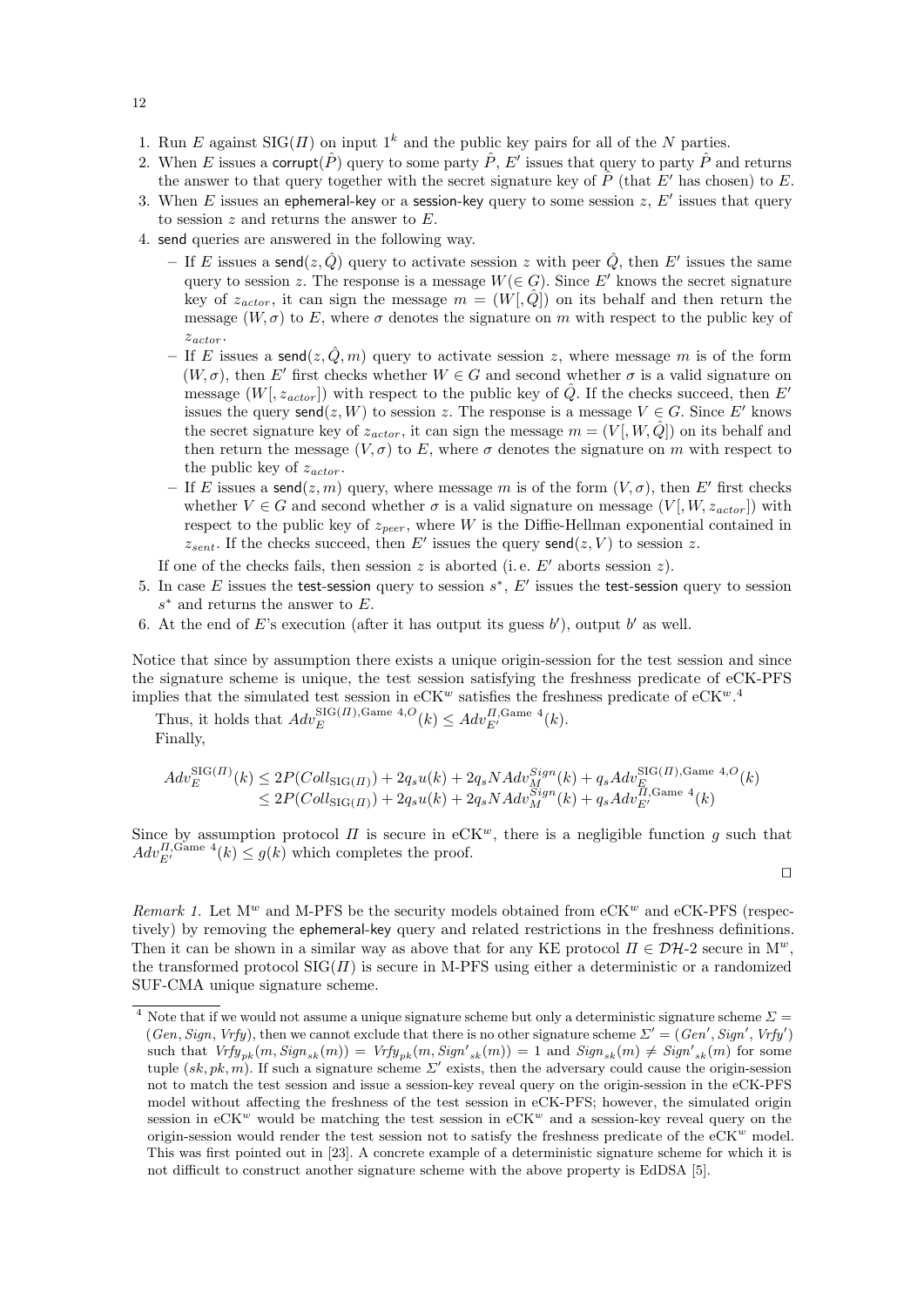1. Run $E$ against $\text{SIG}(\Pi)$ on input $1^k$ and the public key pairs for all of the $N$ parties.
2. When $E$ issues a $\mathsf{corrupt}(\hat{P})$ query to some party $\hat{P}$, $E'$ issues that query to party $\hat{P}$ and returns the answer to that query together with the secret signature key of $\hat{P}$ (that $E'$ has chosen) to $E$.
3. When $E$ issues an $\mathsf{ephemeral\text{-}key}$ or a $\mathsf{session\text{-}key}$ query to some session $z$, $E'$ issues that query to session $z$ and returns the answer to $E$.
4. $\mathsf{send}$ queries are answered in the following way.
   - If $E$ issues a $\mathsf{send}(z, \hat{Q})$ query to activate session $z$ with peer $\hat{Q}$, then $E'$ issues the same query to session $z$. The response is a message $W(\in G)$. Since $E'$ knows the secret signature key of $z_{actor}$, it can sign the message $m = (W[, \hat{Q}])$ on its behalf and then return the message $(W, \sigma)$ to $E$, where $\sigma$ denotes the signature on $m$ with respect to the public key of $z_{actor}$.
   - If $E$ issues a $\mathsf{send}(z, \hat{Q}, m)$ query to activate session $z$, where message $m$ is of the form $(W, \sigma)$, then $E'$ first checks whether $W \in G$ and second whether $\sigma$ is a valid signature on message $(W[, z_{actor}])$ with respect to the public key of $\hat{Q}$. If the checks succeed, then $E'$ issues the query $\mathsf{send}(z, W)$ to session $z$. The response is a message $V \in G$. Since $E'$ knows the secret signature key of $z_{actor}$, it can sign the message $m = (V[, W, \hat{Q}])$ on its behalf and then return the message $(V, \sigma)$ to $E$, where $\sigma$ denotes the signature on $m$ with respect to the public key of $z_{actor}$.
   - If $E$ issues a $\mathsf{send}(z, m)$ query, where message $m$ is of the form $(V, \sigma)$, then $E'$ first checks whether $V \in G$ and second whether $\sigma$ is a valid signature on message $(V[, W, z_{actor}])$ with respect to the public key of $z_{peer}$, where $W$ is the Diffie-Hellman exponential contained in $z_{sent}$. If the checks succeed, then $E'$ issues the query $\mathsf{send}(z, V)$ to session $z$.

   If one of the checks fails, then session $z$ is aborted (i. e. $E'$ aborts session $z$).
5. In case $E$ issues the $\mathsf{test\text{-}session}$ query to session $s^*$, $E'$ issues the $\mathsf{test\text{-}session}$ query to session $s^*$ and returns the answer to $E$.
6. At the end of $E$'s execution (after it has output its guess $b'$), output $b'$ as well.

Notice that since by assumption there exists a unique origin-session for the test session and since the signature scheme is unique, the test session satisfying the freshness predicate of eCK-PFS implies that the simulated test session in $\text{eCK}^w$ satisfies the freshness predicate of $\text{eCK}^w$.[4]

Thus, it holds that $Adv_E^{\text{SIG}(\Pi),\text{Game }4,O}(k) \leq Adv_{E'}^{\Pi,\text{Game }4}(k)$.

Finally,

$$
\begin{aligned}
Adv_E^{\text{SIG}(\Pi)}(k) &\leq 2P(Coll_{\text{SIG}(\Pi)}) + 2q_s u(k) + 2q_s N Adv_M^{Sign}(k) + q_s Adv_E^{\text{SIG}(\Pi),\text{Game }4,O}(k) \\
&\leq 2P(Coll_{\text{SIG}(\Pi)}) + 2q_s u(k) + 2q_s N Adv_M^{Sign}(k) + q_s Adv_{E'}^{\Pi,\text{Game }4}(k)
\end{aligned}
$$

Since by assumption protocol $\Pi$ is secure in $\text{eCK}^w$, there is a negligible function $g$ such that $Adv_{E'}^{\Pi,\text{Game }4}(k) \leq g(k)$ which completes the proof.

□

*Remark 1.* Let $\text{M}^w$ and M-PFS be the security models obtained from $\text{eCK}^w$ and eCK-PFS (respectively) by removing the $\mathsf{ephemeral\text{-}key}$ query and related restrictions in the freshness definitions. Then it can be shown in a similar way as above that for any KE protocol $\Pi \in \mathcal{DH}\text{-}2$ secure in $\text{M}^w$, the transformed protocol $\text{SIG}(\Pi)$ is secure in M-PFS using either a deterministic or a randomized SUF-CMA unique signature scheme.

[4] Note that if we would not assume a unique signature scheme but only a deterministic signature scheme $\Sigma = (Gen, Sign, Vrfy)$, then we cannot exclude that there is no other signature scheme $\Sigma' = (Gen', Sign', Vrfy')$ such that $Vrfy_{pk}(m, Sign_{sk}(m)) = Vrfy_{pk}(m, Sign'_{sk}(m)) = 1$ and $Sign_{sk}(m) \neq Sign'_{sk}(m)$ for some tuple $(sk, pk, m)$. If such a signature scheme $\Sigma'$ exists, then the adversary could cause the origin-session not to match the test session and issue a session-key reveal query on the origin-session in the eCK-PFS model without affecting the freshness of the test session in eCK-PFS; however, the simulated origin session in $\text{eCK}^w$ would be matching the test session in $\text{eCK}^w$ and a session-key reveal query on the origin-session would render the test session not to satisfy the freshness predicate of the $\text{eCK}^w$ model. This was first pointed out in [23]. A concrete example of a deterministic signature scheme for which it is not difficult to construct another signature scheme with the above property is EdDSA [5].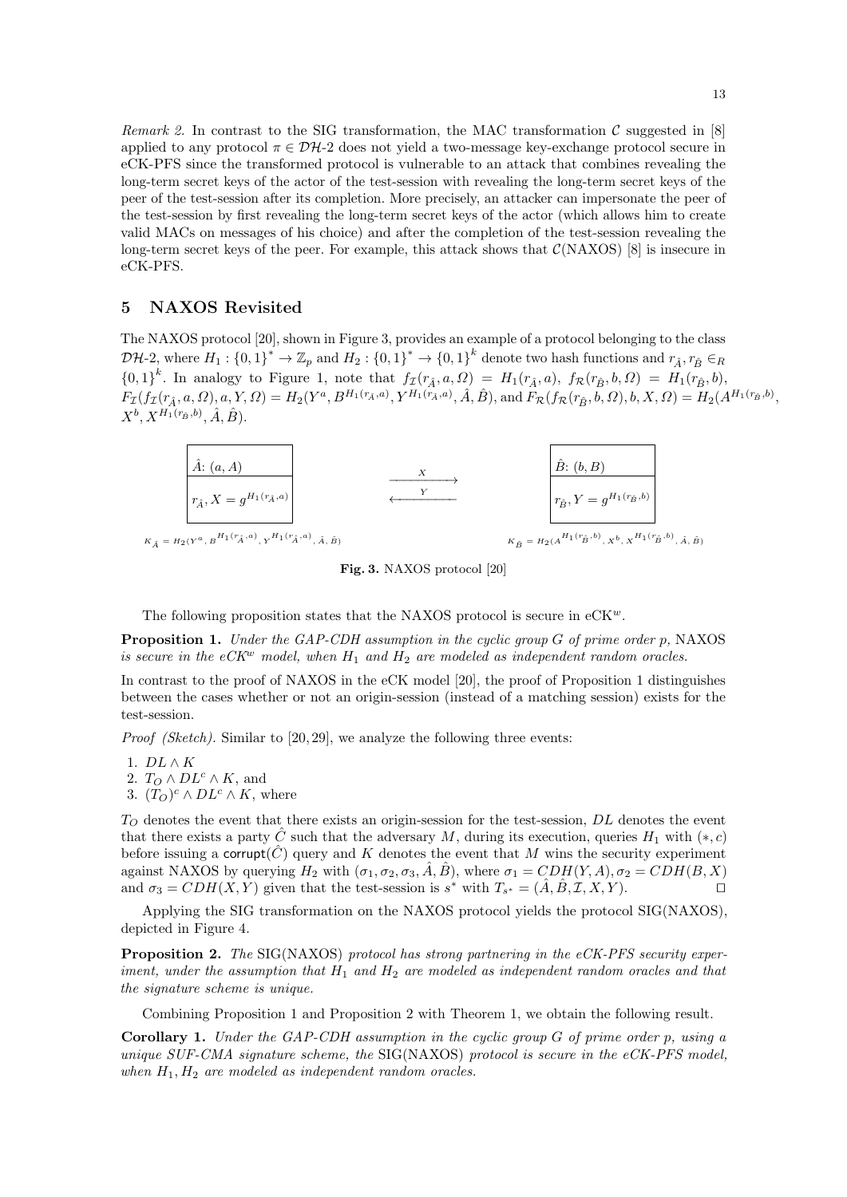*Remark 2.* In contrast to the SIG transformation, the MAC transformation $\mathcal{C}$ suggested in [8] applied to any protocol $\pi \in \mathcal{DH}$-2 does not yield a two-message key-exchange protocol secure in eCK-PFS since the transformed protocol is vulnerable to an attack that combines revealing the long-term secret keys of the actor of the test-session with revealing the long-term secret keys of the peer of the test-session after its completion. More precisely, an attacker can impersonate the peer of the test-session by first revealing the long-term secret keys of the actor (which allows him to create valid MACs on messages of his choice) and after the completion of the test-session revealing the long-term secret keys of the peer. For example, this attack shows that $\mathcal{C}$(NAXOS) [8] is insecure in eCK-PFS.

## 5 NAXOS Revisited

The NAXOS protocol [20], shown in Figure 3, provides an example of a protocol belonging to the class $\mathcal{DH}$-2, where $H_1 : \{0,1\}^* \rightarrow \mathbb{Z}_p$ and $H_2 : \{0,1\}^* \rightarrow \{0,1\}^k$ denote two hash functions and $r_{\hat{A}}, r_{\hat{B}} \in_R \{0,1\}^k$. In analogy to Figure 1, note that $f_{\mathcal{I}}(r_{\hat{A}}, a, \Omega) = H_1(r_{\hat{A}}, a)$, $f_{\mathcal{R}}(r_{\hat{B}}, b, \Omega) = H_1(r_{\hat{B}}, b)$, $F_{\mathcal{I}}(f_{\mathcal{I}}(r_{\hat{A}}, a, \Omega), a, Y, \Omega) = H_2(Y^a, B^{H_1(r_{\hat{A}},a)}, Y^{H_1(r_{\hat{A}},a)}, \hat{A}, \hat{B})$, and $F_{\mathcal{R}}(f_{\mathcal{R}}(r_{\hat{B}}, b, \Omega), b, X, \Omega) = H_2(A^{H_1(r_{\hat{B}},b)}, X^b, X^{H_1(r_{\hat{B}},b)}, \hat{A}, \hat{B})$.

$\hat{A}$: $(a, A)$

$r_{\hat{A}}, X = g^{H_1(r_{\hat{A}},a)}$

$X$ →

← $Y$

$\hat{B}$: $(b, B)$

$r_{\hat{B}}, Y = g^{H_1(r_{\hat{B}},b)}$

$K_{\hat{A}} = H_2(Y^a, B^{H_1(r_{\hat{A}},a)}, Y^{H_1(r_{\hat{A}},a)}, \hat{A}, \hat{B})$

$K_{\hat{B}} = H_2(A^{H_1(r_{\hat{B}},b)}, X^b, X^{H_1(r_{\hat{B}},b)}, \hat{A}, \hat{B})$

**Fig. 3.** NAXOS protocol [20]

The following proposition states that the NAXOS protocol is secure in eCK$^w$.

**Proposition 1.** *Under the GAP-CDH assumption in the cyclic group $G$ of prime order $p$,* NAXOS *is secure in the eCK$^w$ model, when $H_1$ and $H_2$ are modeled as independent random oracles.*

In contrast to the proof of NAXOS in the eCK model [20], the proof of Proposition 1 distinguishes between the cases whether or not an origin-session (instead of a matching session) exists for the test-session.

*Proof (Sketch).* Similar to [20, 29], we analyze the following three events:

1. $DL \wedge K$
2. $T_O \wedge DL^c \wedge K$, and
3. $(T_O)^c \wedge DL^c \wedge K$, where

$T_O$ denotes the event that there exists an origin-session for the test-session, $DL$ denotes the event that there exists a party $\hat{C}$ such that the adversary $M$, during its execution, queries $H_1$ with $(*, c)$ before issuing a $\mathsf{corrupt}(\hat{C})$ query and $K$ denotes the event that $M$ wins the security experiment against NAXOS by querying $H_2$ with $(\sigma_1, \sigma_2, \sigma_3, \hat{A}, \hat{B})$, where $\sigma_1 = CDH(Y, A), \sigma_2 = CDH(B, X)$ and $\sigma_3 = CDH(X, Y)$ given that the test-session is $s^*$ with $T_{s^*} = (\hat{A}, \hat{B}, \mathcal{I}, X, Y)$. □

Applying the SIG transformation on the NAXOS protocol yields the protocol SIG(NAXOS), depicted in Figure 4.

**Proposition 2.** *The* SIG(NAXOS) *protocol has strong partnering in the eCK-PFS security experiment, under the assumption that $H_1$ and $H_2$ are modeled as independent random oracles and that the signature scheme is unique.*

Combining Proposition 1 and Proposition 2 with Theorem 1, we obtain the following result.

**Corollary 1.** *Under the GAP-CDH assumption in the cyclic group $G$ of prime order $p$, using a unique SUF-CMA signature scheme, the* SIG(NAXOS) *protocol is secure in the eCK-PFS model, when $H_1, H_2$ are modeled as independent random oracles.*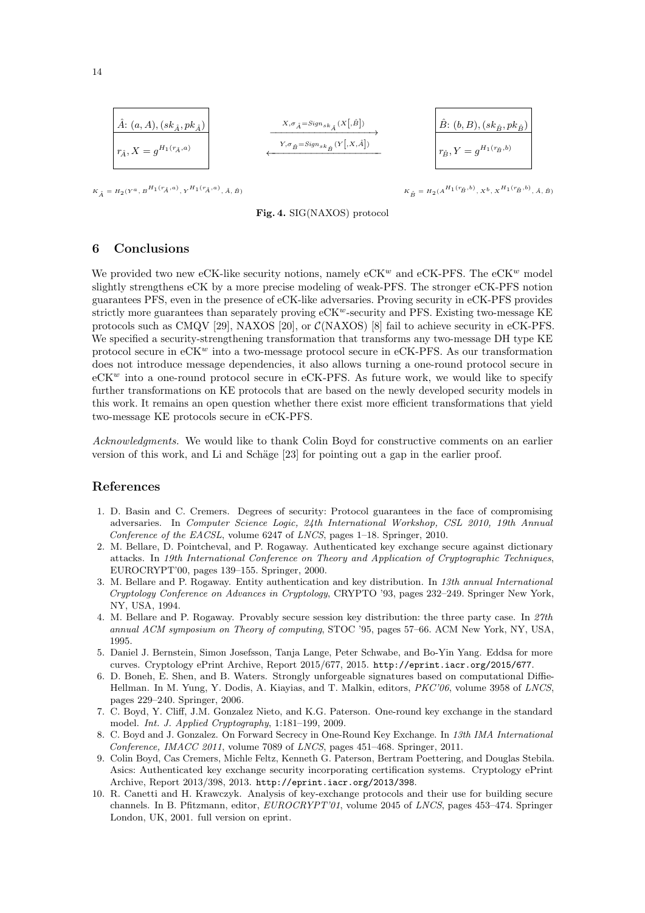| $\hat{A}$: $(a, A), (sk_{\hat{A}}, pk_{\hat{A}})$ | $\xrightarrow{X, \sigma_{\hat{A}} = Sign_{sk_{\hat{A}}}(X[, \hat{B}])}$ | $\hat{B}$: $(b, B), (sk_{\hat{B}}, pk_{\hat{B}})$ |
| --- | --- | --- |
| $r_{\hat{A}}, X = g^{H_1(r_{\hat{A}}, a)}$ | $\xleftarrow{Y, \sigma_{\hat{B}} = Sign_{sk_{\hat{B}}}(Y[, X, \hat{A}])}$ | $r_{\hat{B}}, Y = g^{H_1(r_{\hat{B}}, b)}$ |

$K_{\hat{A}} = H_2(Y^a, B^{H_1(r_{\hat{A}}, a)}, Y^{H_1(r_{\hat{A}}, a)}, \hat{A}, \hat{B})$

$K_{\hat{B}} = H_2(A^{H_1(r_{\hat{B}}, b)}, X^b, X^{H_1(r_{\hat{B}}, b)}, \hat{A}, \hat{B})$

**Fig. 4.** SIG(NAXOS) protocol

## 6 Conclusions

We provided two new eCK-like security notions, namely eCK$^w$ and eCK-PFS. The eCK$^w$ model slightly strengthens eCK by a more precise modeling of weak-PFS. The stronger eCK-PFS notion guarantees PFS, even in the presence of eCK-like adversaries. Proving security in eCK-PFS provides strictly more guarantees than separately proving eCK$^w$-security and PFS. Existing two-message KE protocols such as CMQV [29], NAXOS [20], or $\mathcal{C}$(NAXOS) [8] fail to achieve security in eCK-PFS. We specified a security-strengthening transformation that transforms any two-message DH type KE protocol secure in eCK$^w$ into a two-message protocol secure in eCK-PFS. As our transformation does not introduce message dependencies, it also allows turning a one-round protocol secure in eCK$^w$ into a one-round protocol secure in eCK-PFS. As future work, we would like to specify further transformations on KE protocols that are based on the newly developed security models in this work. It remains an open question whether there exist more efficient transformations that yield two-message KE protocols secure in eCK-PFS.

*Acknowledgments.* We would like to thank Colin Boyd for constructive comments on an earlier version of this work, and Li and Schäge [23] for pointing out a gap in the earlier proof.

## References

1. D. Basin and C. Cremers. Degrees of security: Protocol guarantees in the face of compromising adversaries. In *Computer Science Logic, 24th International Workshop, CSL 2010, 19th Annual Conference of the EACSL*, volume 6247 of *LNCS*, pages 1–18. Springer, 2010.
2. M. Bellare, D. Pointcheval, and P. Rogaway. Authenticated key exchange secure against dictionary attacks. In *19th International Conference on Theory and Application of Cryptographic Techniques*, EUROCRYPT'00, pages 139–155. Springer, 2000.
3. M. Bellare and P. Rogaway. Entity authentication and key distribution. In *13th annual International Cryptology Conference on Advances in Cryptology*, CRYPTO '93, pages 232–249. Springer New York, NY, USA, 1994.
4. M. Bellare and P. Rogaway. Provably secure session key distribution: the three party case. In *27th annual ACM symposium on Theory of computing*, STOC '95, pages 57–66. ACM New York, NY, USA, 1995.
5. Daniel J. Bernstein, Simon Josefsson, Tanja Lange, Peter Schwabe, and Bo-Yin Yang. Eddsa for more curves. Cryptology ePrint Archive, Report 2015/677, 2015. http://eprint.iacr.org/2015/677.
6. D. Boneh, E. Shen, and B. Waters. Strongly unforgeable signatures based on computational Diffie-Hellman. In M. Yung, Y. Dodis, A. Kiayias, and T. Malkin, editors, *PKC'06*, volume 3958 of *LNCS*, pages 229–240. Springer, 2006.
7. C. Boyd, Y. Cliff, J.M. Gonzalez Nieto, and K.G. Paterson. One-round key exchange in the standard model. *Int. J. Applied Cryptography*, 1:181–199, 2009.
8. C. Boyd and J. Gonzalez. On Forward Secrecy in One-Round Key Exchange. In *13th IMA International Conference, IMACC 2011*, volume 7089 of *LNCS*, pages 451–468. Springer, 2011.
9. Colin Boyd, Cas Cremers, Michle Feltz, Kenneth G. Paterson, Bertram Poettering, and Douglas Stebila. Asics: Authenticated key exchange security incorporating certification systems. Cryptology ePrint Archive, Report 2013/398, 2013. http://eprint.iacr.org/2013/398.
10. R. Canetti and H. Krawczyk. Analysis of key-exchange protocols and their use for building secure channels. In B. Pfitzmann, editor, *EUROCRYPT'01*, volume 2045 of *LNCS*, pages 453–474. Springer London, UK, 2001. full version on eprint.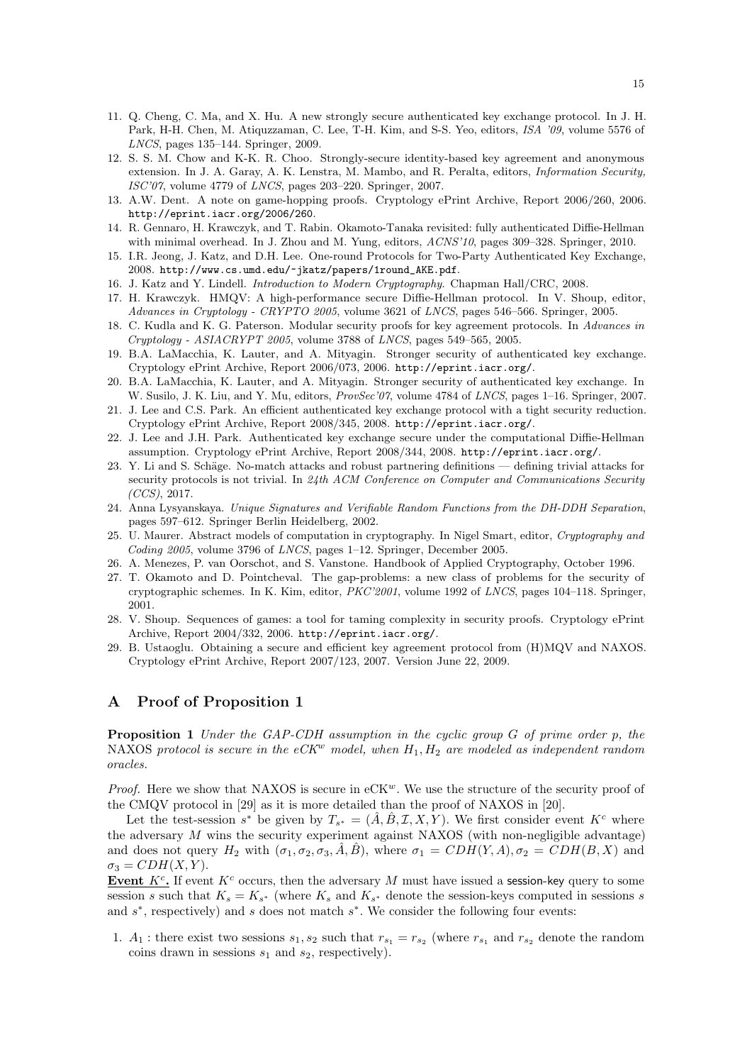11. Q. Cheng, C. Ma, and X. Hu. A new strongly secure authenticated key exchange protocol. In J. H. Park, H-H. Chen, M. Atiquzzaman, C. Lee, T-H. Kim, and S-S. Yeo, editors, *ISA '09*, volume 5576 of *LNCS*, pages 135–144. Springer, 2009.
12. S. S. M. Chow and K-K. R. Choo. Strongly-secure identity-based key agreement and anonymous extension. In J. A. Garay, A. K. Lenstra, M. Mambo, and R. Peralta, editors, *Information Security, ISC'07*, volume 4779 of *LNCS*, pages 203–220. Springer, 2007.
13. A.W. Dent. A note on game-hopping proofs. Cryptology ePrint Archive, Report 2006/260, 2006. http://eprint.iacr.org/2006/260.
14. R. Gennaro, H. Krawczyk, and T. Rabin. Okamoto-Tanaka revisited: fully authenticated Diffie-Hellman with minimal overhead. In J. Zhou and M. Yung, editors, *ACNS'10*, pages 309–328. Springer, 2010.
15. I.R. Jeong, J. Katz, and D.H. Lee. One-round Protocols for Two-Party Authenticated Key Exchange, 2008. http://www.cs.umd.edu/~jkatz/papers/1round_AKE.pdf.
16. J. Katz and Y. Lindell. *Introduction to Modern Cryptography*. Chapman Hall/CRC, 2008.
17. H. Krawczyk. HMQV: A high-performance secure Diffie-Hellman protocol. In V. Shoup, editor, *Advances in Cryptology - CRYPTO 2005*, volume 3621 of *LNCS*, pages 546–566. Springer, 2005.
18. C. Kudla and K. G. Paterson. Modular security proofs for key agreement protocols. In *Advances in Cryptology - ASIACRYPT 2005*, volume 3788 of *LNCS*, pages 549–565, 2005.
19. B.A. LaMacchia, K. Lauter, and A. Mityagin. Stronger security of authenticated key exchange. Cryptology ePrint Archive, Report 2006/073, 2006. http://eprint.iacr.org/.
20. B.A. LaMacchia, K. Lauter, and A. Mityagin. Stronger security of authenticated key exchange. In W. Susilo, J. K. Liu, and Y. Mu, editors, *ProvSec'07*, volume 4784 of *LNCS*, pages 1–16. Springer, 2007.
21. J. Lee and C.S. Park. An efficient authenticated key exchange protocol with a tight security reduction. Cryptology ePrint Archive, Report 2008/345, 2008. http://eprint.iacr.org/.
22. J. Lee and J.H. Park. Authenticated key exchange secure under the computational Diffie-Hellman assumption. Cryptology ePrint Archive, Report 2008/344, 2008. http://eprint.iacr.org/.
23. Y. Li and S. Schäge. No-match attacks and robust partnering definitions — defining trivial attacks for security protocols is not trivial. In *24th ACM Conference on Computer and Communications Security (CCS)*, 2017.
24. Anna Lysyanskaya. *Unique Signatures and Verifiable Random Functions from the DH-DDH Separation*, pages 597–612. Springer Berlin Heidelberg, 2002.
25. U. Maurer. Abstract models of computation in cryptography. In Nigel Smart, editor, *Cryptography and Coding 2005*, volume 3796 of *LNCS*, pages 1–12. Springer, December 2005.
26. A. Menezes, P. van Oorschot, and S. Vanstone. Handbook of Applied Cryptography, October 1996.
27. T. Okamoto and D. Pointcheval. The gap-problems: a new class of problems for the security of cryptographic schemes. In K. Kim, editor, *PKC'2001*, volume 1992 of *LNCS*, pages 104–118. Springer, 2001.
28. V. Shoup. Sequences of games: a tool for taming complexity in security proofs. Cryptology ePrint Archive, Report 2004/332, 2006. http://eprint.iacr.org/.
29. B. Ustaoglu. Obtaining a secure and efficient key agreement protocol from (H)MQV and NAXOS. Cryptology ePrint Archive, Report 2007/123, 2007. Version June 22, 2009.

# A Proof of Proposition 1

**Proposition 1** *Under the GAP-CDH assumption in the cyclic group $G$ of prime order $p$, the* NAXOS *protocol is secure in the $eCK^w$ model, when $H_1, H_2$ are modeled as independent random oracles.*

*Proof.* Here we show that NAXOS is secure in $\text{eCK}^w$. We use the structure of the security proof of the CMQV protocol in [29] as it is more detailed than the proof of NAXOS in [20].

Let the test-session $s^*$ be given by $T_{s^*} = (\hat{A}, \hat{B}, \mathcal{I}, X, Y)$. We first consider event $K^c$ where the adversary $M$ wins the security experiment against NAXOS (with non-negligible advantage) and does not query $H_2$ with $(\sigma_1, \sigma_2, \sigma_3, \hat{A}, \hat{B})$, where $\sigma_1 = CDH(Y, A), \sigma_2 = CDH(B, X)$ and $\sigma_3 = CDH(X, Y)$.

**Event $K^c$.** If event $K^c$ occurs, then the adversary $M$ must have issued a session-key query to some session $s$ such that $K_s = K_{s^*}$ (where $K_s$ and $K_{s^*}$ denote the session-keys computed in sessions $s$ and $s^*$, respectively) and $s$ does not match $s^*$. We consider the following four events:

1. $A_1$ : there exist two sessions $s_1, s_2$ such that $r_{s_1} = r_{s_2}$ (where $r_{s_1}$ and $r_{s_2}$ denote the random coins drawn in sessions $s_1$ and $s_2$, respectively).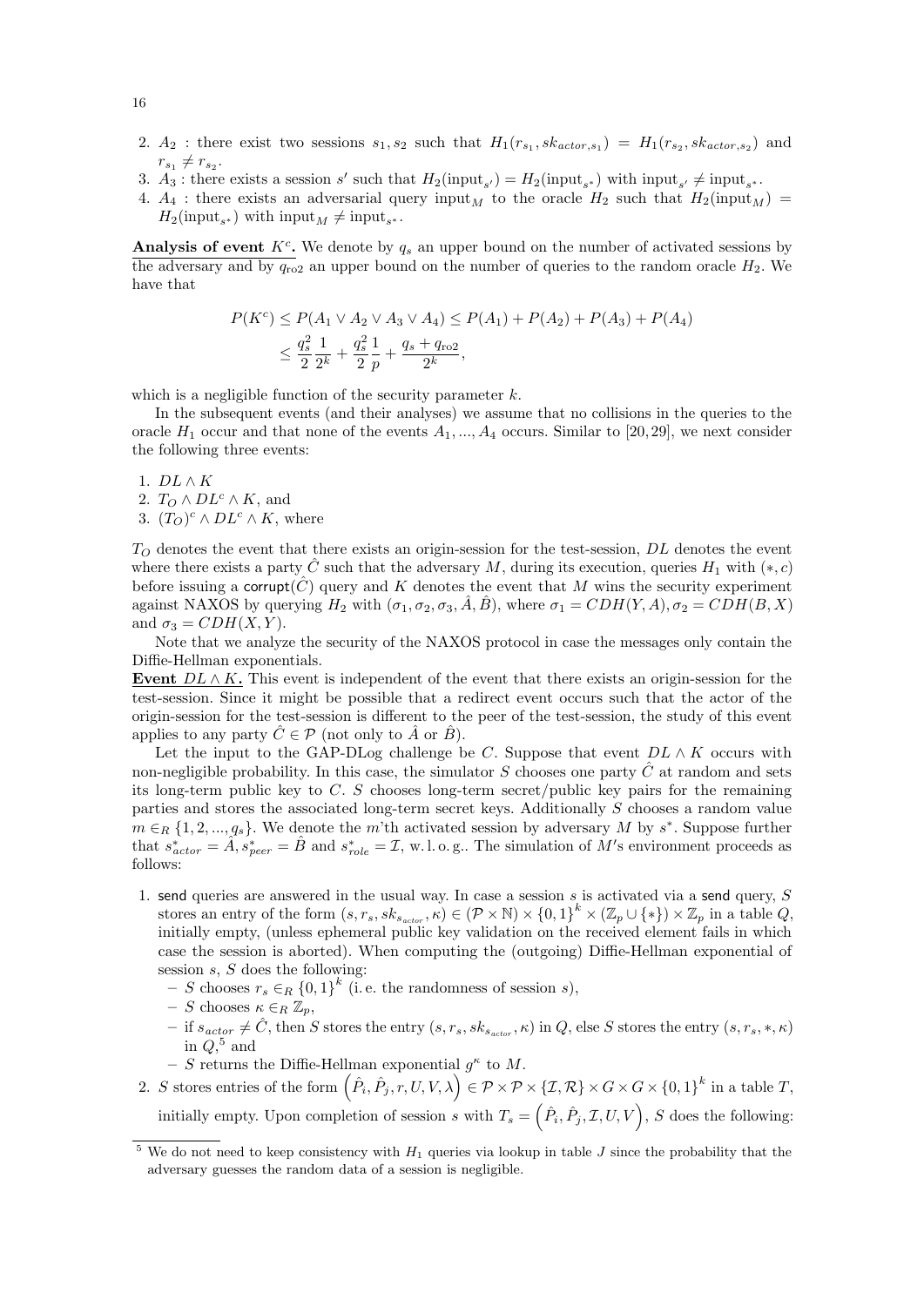2. $A_2$ : there exist two sessions $s_1, s_2$ such that $H_1(r_{s_1}, sk_{actor,s_1}) = H_1(r_{s_2}, sk_{actor,s_2})$ and $r_{s_1} \neq r_{s_2}$.
3. $A_3$ : there exists a session $s'$ such that $H_2(\text{input}_{s'}) = H_2(\text{input}_{s^*})$ with $\text{input}_{s'} \neq \text{input}_{s^*}$.
4. $A_4$ : there exists an adversarial query $\text{input}_M$ to the oracle $H_2$ such that $H_2(\text{input}_M) = H_2(\text{input}_{s^*})$ with $\text{input}_M \neq \text{input}_{s^*}$.

**Analysis of event $K^c$.** We denote by $q_s$ an upper bound on the number of activated sessions by the adversary and by $q_{ro2}$ an upper bound on the number of queries to the random oracle $H_2$. We have that

$$P(K^c) \leq P(A_1 \vee A_2 \vee A_3 \vee A_4) \leq P(A_1) + P(A_2) + P(A_3) + P(A_4)$$
$$\leq \frac{q_s^2}{2}\frac{1}{2^k} + \frac{q_s^2}{2}\frac{1}{p} + \frac{q_s + q_{ro2}}{2^k},$$

which is a negligible function of the security parameter $k$.

In the subsequent events (and their analyses) we assume that no collisions in the queries to the oracle $H_1$ occur and that none of the events $A_1, ..., A_4$ occurs. Similar to [20, 29], we next consider the following three events:

1. $DL \wedge K$
2. $T_O \wedge DL^c \wedge K$, and
3. $(T_O)^c \wedge DL^c \wedge K$, where

$T_O$ denotes the event that there exists an origin-session for the test-session, $DL$ denotes the event where there exists a party $\hat{C}$ such that the adversary $M$, during its execution, queries $H_1$ with $(*, c)$ before issuing a $\mathsf{corrupt}(\hat{C})$ query and $K$ denotes the event that $M$ wins the security experiment against NAXOS by querying $H_2$ with $(\sigma_1, \sigma_2, \sigma_3, \hat{A}, \hat{B})$, where $\sigma_1 = CDH(Y, A), \sigma_2 = CDH(B, X)$ and $\sigma_3 = CDH(X, Y)$.

Note that we analyze the security of the NAXOS protocol in case the messages only contain the Diffie-Hellman exponentials.

**Event $DL \wedge K$.** This event is independent of the event that there exists an origin-session for the test-session. Since it might be possible that a redirect event occurs such that the actor of the origin-session for the test-session is different to the peer of the test-session, the study of this event applies to any party $\hat{C} \in \mathcal{P}$ (not only to $\hat{A}$ or $\hat{B}$).

Let the input to the GAP-DLog challenge be $C$. Suppose that event $DL \wedge K$ occurs with non-negligible probability. In this case, the simulator $S$ chooses one party $\hat{C}$ at random and sets its long-term public key to $C$. $S$ chooses long-term secret/public key pairs for the remaining parties and stores the associated long-term secret keys. Additionally $S$ chooses a random value $m \in_R \{1, 2, ..., q_s\}$. We denote the $m$'th activated session by adversary $M$ by $s^*$. Suppose further that $s^*_{actor} = \hat{A}, s^*_{peer} = \hat{B}$ and $s^*_{role} = \mathcal{I}$, w. l. o. g.. The simulation of $M$'s environment proceeds as follows:

1. $\mathsf{send}$ queries are answered in the usual way. In case a session $s$ is activated via a $\mathsf{send}$ query, $S$ stores an entry of the form $(s, r_s, sk_{s_{actor}}, \kappa) \in (\mathcal{P} \times \mathbb{N}) \times \{0,1\}^k \times (\mathbb{Z}_p \cup \{*\}) \times \mathbb{Z}_p$ in a table $Q$, initially empty, (unless ephemeral public key validation on the received element fails in which case the session is aborted). When computing the (outgoing) Diffie-Hellman exponential of session $s$, $S$ does the following:
   - $S$ chooses $r_s \in_R \{0,1\}^k$ (i. e. the randomness of session $s$),
   - $S$ chooses $\kappa \in_R \mathbb{Z}_p$,
   - if $s_{actor} \neq \hat{C}$, then $S$ stores the entry $(s, r_s, sk_{s_{actor}}, \kappa)$ in $Q$, else $S$ stores the entry $(s, r_s, *, \kappa)$ in $Q$,[5] and
   - $S$ returns the Diffie-Hellman exponential $g^\kappa$ to $M$.
2. $S$ stores entries of the form $\left(\hat{P}_i, \hat{P}_j, r, U, V, \lambda\right) \in \mathcal{P} \times \mathcal{P} \times \{\mathcal{I}, \mathcal{R}\} \times G \times G \times \{0,1\}^k$ in a table $T$, initially empty. Upon completion of session $s$ with $T_s = \left(\hat{P}_i, \hat{P}_j, \mathcal{I}, U, V\right)$, $S$ does the following:

[5] We do not need to keep consistency with $H_1$ queries via lookup in table $J$ since the probability that the adversary guesses the random data of a session is negligible.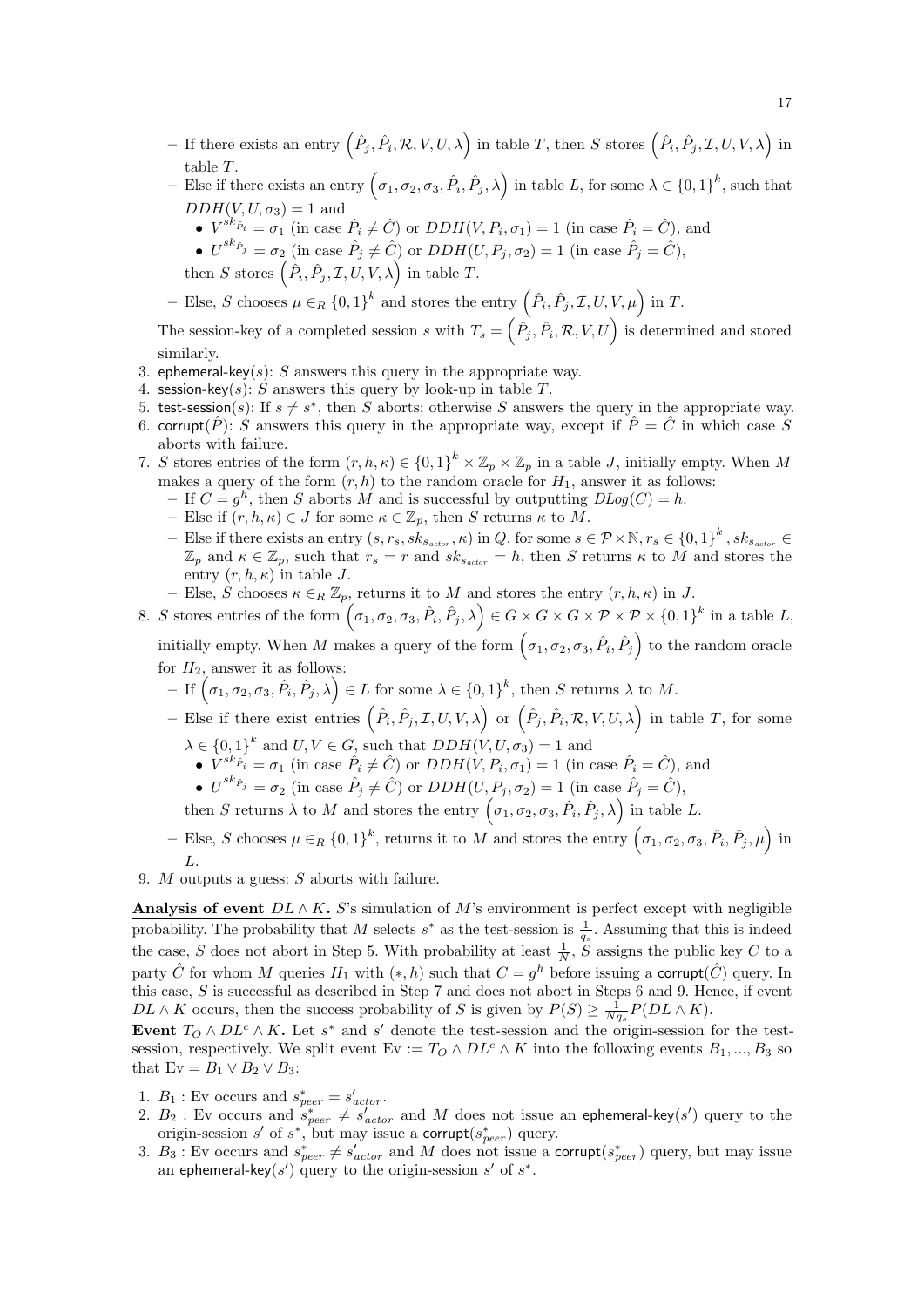– If there exists an entry $\left(\hat{P}_j, \hat{P}_i, \mathcal{R}, V, U, \lambda\right)$ in table $T$, then $S$ stores $\left(\hat{P}_i, \hat{P}_j, \mathcal{I}, U, V, \lambda\right)$ in table $T$.

– Else if there exists an entry $\left(\sigma_1, \sigma_2, \sigma_3, \hat{P}_i, \hat{P}_j, \lambda\right)$ in table $L$, for some $\lambda \in \{0,1\}^k$, such that $DDH(V, U, \sigma_3) = 1$ and
  - $V^{sk_{\hat{P}_i}} = \sigma_1$ (in case $\hat{P}_i \neq \hat{C}$) or $DDH(V, P_i, \sigma_1) = 1$ (in case $\hat{P}_i = \hat{C}$), and
  - $U^{sk_{\hat{P}_j}} = \sigma_2$ (in case $\hat{P}_j \neq \hat{C}$) or $DDH(U, P_j, \sigma_2) = 1$ (in case $\hat{P}_j = \hat{C}$),

  then $S$ stores $\left(\hat{P}_i, \hat{P}_j, \mathcal{I}, U, V, \lambda\right)$ in table $T$.

– Else, $S$ chooses $\mu \in_R \{0,1\}^k$ and stores the entry $\left(\hat{P}_i, \hat{P}_j, \mathcal{I}, U, V, \mu\right)$ in $T$.

The session-key of a completed session $s$ with $T_s = \left(\hat{P}_j, \hat{P}_i, \mathcal{R}, V, U\right)$ is determined and stored similarly.

3. ephemeral-key($s$): $S$ answers this query in the appropriate way.
4. session-key($s$): $S$ answers this query by look-up in table $T$.
5. test-session($s$): If $s \neq s^*$, then $S$ aborts; otherwise $S$ answers the query in the appropriate way.
6. corrupt($\hat{P}$): $S$ answers this query in the appropriate way, except if $\hat{P} = \hat{C}$ in which case $S$ aborts with failure.
7. $S$ stores entries of the form $(r, h, \kappa) \in \{0,1\}^k \times \mathbb{Z}_p \times \mathbb{Z}_p$ in a table $J$, initially empty. When $M$ makes a query of the form $(r, h)$ to the random oracle for $H_1$, answer it as follows:
   – If $C = g^h$, then $S$ aborts $M$ and is successful by outputting $DLog(C) = h$.
   – Else if $(r, h, \kappa) \in J$ for some $\kappa \in \mathbb{Z}_p$, then $S$ returns $\kappa$ to $M$.
   – Else if there exists an entry $(s, r_s, sk_{s_{actor}}, \kappa)$ in $Q$, for some $s \in \mathcal{P} \times \mathbb{N}, r_s \in \{0,1\}^k, sk_{s_{actor}} \in \mathbb{Z}_p$ and $\kappa \in \mathbb{Z}_p$, such that $r_s = r$ and $sk_{s_{actor}} = h$, then $S$ returns $\kappa$ to $M$ and stores the entry $(r, h, \kappa)$ in table $J$.
   – Else, $S$ chooses $\kappa \in_R \mathbb{Z}_p$, returns it to $M$ and stores the entry $(r, h, \kappa)$ in $J$.
8. $S$ stores entries of the form $\left(\sigma_1, \sigma_2, \sigma_3, \hat{P}_i, \hat{P}_j, \lambda\right) \in G \times G \times G \times \mathcal{P} \times \mathcal{P} \times \{0,1\}^k$ in a table $L$, initially empty. When $M$ makes a query of the form $\left(\sigma_1, \sigma_2, \sigma_3, \hat{P}_i, \hat{P}_j\right)$ to the random oracle for $H_2$, answer it as follows:
   – If $\left(\sigma_1, \sigma_2, \sigma_3, \hat{P}_i, \hat{P}_j, \lambda\right) \in L$ for some $\lambda \in \{0,1\}^k$, then $S$ returns $\lambda$ to $M$.
   – Else if there exist entries $\left(\hat{P}_i, \hat{P}_j, \mathcal{I}, U, V, \lambda\right)$ or $\left(\hat{P}_j, \hat{P}_i, \mathcal{R}, V, U, \lambda\right)$ in table $T$, for some $\lambda \in \{0,1\}^k$ and $U, V \in G$, such that $DDH(V, U, \sigma_3) = 1$ and
     - $V^{sk_{\hat{P}_i}} = \sigma_1$ (in case $\hat{P}_i \neq \hat{C}$) or $DDH(V, P_i, \sigma_1) = 1$ (in case $\hat{P}_i = \hat{C}$), and
     - $U^{sk_{\hat{P}_j}} = \sigma_2$ (in case $\hat{P}_j \neq \hat{C}$) or $DDH(U, P_j, \sigma_2) = 1$ (in case $\hat{P}_j = \hat{C}$),

     then $S$ returns $\lambda$ to $M$ and stores the entry $\left(\sigma_1, \sigma_2, \sigma_3, \hat{P}_i, \hat{P}_j, \lambda\right)$ in table $L$.
   – Else, $S$ chooses $\mu \in_R \{0,1\}^k$, returns it to $M$ and stores the entry $\left(\sigma_1, \sigma_2, \sigma_3, \hat{P}_i, \hat{P}_j, \mu\right)$ in $L$.
9. $M$ outputs a guess: $S$ aborts with failure.

**Analysis of event $DL \wedge K$.** $S$'s simulation of $M$'s environment is perfect except with negligible probability. The probability that $M$ selects $s^*$ as the test-session is $\frac{1}{q_s}$. Assuming that this is indeed the case, $S$ does not abort in Step 5. With probability at least $\frac{1}{N}$, $S$ assigns the public key $C$ to a party $\hat{C}$ for whom $M$ queries $H_1$ with $(*, h)$ such that $C = g^h$ before issuing a corrupt($\hat{C}$) query. In this case, $S$ is successful as described in Step 7 and does not abort in Steps 6 and 9. Hence, if event $DL \wedge K$ occurs, then the success probability of $S$ is given by $P(S) \geq \frac{1}{Nq_s} P(DL \wedge K)$.

**Event $T_O \wedge DL^c \wedge K$.** Let $s^*$ and $s'$ denote the test-session and the origin-session for the test-session, respectively. We split event $\mathrm{Ev} := T_O \wedge DL^c \wedge K$ into the following events $B_1, ..., B_3$ so that $\mathrm{Ev} = B_1 \vee B_2 \vee B_3$:

1. $B_1$ : Ev occurs and $s^*_{peer} = s'_{actor}$.
2. $B_2$ : Ev occurs and $s^*_{peer} \neq s'_{actor}$ and $M$ does not issue an ephemeral-key($s'$) query to the origin-session $s'$ of $s^*$, but may issue a corrupt($s^*_{peer}$) query.
3. $B_3$ : Ev occurs and $s^*_{peer} \neq s'_{actor}$ and $M$ does not issue a corrupt($s^*_{peer}$) query, but may issue an ephemeral-key($s'$) query to the origin-session $s'$ of $s^*$.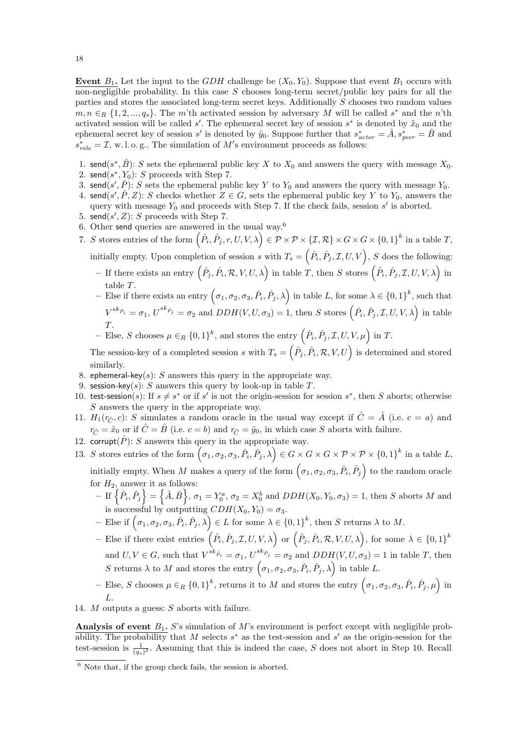**Event $B_1$.** Let the input to the $GDH$ challenge be $(X_0, Y_0)$. Suppose that event $B_1$ occurs with non-negligible probability. In this case $S$ chooses long-term secret/public key pairs for all the parties and stores the associated long-term secret keys. Additionally $S$ chooses two random values $m, n \in_R \{1, 2, ..., q_s\}$. The $m$'th activated session by adversary $M$ will be called $s^*$ and the $n$'th activated session will be called $s'$. The ephemeral secret key of session $s^*$ is denoted by $\tilde{x}_0$ and the ephemeral secret key of session $s'$ is denoted by $\tilde{y}_0$. Suppose further that $s^*_{actor} = \hat{A}, s^*_{peer} = \hat{B}$ and $s^*_{role} = \mathcal{I}$, w. l. o. g.. The simulation of $M'$s environment proceeds as follows:

1. $\mathsf{send}(s^*, \hat{B})$: $S$ sets the ephemeral public key $X$ to $X_0$ and answers the query with message $X_0$.
2. $\mathsf{send}(s^*, Y_0)$: $S$ proceeds with Step 7.
3. $\mathsf{send}(s', \hat{P})$: $S$ sets the ephemeral public key $Y$ to $Y_0$ and answers the query with message $Y_0$.
4. $\mathsf{send}(s', \hat{P}, Z)$: $S$ checks whether $Z \in G$, sets the ephemeral public key $Y$ to $Y_0$, answers the query with message $Y_0$ and proceeds with Step 7. If the check fails, session $s'$ is aborted.
5. $\mathsf{send}(s', Z)$: $S$ proceeds with Step 7.
6. Other $\mathsf{send}$ queries are answered in the usual way.[6]
7. $S$ stores entries of the form $\left(\hat{P}_i, \hat{P}_j, r, U, V, \lambda\right) \in \mathcal{P} \times \mathcal{P} \times \{\mathcal{I}, \mathcal{R}\} \times G \times G \times \{0,1\}^k$ in a table $T$, initially empty. Upon completion of session $s$ with $T_s = \left(\hat{P}_i, \hat{P}_j, \mathcal{I}, U, V\right)$, $S$ does the following:
   - If there exists an entry $\left(\hat{P}_j, \hat{P}_i, \mathcal{R}, V, U, \lambda\right)$ in table $T$, then $S$ stores $\left(\hat{P}_i, \hat{P}_j, \mathcal{I}, U, V, \lambda\right)$ in table $T$.
   - Else if there exists an entry $\left(\sigma_1, \sigma_2, \sigma_3, \hat{P}_i, \hat{P}_j, \lambda\right)$ in table $L$, for some $\lambda \in \{0,1\}^k$, such that $V^{sk_{\hat{P}_i}} = \sigma_1$, $U^{sk_{\hat{P}_j}} = \sigma_2$ and $DDH(V, U, \sigma_3) = 1$, then $S$ stores $\left(\hat{P}_i, \hat{P}_j, \mathcal{I}, U, V, \lambda\right)$ in table $T$.
   - Else, $S$ chooses $\mu \in_R \{0,1\}^k$, and stores the entry $\left(\hat{P}_i, \hat{P}_j, \mathcal{I}, U, V, \mu\right)$ in $T$.

   The session-key of a completed session $s$ with $T_s = \left(\hat{P}_j, \hat{P}_i, \mathcal{R}, V, U\right)$ is determined and stored similarly.
8. $\mathsf{ephemeral\text{-}key}(s)$: $S$ answers this query in the appropriate way.
9. $\mathsf{session\text{-}key}(s)$: $S$ answers this query by look-up in table $T$.
10. $\mathsf{test\text{-}session}(s)$: If $s \neq s^*$ or if $s'$ is not the origin-session for session $s^*$, then $S$ aborts; otherwise $S$ answers the query in the appropriate way.
11. $H_1(r_{\hat{C}}, c)$: $S$ simulates a random oracle in the usual way except if $\hat{C} = \hat{A}$ (i.e. $c = a$) and $r_{\hat{C}} = \tilde{x}_0$ or if $\hat{C} = \hat{B}$ (i.e. $c = b$) and $r_{\hat{C}} = \tilde{y}_0$, in which case $S$ aborts with failure.
12. $\mathsf{corrupt}(\hat{P})$: $S$ answers this query in the appropriate way.
13. $S$ stores entries of the form $\left(\sigma_1, \sigma_2, \sigma_3, \hat{P}_i, \hat{P}_j, \lambda\right) \in G \times G \times G \times \mathcal{P} \times \mathcal{P} \times \{0,1\}^k$ in a table $L$, initially empty. When $M$ makes a query of the form $\left(\sigma_1, \sigma_2, \sigma_3, \hat{P}_i, \hat{P}_j\right)$ to the random oracle for $H_2$, answer it as follows:
    - If $\left\{\hat{P}_i, \hat{P}_j\right\} = \left\{\hat{A}, \hat{B}\right\}$, $\sigma_1 = Y_0^a$, $\sigma_2 = X_0^b$ and $DDH(X_0, Y_0, \sigma_3) = 1$, then $S$ aborts $M$ and is successful by outputting $CDH(X_0, Y_0) = \sigma_3$.
    - Else if $\left(\sigma_1, \sigma_2, \sigma_3, \hat{P}_i, \hat{P}_j, \lambda\right) \in L$ for some $\lambda \in \{0,1\}^k$, then $S$ returns $\lambda$ to $M$.
    - Else if there exist entries $\left(\hat{P}_i, \hat{P}_j, \mathcal{I}, U, V, \lambda\right)$ or $\left(\hat{P}_j, \hat{P}_i, \mathcal{R}, V, U, \lambda\right)$, for some $\lambda \in \{0,1\}^k$ and $U, V \in G$, such that $V^{sk_{\hat{P}_i}} = \sigma_1$, $U^{sk_{\hat{P}_j}} = \sigma_2$ and $DDH(V, U, \sigma_3) = 1$ in table $T$, then $S$ returns $\lambda$ to $M$ and stores the entry $\left(\sigma_1, \sigma_2, \sigma_3, \hat{P}_i, \hat{P}_j, \lambda\right)$ in table $L$.
    - Else, $S$ chooses $\mu \in_R \{0,1\}^k$, returns it to $M$ and stores the entry $\left(\sigma_1, \sigma_2, \sigma_3, \hat{P}_i, \hat{P}_j, \mu\right)$ in $L$.
14. $M$ outputs a guess: $S$ aborts with failure.

**Analysis of event $B_1$.** $S$'s simulation of $M$'s environment is perfect except with negligible probability. The probability that $M$ selects $s^*$ as the test-session and $s'$ as the origin-session for the test-session is $\frac{1}{(q_s)^2}$. Assuming that this is indeed the case, $S$ does not abort in Step 10. Recall

[6] Note that, if the group check fails, the session is aborted.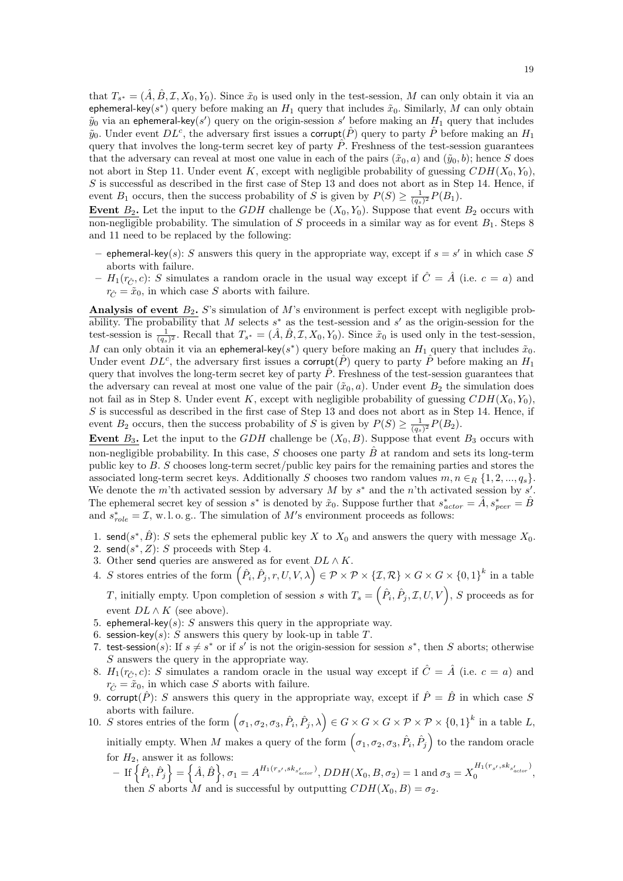that $T_{s^*} = (\hat{A}, \hat{B}, \mathcal{I}, X_0, Y_0)$. Since $\tilde{x}_0$ is used only in the test-session, $M$ can only obtain it via an ephemeral-key$(s^*)$ query before making an $H_1$ query that includes $\tilde{x}_0$. Similarly, $M$ can only obtain $\tilde{y}_0$ via an ephemeral-key$(s')$ query on the origin-session $s'$ before making an $H_1$ query that includes $\tilde{y}_0$. Under event $DL^c$, the adversary first issues a corrupt$(\hat{P})$ query to party $\hat{P}$ before making an $H_1$ query that involves the long-term secret key of party $\hat{P}$. Freshness of the test-session guarantees that the adversary can reveal at most one value in each of the pairs $(\tilde{x}_0, a)$ and $(\tilde{y}_0, b)$; hence $S$ does not abort in Step 11. Under event $K$, except with negligible probability of guessing $CDH(X_0, Y_0)$, $S$ is successful as described in the first case of Step 13 and does not abort as in Step 14. Hence, if event $B_1$ occurs, then the success probability of $S$ is given by $P(S) \geq \frac{1}{(q_s)^2} P(B_1)$.

**Event $B_2$.** Let the input to the $GDH$ challenge be $(X_0, Y_0)$. Suppose that event $B_2$ occurs with non-negligible probability. The simulation of $S$ proceeds in a similar way as for event $B_1$. Steps 8 and 11 need to be replaced by the following:

- ephemeral-key$(s)$: $S$ answers this query in the appropriate way, except if $s = s'$ in which case $S$ aborts with failure.
- $H_1(r_{\hat{C}}, c)$: $S$ simulates a random oracle in the usual way except if $\hat{C} = \hat{A}$ (i.e. $c = a$) and $r_{\hat{C}} = \tilde{x}_0$, in which case $S$ aborts with failure.

**Analysis of event $B_2$.** $S$'s simulation of $M$'s environment is perfect except with negligible probability. The probability that $M$ selects $s^*$ as the test-session and $s'$ as the origin-session for the test-session is $\frac{1}{(q_s)^2}$. Recall that $T_{s^*} = (\hat{A}, \hat{B}, \mathcal{I}, X_0, Y_0)$. Since $\tilde{x}_0$ is used only in the test-session, $M$ can only obtain it via an ephemeral-key$(s^*)$ query before making an $H_1$ query that includes $\tilde{x}_0$. Under event $DL^c$, the adversary first issues a corrupt$(\hat{P})$ query to party $\hat{P}$ before making an $H_1$ query that involves the long-term secret key of party $\hat{P}$. Freshness of the test-session guarantees that the adversary can reveal at most one value of the pair $(\tilde{x}_0, a)$. Under event $B_2$ the simulation does not fail as in Step 8. Under event $K$, except with negligible probability of guessing $CDH(X_0, Y_0)$, $S$ is successful as described in the first case of Step 13 and does not abort as in Step 14. Hence, if event $B_2$ occurs, then the success probability of $S$ is given by $P(S) \geq \frac{1}{(q_s)^2} P(B_2)$.

**Event $B_3$.** Let the input to the $GDH$ challenge be $(X_0, B)$. Suppose that event $B_3$ occurs with non-negligible probability. In this case, $S$ chooses one party $\hat{B}$ at random and sets its long-term public key to $B$. $S$ chooses long-term secret/public key pairs for the remaining parties and stores the associated long-term secret keys. Additionally $S$ chooses two random values $m, n \in_R \{1, 2, ..., q_s\}$. We denote the $m$'th activated session by adversary $M$ by $s^*$ and the $n$'th activated session by $s'$. The ephemeral secret key of session $s^*$ is denoted by $\tilde{x}_0$. Suppose further that $s^*_{actor} = \hat{A}, s^*_{peer} = \hat{B}$ and $s^*_{role} = \mathcal{I}$, w.l.o.g.. The simulation of $M$'s environment proceeds as follows:

1. send$(s^*, \hat{B})$: $S$ sets the ephemeral public key $X$ to $X_0$ and answers the query with message $X_0$.
2. send$(s^*, Z)$: $S$ proceeds with Step 4.
3. Other send queries are answered as for event $DL \wedge K$.
4. $S$ stores entries of the form $\left(\hat{P}_i, \hat{P}_j, r, U, V, \lambda\right) \in \mathcal{P} \times \mathcal{P} \times \{\mathcal{I}, \mathcal{R}\} \times G \times G \times \{0,1\}^k$ in a table $T$, initially empty. Upon completion of session $s$ with $T_s = \left(\hat{P}_i, \hat{P}_j, \mathcal{I}, U, V\right)$, $S$ proceeds as for event $DL \wedge K$ (see above).
5. ephemeral-key$(s)$: $S$ answers this query in the appropriate way.
6. session-key$(s)$: $S$ answers this query by look-up in table $T$.
7. test-session$(s)$: If $s \neq s^*$ or if $s'$ is not the origin-session for session $s^*$, then $S$ aborts; otherwise $S$ answers the query in the appropriate way.
8. $H_1(r_{\hat{C}}, c)$: $S$ simulates a random oracle in the usual way except if $\hat{C} = \hat{A}$ (i.e. $c = a$) and $r_{\hat{C}} = \tilde{x}_0$, in which case $S$ aborts with failure.
9. corrupt$(\hat{P})$: $S$ answers this query in the appropriate way, except if $\hat{P} = \hat{B}$ in which case $S$ aborts with failure.
10. $S$ stores entries of the form $\left(\sigma_1, \sigma_2, \sigma_3, \hat{P}_i, \hat{P}_j, \lambda\right) \in G \times G \times G \times \mathcal{P} \times \mathcal{P} \times \{0,1\}^k$ in a table $L$, initially empty. When $M$ makes a query of the form $\left(\sigma_1, \sigma_2, \sigma_3, \hat{P}_i, \hat{P}_j\right)$ to the random oracle for $H_2$, answer it as follows:
    - If $\left\{\hat{P}_i, \hat{P}_j\right\} = \left\{\hat{A}, \hat{B}\right\}$, $\sigma_1 = A^{H_1(r_{s'}, sk_{s'_{actor}})}$, $DDH(X_0, B, \sigma_2) = 1$ and $\sigma_3 = X_0^{H_1(r_{s'}, sk_{s'_{actor}})}$, then $S$ aborts $M$ and is successful by outputting $CDH(X_0, B) = \sigma_2$.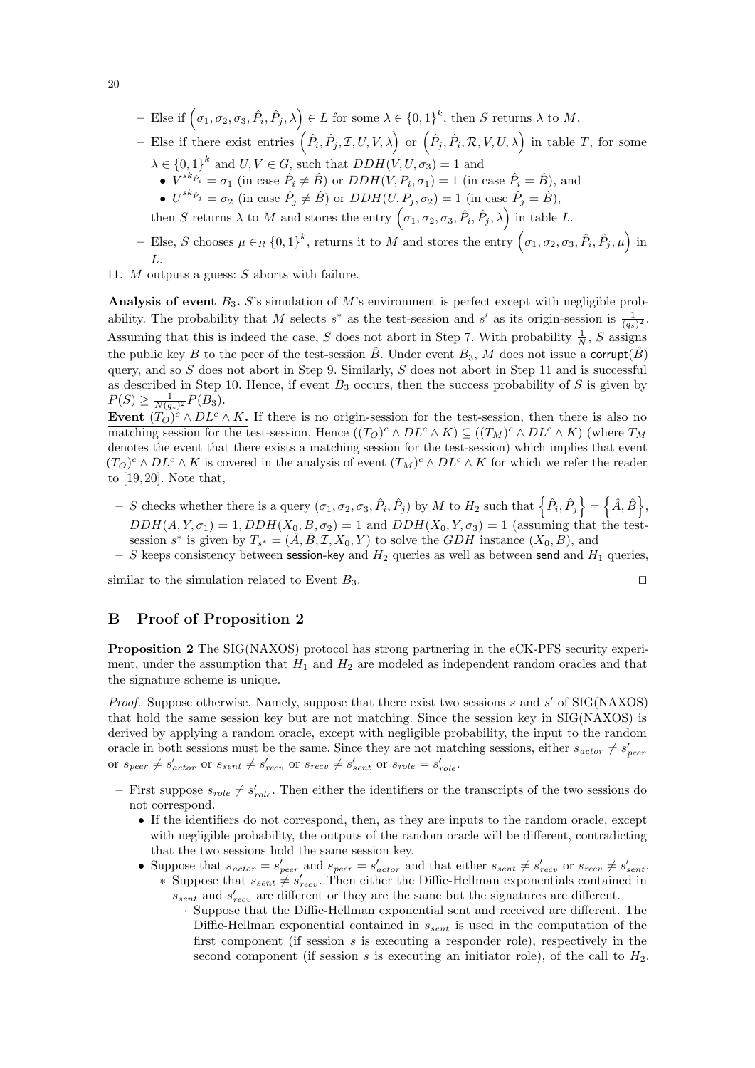– Else if $\left(\sigma_1, \sigma_2, \sigma_3, \hat{P}_i, \hat{P}_j, \lambda\right) \in L$ for some $\lambda \in \{0,1\}^k$, then $S$ returns $\lambda$ to $M$.

– Else if there exist entries $\left(\hat{P}_i, \hat{P}_j, \mathcal{I}, U, V, \lambda\right)$ or $\left(\hat{P}_j, \hat{P}_i, \mathcal{R}, V, U, \lambda\right)$ in table $T$, for some $\lambda \in \{0,1\}^k$ and $U, V \in G$, such that $DDH(V, U, \sigma_3) = 1$ and

- $V^{sk_{\hat{P}_i}} = \sigma_1$ (in case $\hat{P}_i \neq \hat{B}$) or $DDH(V, P_i, \sigma_1) = 1$ (in case $\hat{P}_i = \hat{B}$), and
- $U^{sk_{\hat{P}_j}} = \sigma_2$ (in case $\hat{P}_j \neq \hat{B}$) or $DDH(U, P_j, \sigma_2) = 1$ (in case $\hat{P}_j = \hat{B}$),

then $S$ returns $\lambda$ to $M$ and stores the entry $\left(\sigma_1, \sigma_2, \sigma_3, \hat{P}_i, \hat{P}_j, \lambda\right)$ in table $L$.

– Else, $S$ chooses $\mu \in_R \{0,1\}^k$, returns it to $M$ and stores the entry $\left(\sigma_1, \sigma_2, \sigma_3, \hat{P}_i, \hat{P}_j, \mu\right)$ in $L$.

11. $M$ outputs a guess: $S$ aborts with failure.

**Analysis of event $B_3$.** $S$'s simulation of $M$'s environment is perfect except with negligible probability. The probability that $M$ selects $s^*$ as the test-session and $s'$ as its origin-session is $\frac{1}{(q_s)^2}$. Assuming that this is indeed the case, $S$ does not abort in Step 7. With probability $\frac{1}{N}$, $S$ assigns the public key $B$ to the peer of the test-session $\hat{B}$. Under event $B_3$, $M$ does not issue a $\mathsf{corrupt}(\hat{B})$ query, and so $S$ does not abort in Step 9. Similarly, $S$ does not abort in Step 11 and is successful as described in Step 10. Hence, if event $B_3$ occurs, then the success probability of $S$ is given by $P(S) \geq \frac{1}{N(q_s)^2} P(B_3)$.

**Event $(T_O)^c \wedge DL^c \wedge K$.** If there is no origin-session for the test-session, then there is also no matching session for the test-session. Hence $((T_O)^c \wedge DL^c \wedge K) \subseteq ((T_M)^c \wedge DL^c \wedge K)$ (where $T_M$ denotes the event that there exists a matching session for the test-session) which implies that event $(T_O)^c \wedge DL^c \wedge K$ is covered in the analysis of event $(T_M)^c \wedge DL^c \wedge K$ for which we refer the reader to [19, 20]. Note that,

– $S$ checks whether there is a query $(\sigma_1, \sigma_2, \sigma_3, \hat{P}_i, \hat{P}_j)$ by $M$ to $H_2$ such that $\left\{\hat{P}_i, \hat{P}_j\right\} = \left\{\hat{A}, \hat{B}\right\}$, $DDH(A, Y, \sigma_1) = 1$, $DDH(X_0, B, \sigma_2) = 1$ and $DDH(X_0, Y, \sigma_3) = 1$ (assuming that the test-session $s^*$ is given by $T_{s^*} = (\hat{A}, \hat{B}, \mathcal{I}, X_0, Y)$ to solve the $GDH$ instance $(X_0, B)$, and
– $S$ keeps consistency between $\mathsf{session\text{-}key}$ and $H_2$ queries as well as between $\mathsf{send}$ and $H_1$ queries,

similar to the simulation related to Event $B_3$. $\square$

## B Proof of Proposition 2

**Proposition 2** The SIG(NAXOS) protocol has strong partnering in the eCK-PFS security experiment, under the assumption that $H_1$ and $H_2$ are modeled as independent random oracles and that the signature scheme is unique.

*Proof.* Suppose otherwise. Namely, suppose that there exist two sessions $s$ and $s'$ of SIG(NAXOS) that hold the same session key but are not matching. Since the session key in SIG(NAXOS) is derived by applying a random oracle, except with negligible probability, the input to the random oracle in both sessions must be the same. Since they are not matching sessions, either $s_{actor} \neq s'_{peer}$ or $s_{peer} \neq s'_{actor}$ or $s_{sent} \neq s'_{recv}$ or $s_{recv} \neq s'_{sent}$ or $s_{role} = s'_{role}$.

– First suppose $s_{role} \neq s'_{role}$. Then either the identifiers or the transcripts of the two sessions do not correspond.
  - If the identifiers do not correspond, then, as they are inputs to the random oracle, except with negligible probability, the outputs of the random oracle will be different, contradicting that the two sessions hold the same session key.
  - Suppose that $s_{actor} = s'_{peer}$ and $s_{peer} = s'_{actor}$ and that either $s_{sent} \neq s'_{recv}$ or $s_{recv} \neq s'_{sent}$.
    * Suppose that $s_{sent} \neq s'_{recv}$. Then either the Diffie-Hellman exponentials contained in $s_{sent}$ and $s'_{recv}$ are different or they are the same but the signatures are different.
      · Suppose that the Diffie-Hellman exponential sent and received are different. The Diffie-Hellman exponential contained in $s_{sent}$ is used in the computation of the first component (if session $s$ is executing a responder role), respectively in the second component (if session $s$ is executing an initiator role), of the call to $H_2$.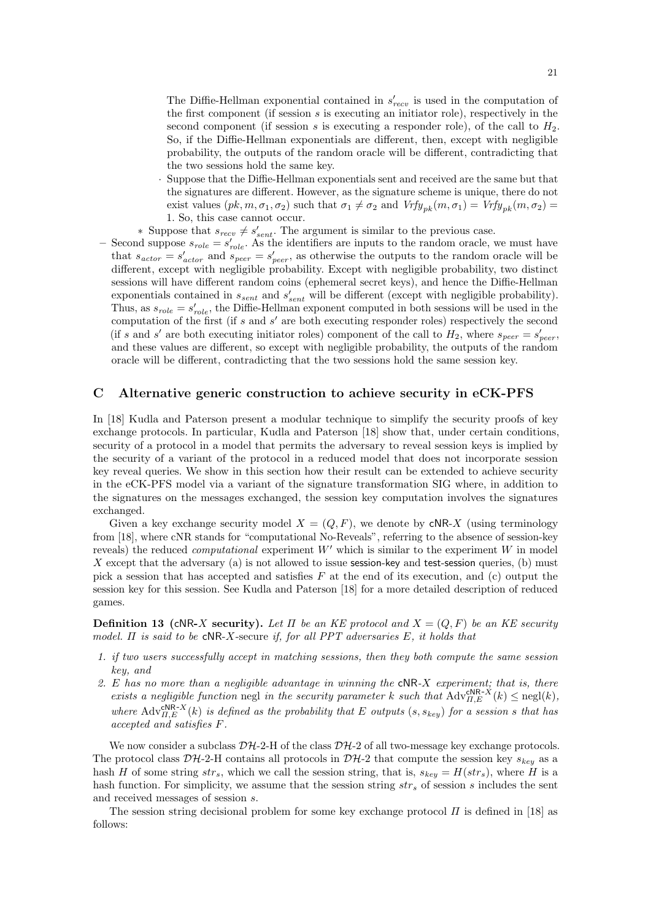The Diffie-Hellman exponential contained in $s'_{recv}$ is used in the computation of the first component (if session $s$ is executing an initiator role), respectively in the second component (if session $s$ is executing a responder role), of the call to $H_2$. So, if the Diffie-Hellman exponentials are different, then, except with negligible probability, the outputs of the random oracle will be different, contradicting that the two sessions hold the same key.

- Suppose that the Diffie-Hellman exponentials sent and received are the same but that the signatures are different. However, as the signature scheme is unique, there do not exist values $(pk, m, \sigma_1, \sigma_2)$ such that $\sigma_1 \neq \sigma_2$ and $Vrfy_{pk}(m, \sigma_1) = Vrfy_{pk}(m, \sigma_2) = 1$. So, this case cannot occur.

  * Suppose that $s_{recv} \neq s'_{sent}$. The argument is similar to the previous case.

– Second suppose $s_{role} = s'_{role}$. As the identifiers are inputs to the random oracle, we must have that $s_{actor} = s'_{actor}$ and $s_{peer} = s'_{peer}$, as otherwise the outputs to the random oracle will be different, except with negligible probability. Except with negligible probability, two distinct sessions will have different random coins (ephemeral secret keys), and hence the Diffie-Hellman exponentials contained in $s_{sent}$ and $s'_{sent}$ will be different (except with negligible probability). Thus, as $s_{role} = s'_{role}$, the Diffie-Hellman exponent computed in both sessions will be used in the computation of the first (if $s$ and $s'$ are both executing responder roles) respectively the second (if $s$ and $s'$ are both executing initiator roles) component of the call to $H_2$, where $s_{peer} = s'_{peer}$, and these values are different, so except with negligible probability, the outputs of the random oracle will be different, contradicting that the two sessions hold the same session key.

## C Alternative generic construction to achieve security in eCK-PFS

In [18] Kudla and Paterson present a modular technique to simplify the security proofs of key exchange protocols. In particular, Kudla and Paterson [18] show that, under certain conditions, security of a protocol in a model that permits the adversary to reveal session keys is implied by the security of a variant of the protocol in a reduced model that does not incorporate session key reveal queries. We show in this section how their result can be extended to achieve security in the eCK-PFS model via a variant of the signature transformation SIG where, in addition to the signatures on the messages exchanged, the session key computation involves the signatures exchanged.

Given a key exchange security model $X = (Q, F)$, we denote by cNR-$X$ (using terminology from [18], where cNR stands for "computational No-Reveals", referring to the absence of session-key reveals) the reduced *computational* experiment $W'$ which is similar to the experiment $W$ in model $X$ except that the adversary (a) is not allowed to issue session-key and test-session queries, (b) must pick a session that has accepted and satisfies $F$ at the end of its execution, and (c) output the session key for this session. See Kudla and Paterson [18] for a more detailed description of reduced games.

**Definition 13 (cNR-$X$ security).** *Let $\Pi$ be an KE protocol and $X = (Q, F)$ be an KE security model. $\Pi$ is said to be* cNR-$X$-secure *if, for all PPT adversaries $E$, it holds that*

1. *if two users successfully accept in matching sessions, then they both compute the same session key, and*
2. *$E$ has no more than a negligible advantage in winning the* cNR-$X$ *experiment; that is, there exists a negligible function* negl *in the security parameter $k$ such that $\mathrm{Adv}_{\Pi,E}^{\mathsf{cNR}\text{-}X}(k) \leq \mathrm{negl}(k)$, where $\mathrm{Adv}_{\Pi,E}^{\mathsf{cNR}\text{-}X}(k)$ is defined as the probability that $E$ outputs $(s, s_{key})$ for a session $s$ that has accepted and satisfies $F$.*

We now consider a subclass $\mathcal{DH}$-2-H of the class $\mathcal{DH}$-2 of all two-message key exchange protocols. The protocol class $\mathcal{DH}$-2-H contains all protocols in $\mathcal{DH}$-2 that compute the session key $s_{key}$ as a hash $H$ of some string $str_s$, which we call the session string, that is, $s_{key} = H(str_s)$, where $H$ is a hash function. For simplicity, we assume that the session string $str_s$ of session $s$ includes the sent and received messages of session $s$.

The session string decisional problem for some key exchange protocol $\Pi$ is defined in [18] as follows: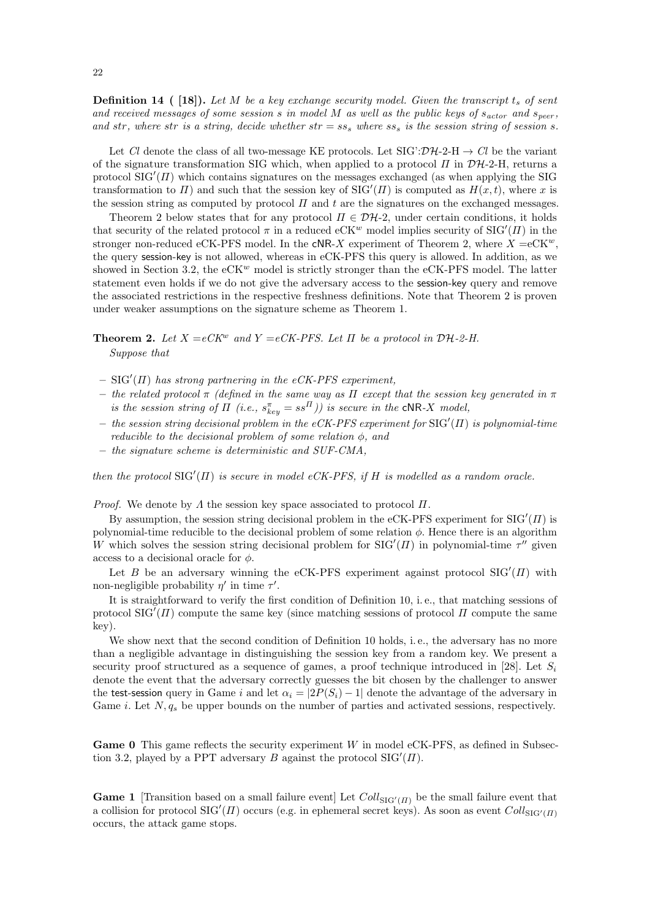**Definition 14 ( [18]).** *Let $M$ be a key exchange security model. Given the transcript $t_s$ of sent and received messages of some session $s$ in model $M$ as well as the public keys of $s_{actor}$ and $s_{peer}$, and str, where str is a string, decide whether $str = ss_s$ where $ss_s$ is the session string of session $s$.*

Let $Cl$ denote the class of all two-message KE protocols. Let SIG':$\mathcal{DH}$-2-H $\rightarrow Cl$ be the variant of the signature transformation SIG which, when applied to a protocol $\Pi$ in $\mathcal{DH}$-2-H, returns a protocol $\mathrm{SIG}'(\Pi)$ which contains signatures on the messages exchanged (as when applying the SIG transformation to $\Pi$) and such that the session key of $\mathrm{SIG}'(\Pi)$ is computed as $H(x, t)$, where $x$ is the session string as computed by protocol $\Pi$ and $t$ are the signatures on the exchanged messages.

Theorem 2 below states that for any protocol $\Pi \in \mathcal{DH}$-2, under certain conditions, it holds that security of the related protocol $\pi$ in a reduced eCK$^w$ model implies security of $\mathrm{SIG}'(\Pi)$ in the stronger non-reduced eCK-PFS model. In the cNR-$X$ experiment of Theorem 2, where $X =$eCK$^w$, the query session-key is not allowed, whereas in eCK-PFS this query is allowed. In addition, as we showed in Section 3.2, the eCK$^w$ model is strictly stronger than the eCK-PFS model. The latter statement even holds if we do not give the adversary access to the session-key query and remove the associated restrictions in the respective freshness definitions. Note that Theorem 2 is proven under weaker assumptions on the signature scheme as Theorem 1.

**Theorem 2.** *Let $X =$eCK$^w$ and $Y =$eCK-PFS. Let $\Pi$ be a protocol in $\mathcal{DH}$-2-H. Suppose that*

- *$\mathrm{SIG}'(\Pi)$ has strong partnering in the eCK-PFS experiment,*
- *the related protocol $\pi$ (defined in the same way as $\Pi$ except that the session key generated in $\pi$ is the session string of $\Pi$ (i.e., $s^{\pi}_{key} = ss^{\Pi}$)) is secure in the cNR-$X$ model,*
- *the session string decisional problem in the eCK-PFS experiment for $\mathrm{SIG}'(\Pi)$ is polynomial-time reducible to the decisional problem of some relation $\phi$, and*
- *the signature scheme is deterministic and SUF-CMA,*

*then the protocol $\mathrm{SIG}'(\Pi)$ is secure in model eCK-PFS, if $H$ is modelled as a random oracle.*

*Proof.* We denote by $\Lambda$ the session key space associated to protocol $\Pi$.

By assumption, the session string decisional problem in the eCK-PFS experiment for $\mathrm{SIG}'(\Pi)$ is polynomial-time reducible to the decisional problem of some relation $\phi$. Hence there is an algorithm $W$ which solves the session string decisional problem for $\mathrm{SIG}'(\Pi)$ in polynomial-time $\tau''$ given access to a decisional oracle for $\phi$.

Let $B$ be an adversary winning the eCK-PFS experiment against protocol $\mathrm{SIG}'(\Pi)$ with non-negligible probability $\eta'$ in time $\tau'$.

It is straightforward to verify the first condition of Definition 10, i. e., that matching sessions of protocol $\mathrm{SIG}'(\Pi)$ compute the same key (since matching sessions of protocol $\Pi$ compute the same key).

We show next that the second condition of Definition 10 holds, i. e., the adversary has no more than a negligible advantage in distinguishing the session key from a random key. We present a security proof structured as a sequence of games, a proof technique introduced in [28]. Let $S_i$ denote the event that the adversary correctly guesses the bit chosen by the challenger to answer the test-session query in Game $i$ and let $\alpha_i = |2P(S_i) - 1|$ denote the advantage of the adversary in Game $i$. Let $N, q_s$ be upper bounds on the number of parties and activated sessions, respectively.

**Game 0** This game reflects the security experiment $W$ in model eCK-PFS, as defined in Subsection 3.2, played by a PPT adversary $B$ against the protocol $\mathrm{SIG}'(\Pi)$.

**Game 1** [Transition based on a small failure event] Let $Coll_{\mathrm{SIG}'(\Pi)}$ be the small failure event that a collision for protocol $\mathrm{SIG}'(\Pi)$ occurs (e.g. in ephemeral secret keys). As soon as event $Coll_{\mathrm{SIG}'(\Pi)}$ occurs, the attack game stops.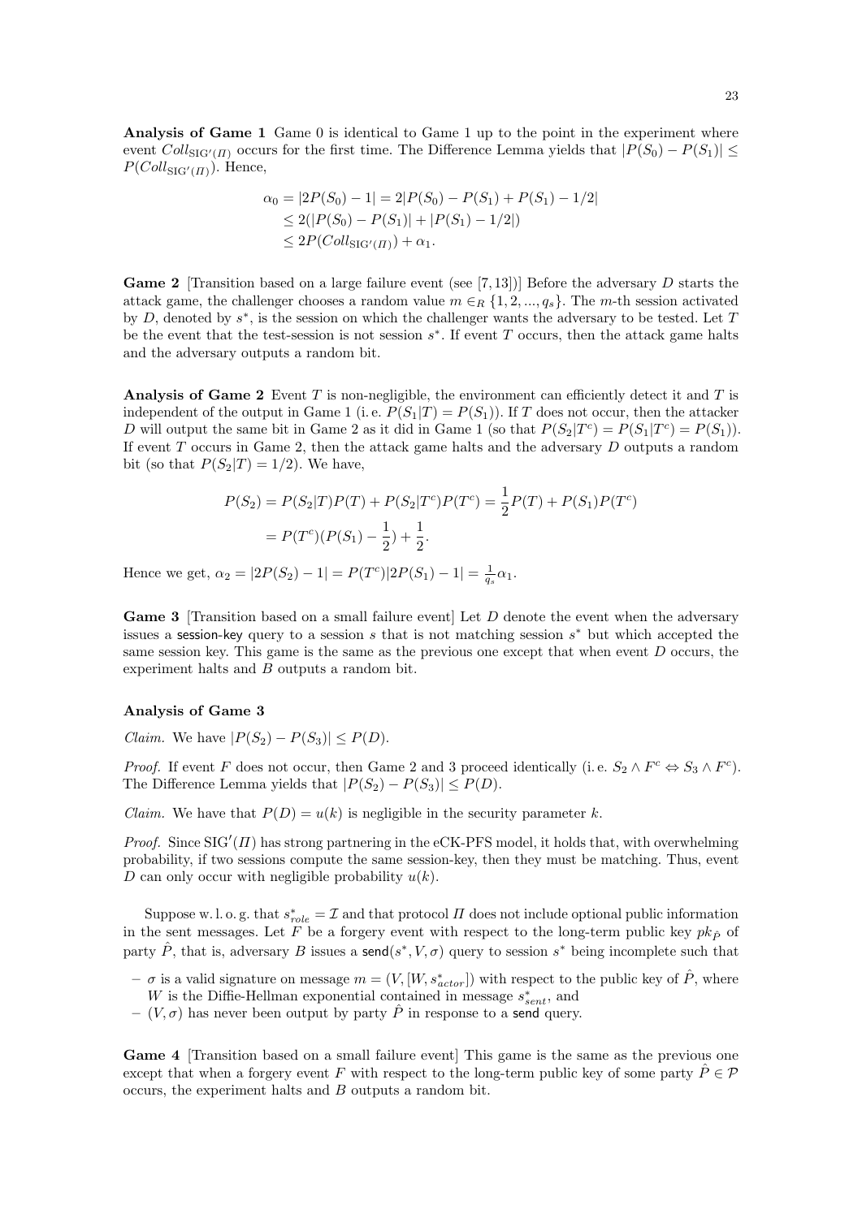**Analysis of Game 1** Game 0 is identical to Game 1 up to the point in the experiment where event $Coll_{\mathrm{SIG}'(\Pi)}$ occurs for the first time. The Difference Lemma yields that $|P(S_0) - P(S_1)| \leq P(Coll_{\mathrm{SIG}'(\Pi)})$. Hence,

$$\begin{aligned}
\alpha_0 = |2P(S_0) - 1| &= 2|P(S_0) - P(S_1) + P(S_1) - 1/2| \\
&\leq 2(|P(S_0) - P(S_1)| + |P(S_1) - 1/2|) \\
&\leq 2P(Coll_{\mathrm{SIG}'(\Pi)}) + \alpha_1.
\end{aligned}$$

**Game 2** [Transition based on a large failure event (see [7, 13])] Before the adversary $D$ starts the attack game, the challenger chooses a random value $m \in_R \{1, 2, ..., q_s\}$. The $m$-th session activated by $D$, denoted by $s^*$, is the session on which the challenger wants the adversary to be tested. Let $T$ be the event that the test-session is not session $s^*$. If event $T$ occurs, then the attack game halts and the adversary outputs a random bit.

**Analysis of Game 2** Event $T$ is non-negligible, the environment can efficiently detect it and $T$ is independent of the output in Game 1 (i. e. $P(S_1|T) = P(S_1)$). If $T$ does not occur, then the attacker $D$ will output the same bit in Game 2 as it did in Game 1 (so that $P(S_2|T^c) = P(S_1|T^c) = P(S_1)$). If event $T$ occurs in Game 2, then the attack game halts and the adversary $D$ outputs a random bit (so that $P(S_2|T) = 1/2$). We have,

$$\begin{aligned}
P(S_2) &= P(S_2|T)P(T) + P(S_2|T^c)P(T^c) = \frac{1}{2}P(T) + P(S_1)P(T^c) \\
&= P(T^c)(P(S_1) - \frac{1}{2}) + \frac{1}{2}.
\end{aligned}$$

Hence we get, $\alpha_2 = |2P(S_2) - 1| = P(T^c)|2P(S_1) - 1| = \frac{1}{q_s}\alpha_1$.

**Game 3** [Transition based on a small failure event] Let $D$ denote the event when the adversary issues a session-key query to a session $s$ that is not matching session $s^*$ but which accepted the same session key. This game is the same as the previous one except that when event $D$ occurs, the experiment halts and $B$ outputs a random bit.

**Analysis of Game 3**

*Claim.* We have $|P(S_2) - P(S_3)| \leq P(D)$.

*Proof.* If event $F$ does not occur, then Game 2 and 3 proceed identically (i. e. $S_2 \wedge F^c \Leftrightarrow S_3 \wedge F^c$). The Difference Lemma yields that $|P(S_2) - P(S_3)| \leq P(D)$.

*Claim.* We have that $P(D) = u(k)$ is negligible in the security parameter $k$.

*Proof.* Since $\mathrm{SIG}'(\Pi)$ has strong partnering in the eCK-PFS model, it holds that, with overwhelming probability, if two sessions compute the same session-key, then they must be matching. Thus, event $D$ can only occur with negligible probability $u(k)$.

Suppose w. l. o. g. that $s^*_{role} = \mathcal{I}$ and that protocol $\Pi$ does not include optional public information in the sent messages. Let $F$ be a forgery event with respect to the long-term public key $pk_{\hat{P}}$ of party $\hat{P}$, that is, adversary $B$ issues a send$(s^*, V, \sigma)$ query to session $s^*$ being incomplete such that

- $\sigma$ is a valid signature on message $m = (V, [W, s^*_{actor}])$ with respect to the public key of $\hat{P}$, where $W$ is the Diffie-Hellman exponential contained in message $s^*_{sent}$, and
- $(V, \sigma)$ has never been output by party $\hat{P}$ in response to a send query.

**Game 4** [Transition based on a small failure event] This game is the same as the previous one except that when a forgery event $F$ with respect to the long-term public key of some party $\hat{P} \in \mathcal{P}$ occurs, the experiment halts and $B$ outputs a random bit.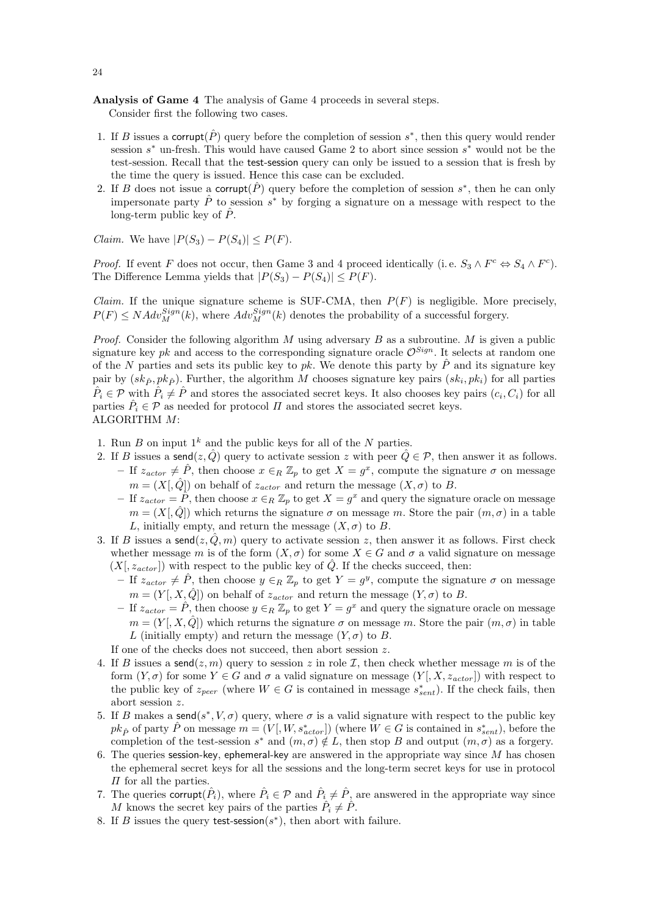**Analysis of Game 4** The analysis of Game 4 proceeds in several steps.

Consider first the following two cases.

1. If $B$ issues a $\mathsf{corrupt}(\hat{P})$ query before the completion of session $s^*$, then this query would render session $s^*$ un-fresh. This would have caused Game 2 to abort since session $s^*$ would not be the test-session. Recall that the test-session query can only be issued to a session that is fresh by the time the query is issued. Hence this case can be excluded.
2. If $B$ does not issue a $\mathsf{corrupt}(\hat{P})$ query before the completion of session $s^*$, then he can only impersonate party $\hat{P}$ to session $s^*$ by forging a signature on a message with respect to the long-term public key of $\hat{P}$.

*Claim.* We have $|P(S_3) - P(S_4)| \le P(F)$.

*Proof.* If event $F$ does not occur, then Game 3 and 4 proceed identically (i. e. $S_3 \wedge F^c \Leftrightarrow S_4 \wedge F^c$). The Difference Lemma yields that $|P(S_3) - P(S_4)| \le P(F)$.

*Claim.* If the unique signature scheme is SUF-CMA, then $P(F)$ is negligible. More precisely, $P(F) \le N Adv_M^{Sign}(k)$, where $Adv_M^{Sign}(k)$ denotes the probability of a successful forgery.

*Proof.* Consider the following algorithm $M$ using adversary $B$ as a subroutine. $M$ is given a public signature key $pk$ and access to the corresponding signature oracle $\mathcal{O}^{Sign}$. It selects at random one of the $N$ parties and sets its public key to $pk$. We denote this party by $\hat{P}$ and its signature key pair by $(sk_{\hat{P}}, pk_{\hat{P}})$. Further, the algorithm $M$ chooses signature key pairs $(sk_i, pk_i)$ for all parties $\hat{P}_i \in \mathcal{P}$ with $\hat{P}_i \neq \hat{P}$ and stores the associated secret keys. It also chooses key pairs $(c_i, C_i)$ for all parties $\hat{P}_i \in \mathcal{P}$ as needed for protocol $\Pi$ and stores the associated secret keys.
ALGORITHM $M$:

1. Run $B$ on input $1^k$ and the public keys for all of the $N$ parties.
2. If $B$ issues a $\mathsf{send}(z, \hat{Q})$ query to activate session $z$ with peer $\hat{Q} \in \mathcal{P}$, then answer it as follows.
   - If $z_{actor} \neq \hat{P}$, then choose $x \in_R \mathbb{Z}_p$ to get $X = g^x$, compute the signature $\sigma$ on message $m = (X[, \hat{Q}])$ on behalf of $z_{actor}$ and return the message $(X, \sigma)$ to $B$.
   - If $z_{actor} = \hat{P}$, then choose $x \in_R \mathbb{Z}_p$ to get $X = g^x$ and query the signature oracle on message $m = (X[, \hat{Q}])$ which returns the signature $\sigma$ on message $m$. Store the pair $(m, \sigma)$ in a table $L$, initially empty, and return the message $(X, \sigma)$ to $B$.
3. If $B$ issues a $\mathsf{send}(z, \hat{Q}, m)$ query to activate session $z$, then answer it as follows. First check whether message $m$ is of the form $(X, \sigma)$ for some $X \in G$ and $\sigma$ a valid signature on message $(X[, z_{actor}])$ with respect to the public key of $\hat{Q}$. If the checks succeed, then:
   - If $z_{actor} \neq \hat{P}$, then choose $y \in_R \mathbb{Z}_p$ to get $Y = g^y$, compute the signature $\sigma$ on message $m = (Y[, X, \hat{Q}])$ on behalf of $z_{actor}$ and return the message $(Y, \sigma)$ to $B$.
   - If $z_{actor} = \hat{P}$, then choose $y \in_R \mathbb{Z}_p$ to get $Y = g^x$ and query the signature oracle on message $m = (Y[, X, \hat{Q}])$ which returns the signature $\sigma$ on message $m$. Store the pair $(m, \sigma)$ in table $L$ (initially empty) and return the message $(Y, \sigma)$ to $B$.

   If one of the checks does not succeed, then abort session $z$.
4. If $B$ issues a $\mathsf{send}(z, m)$ query to session $z$ in role $\mathcal{I}$, then check whether message $m$ is of the form $(Y, \sigma)$ for some $Y \in G$ and $\sigma$ a valid signature on message $(Y[, X, z_{actor}])$ with respect to the public key of $z_{peer}$ (where $W \in G$ is contained in message $s^*_{sent}$). If the check fails, then abort session $z$.
5. If $B$ makes a $\mathsf{send}(s^*, V, \sigma)$ query, where $\sigma$ is a valid signature with respect to the public key $pk_{\hat{P}}$ of party $\hat{P}$ on message $m = (V[, W, s^*_{actor}])$ (where $W \in G$ is contained in $s^*_{sent}$), before the completion of the test-session $s^*$ and $(m, \sigma) \notin L$, then stop $B$ and output $(m, \sigma)$ as a forgery.
6. The queries session-key, ephemeral-key are answered in the appropriate way since $M$ has chosen the ephemeral secret keys for all the sessions and the long-term secret keys for use in protocol $\Pi$ for all the parties.
7. The queries $\mathsf{corrupt}(\hat{P}_i)$, where $\hat{P}_i \in \mathcal{P}$ and $\hat{P}_i \neq \hat{P}$, are answered in the appropriate way since $M$ knows the secret key pairs of the parties $\hat{P}_i \neq \hat{P}$.
8. If $B$ issues the query $\mathsf{test\text{-}session}(s^*)$, then abort with failure.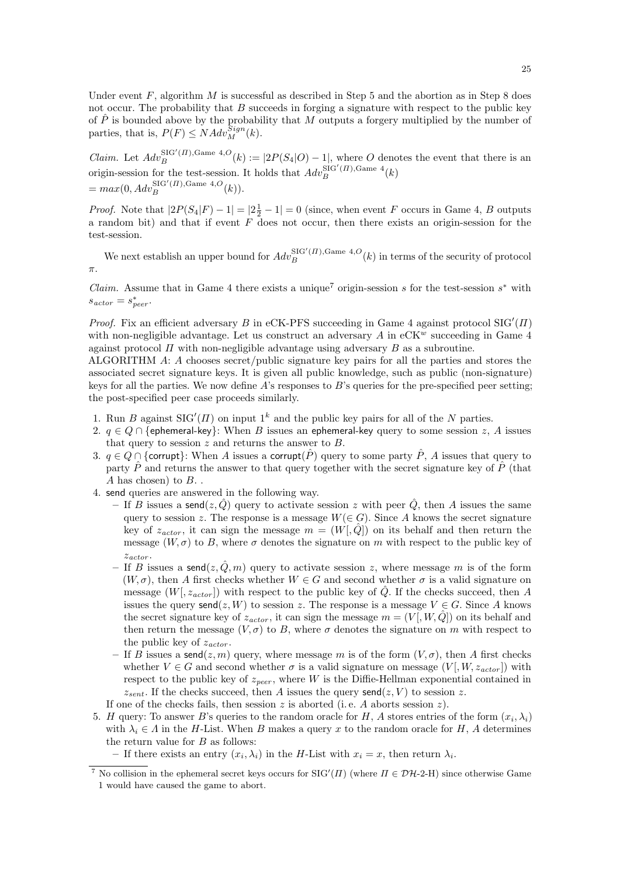Under event $F$, algorithm $M$ is successful as described in Step 5 and the abortion as in Step 8 does not occur. The probability that $B$ succeeds in forging a signature with respect to the public key of $\hat{P}$ is bounded above by the probability that $M$ outputs a forgery multiplied by the number of parties, that is, $P(F) \leq N Adv_M^{Sign}(k)$.

*Claim.* Let $Adv_B^{\mathrm{SIG}'(\Pi),\mathrm{Game}\ 4,O}(k) := |2P(S_4|O) - 1|$, where $O$ denotes the event that there is an origin-session for the test-session. It holds that $Adv_B^{\mathrm{SIG}'(\Pi),\mathrm{Game}\ 4}(k)$ $= max(0, Adv_B^{\mathrm{SIG}'(\Pi),\mathrm{Game}\ 4,O}(k))$.

*Proof.* Note that $|2P(S_4|F) - 1| = |2\frac{1}{2} - 1| = 0$ (since, when event $F$ occurs in Game 4, $B$ outputs a random bit) and that if event $F$ does not occur, then there exists an origin-session for the test-session.

We next establish an upper bound for $Adv_B^{\mathrm{SIG}'(\Pi),\mathrm{Game}\ 4,O}(k)$ in terms of the security of protocol $\pi$.

*Claim.* Assume that in Game 4 there exists a unique[7] origin-session $s$ for the test-session $s^*$ with $s_{actor} = s^*_{peer}$.

*Proof.* Fix an efficient adversary $B$ in eCK-PFS succeeding in Game 4 against protocol $\mathrm{SIG}'(\Pi)$ with non-negligible advantage. Let us construct an adversary $A$ in $\mathrm{eCK}^w$ succeeding in Game 4 against protocol $\Pi$ with non-negligible advantage using adversary $B$ as a subroutine.
ALGORITHM $A$: $A$ chooses secret/public signature key pairs for all the parties and stores the associated secret signature keys. It is given all public knowledge, such as public (non-signature) keys for all the parties. We now define $A$'s responses to $B$'s queries for the pre-specified peer setting; the post-specified peer case proceeds similarly.

1. Run $B$ against $\mathrm{SIG}'(\Pi)$ on input $1^k$ and the public key pairs for all of the $N$ parties.
2. $q \in Q \cap \{\textsf{ephemeral-key}\}$: When $B$ issues an ephemeral-key query to some session $z$, $A$ issues that query to session $z$ and returns the answer to $B$.
3. $q \in Q \cap \{\textsf{corrupt}\}$: When $A$ issues a $\textsf{corrupt}(\hat{P})$ query to some party $\hat{P}$, $A$ issues that query to party $\hat{P}$ and returns the answer to that query together with the secret signature key of $\hat{P}$ (that $A$ has chosen) to $B$. .
4. send queries are answered in the following way.
   - If $B$ issues a $\textsf{send}(z, \hat{Q})$ query to activate session $z$ with peer $\hat{Q}$, then $A$ issues the same query to session $z$. The response is a message $W(\in G)$. Since $A$ knows the secret signature key of $z_{actor}$, it can sign the message $m = (W[, \hat{Q}])$ on its behalf and then return the message $(W, \sigma)$ to $B$, where $\sigma$ denotes the signature on $m$ with respect to the public key of $z_{actor}$.
   - If $B$ issues a $\textsf{send}(z, \hat{Q}, m)$ query to activate session $z$, where message $m$ is of the form $(W, \sigma)$, then $A$ first checks whether $W \in G$ and second whether $\sigma$ is a valid signature on message $(W[, z_{actor}])$ with respect to the public key of $\hat{Q}$. If the checks succeed, then $A$ issues the query $\textsf{send}(z, W)$ to session $z$. The response is a message $V \in G$. Since $A$ knows the secret signature key of $z_{actor}$, it can sign the message $m = (V[, W, \hat{Q}])$ on its behalf and then return the message $(V, \sigma)$ to $B$, where $\sigma$ denotes the signature on $m$ with respect to the public key of $z_{actor}$.
   - If $B$ issues a $\textsf{send}(z, m)$ query, where message $m$ is of the form $(V, \sigma)$, then $A$ first checks whether $V \in G$ and second whether $\sigma$ is a valid signature on message $(V[, W, z_{actor}])$ with respect to the public key of $z_{peer}$, where $W$ is the Diffie-Hellman exponential contained in $z_{sent}$. If the checks succeed, then $A$ issues the query $\textsf{send}(z, V)$ to session $z$.

   If one of the checks fails, then session $z$ is aborted (i. e. $A$ aborts session $z$).
5. $H$ query: To answer $B$'s queries to the random oracle for $H$, $A$ stores entries of the form $(x_i, \lambda_i)$ with $\lambda_i \in \Lambda$ in the $H$-List. When $B$ makes a query $x$ to the random oracle for $H$, $A$ determines the return value for $B$ as follows:
   - If there exists an entry $(x_i, \lambda_i)$ in the $H$-List with $x_i = x$, then return $\lambda_i$.

[7] No collision in the ephemeral secret keys occurs for $\mathrm{SIG}'(\Pi)$ (where $\Pi \in \mathcal{DH}$-2-H) since otherwise Game 1 would have caused the game to abort.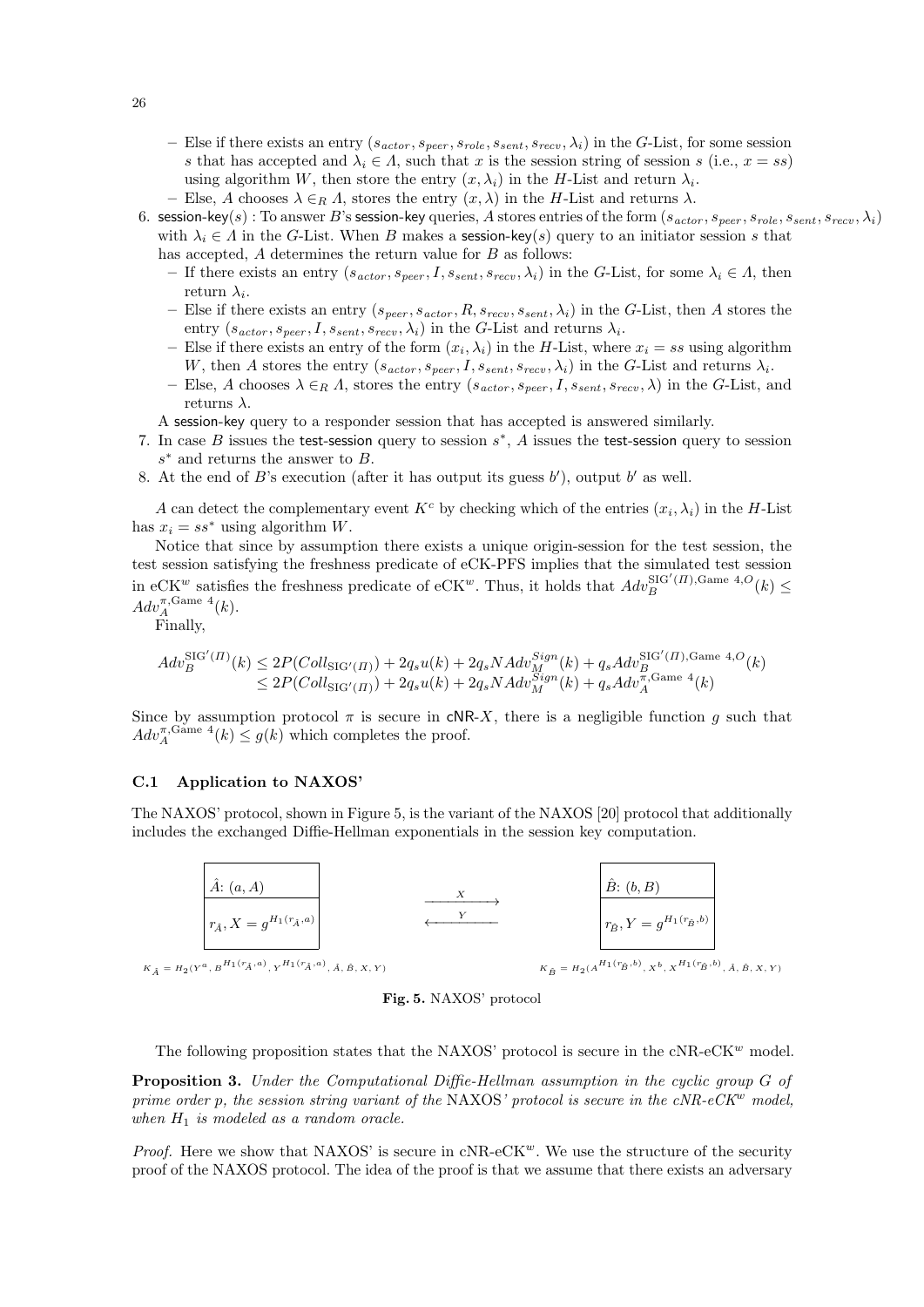- Else if there exists an entry $(s_{actor}, s_{peer}, s_{role}, s_{sent}, s_{recv}, \lambda_i)$ in the $G$-List, for some session $s$ that has accepted and $\lambda_i \in \Lambda$, such that $x$ is the session string of session $s$ (i.e., $x = ss$) using algorithm $W$, then store the entry $(x, \lambda_i)$ in the $H$-List and return $\lambda_i$.
 - Else, $A$ chooses $\lambda \in_R \Lambda$, stores the entry $(x, \lambda)$ in the $H$-List and returns $\lambda$.

6. session-key$(s)$ : To answer $B$'s session-key queries, $A$ stores entries of the form $(s_{actor}, s_{peer}, s_{role}, s_{sent}, s_{recv}, \lambda_i)$ with $\lambda_i \in \Lambda$ in the $G$-List. When $B$ makes a session-key$(s)$ query to an initiator session $s$ that has accepted, $A$ determines the return value for $B$ as follows:
 - If there exists an entry $(s_{actor}, s_{peer}, I, s_{sent}, s_{recv}, \lambda_i)$ in the $G$-List, for some $\lambda_i \in \Lambda$, then return $\lambda_i$.
 - Else if there exists an entry $(s_{peer}, s_{actor}, R, s_{recv}, s_{sent}, \lambda_i)$ in the $G$-List, then $A$ stores the entry $(s_{actor}, s_{peer}, I, s_{sent}, s_{recv}, \lambda_i)$ in the $G$-List and returns $\lambda_i$.
 - Else if there exists an entry of the form $(x_i, \lambda_i)$ in the $H$-List, where $x_i = ss$ using algorithm $W$, then $A$ stores the entry $(s_{actor}, s_{peer}, I, s_{sent}, s_{recv}, \lambda_i)$ in the $G$-List and returns $\lambda_i$.
 - Else, $A$ chooses $\lambda \in_R \Lambda$, stores the entry $(s_{actor}, s_{peer}, I, s_{sent}, s_{recv}, \lambda)$ in the $G$-List, and returns $\lambda$.

 A session-key query to a responder session that has accepted is answered similarly.
7. In case $B$ issues the test-session query to session $s^*$, $A$ issues the test-session query to session $s^*$ and returns the answer to $B$.
8. At the end of $B$'s execution (after it has output its guess $b'$), output $b'$ as well.

$A$ can detect the complementary event $K^c$ by checking which of the entries $(x_i, \lambda_i)$ in the $H$-List has $x_i = ss^*$ using algorithm $W$.

Notice that since by assumption there exists a unique origin-session for the test session, the test session satisfying the freshness predicate of eCK-PFS implies that the simulated test session in eCK$^w$ satisfies the freshness predicate of eCK$^w$. Thus, it holds that $Adv_B^{\mathrm{SIG}'(\Pi),\text{Game } 4,O}(k) \leq Adv_A^{\pi,\text{Game } 4}(k)$.

Finally,

$$
\begin{aligned}
Adv_B^{\mathrm{SIG}'(\Pi)}(k) &\leq 2P(Coll_{\mathrm{SIG}'(\Pi)}) + 2q_s u(k) + 2q_s N Adv_M^{Sign}(k) + q_s Adv_B^{\mathrm{SIG}'(\Pi),\text{Game } 4,O}(k) \\
&\leq 2P(Coll_{\mathrm{SIG}'(\Pi)}) + 2q_s u(k) + 2q_s N Adv_M^{Sign}(k) + q_s Adv_A^{\pi,\text{Game } 4}(k)
\end{aligned}
$$

Since by assumption protocol $\pi$ is secure in cNR-$X$, there is a negligible function $g$ such that $Adv_A^{\pi,\text{Game } 4}(k) \leq g(k)$ which completes the proof.

### C.1 Application to NAXOS'

The NAXOS' protocol, shown in Figure 5, is the variant of the NAXOS [20] protocol that additionally includes the exchanged Diffie-Hellman exponentials in the session key computation.

$\hat{A}$: $(a, A)$ — $r_{\hat{A}}, X = g^{H_1(r_{\hat{A}}, a)}$ $\quad \xrightarrow{X} \quad \xleftarrow{Y} \quad$ $\hat{B}$: $(b, B)$ — $r_{\hat{B}}, Y = g^{H_1(r_{\hat{B}}, b)}$

$K_{\hat{A}} = H_2(Y^a, B^{H_1(r_{\hat{A}}, a)}, Y^{H_1(r_{\hat{A}}, a)}, \hat{A}, \hat{B}, X, Y)$ $\qquad$ $K_{\hat{B}} = H_2(A^{H_1(r_{\hat{B}}, b)}, X^b, X^{H_1(r_{\hat{B}}, b)}, \hat{A}, \hat{B}, X, Y)$

**Fig. 5.** NAXOS' protocol

The following proposition states that the NAXOS' protocol is secure in the cNR-eCK$^w$ model.

**Proposition 3.** *Under the Computational Diffie-Hellman assumption in the cyclic group $G$ of prime order $p$, the session string variant of the* NAXOS*' protocol is secure in the cNR-eCK$^w$ model, when $H_1$ is modeled as a random oracle.*

*Proof.* Here we show that NAXOS' is secure in cNR-eCK$^w$. We use the structure of the security proof of the NAXOS protocol. The idea of the proof is that we assume that there exists an adversary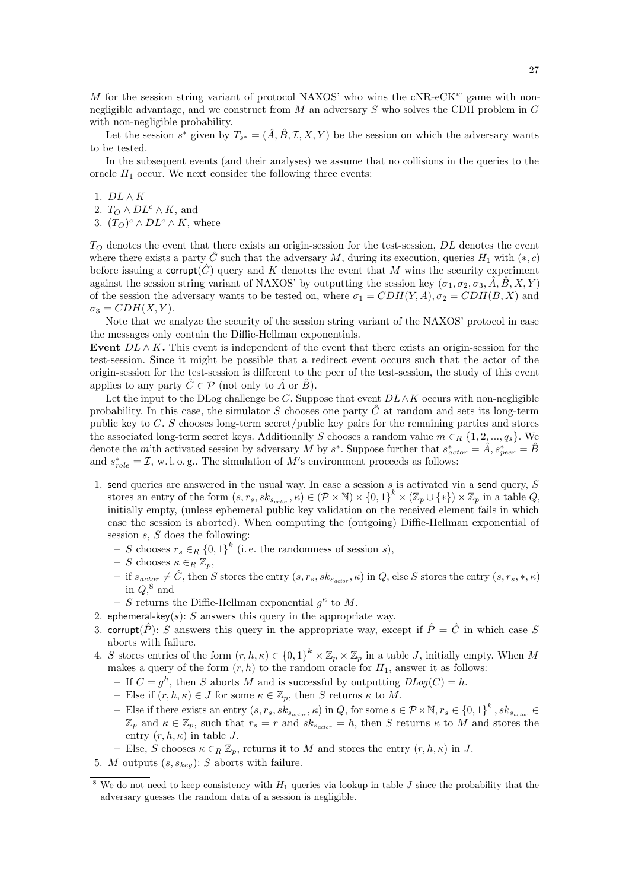$M$ for the session string variant of protocol NAXOS' who wins the cNR-eCK$^w$ game with non-negligible advantage, and we construct from $M$ an adversary $S$ who solves the CDH problem in $G$ with non-negligible probability.

Let the session $s^*$ given by $T_{s^*} = (\hat{A}, \hat{B}, \mathcal{I}, X, Y)$ be the session on which the adversary wants to be tested.

In the subsequent events (and their analyses) we assume that no collisions in the queries to the oracle $H_1$ occur. We next consider the following three events:

1. $DL \wedge K$
2. $T_O \wedge DL^c \wedge K$, and
3. $(T_O)^c \wedge DL^c \wedge K$, where

$T_O$ denotes the event that there exists an origin-session for the test-session, $DL$ denotes the event where there exists a party $\hat{C}$ such that the adversary $M$, during its execution, queries $H_1$ with $(*, c)$ before issuing a $\mathsf{corrupt}(\hat{C})$ query and $K$ denotes the event that $M$ wins the security experiment against the session string variant of NAXOS' by outputting the session key $(\sigma_1, \sigma_2, \sigma_3, \hat{A}, \hat{B}, X, Y)$ of the session the adversary wants to be tested on, where $\sigma_1 = CDH(Y, A), \sigma_2 = CDH(B, X)$ and $\sigma_3 = CDH(X, Y)$.

Note that we analyze the security of the session string variant of the NAXOS' protocol in case the messages only contain the Diffie-Hellman exponentials.

**Event $DL \wedge K$.** This event is independent of the event that there exists an origin-session for the test-session. Since it might be possible that a redirect event occurs such that the actor of the origin-session for the test-session is different to the peer of the test-session, the study of this event applies to any party $\hat{C} \in \mathcal{P}$ (not only to $\hat{A}$ or $\hat{B}$).

Let the input to the DLog challenge be $C$. Suppose that event $DL \wedge K$ occurs with non-negligible probability. In this case, the simulator $S$ chooses one party $\hat{C}$ at random and sets its long-term public key to $C$. $S$ chooses long-term secret/public key pairs for the remaining parties and stores the associated long-term secret keys. Additionally $S$ chooses a random value $m \in_R \{1, 2, ..., q_s\}$. We denote the $m$'th activated session by adversary $M$ by $s^*$. Suppose further that $s^*_{actor} = \hat{A}, s^*_{peer} = \hat{B}$ and $s^*_{role} = \mathcal{I}$, w. l. o. g.. The simulation of $M'$s environment proceeds as follows:

1. $\mathsf{send}$ queries are answered in the usual way. In case a session $s$ is activated via a $\mathsf{send}$ query, $S$ stores an entry of the form $(s, r_s, sk_{s_{actor}}, \kappa) \in (\mathcal{P} \times \mathbb{N}) \times \{0,1\}^k \times (\mathbb{Z}_p \cup \{*\}) \times \mathbb{Z}_p$ in a table $Q$, initially empty, (unless ephemeral public key validation on the received element fails in which case the session is aborted). When computing the (outgoing) Diffie-Hellman exponential of session $s$, $S$ does the following:
   - $S$ chooses $r_s \in_R \{0,1\}^k$ (i. e. the randomness of session $s$),
   - $S$ chooses $\kappa \in_R \mathbb{Z}_p$,
   - if $s_{actor} \neq \hat{C}$, then $S$ stores the entry $(s, r_s, sk_{s_{actor}}, \kappa)$ in $Q$, else $S$ stores the entry $(s, r_s, *, \kappa)$ in $Q$,[8] and
   - $S$ returns the Diffie-Hellman exponential $g^\kappa$ to $M$.
2. $\mathsf{ephemeral\text{-}key}(s)$: $S$ answers this query in the appropriate way.
3. $\mathsf{corrupt}(\hat{P})$: $S$ answers this query in the appropriate way, except if $\hat{P} = \hat{C}$ in which case $S$ aborts with failure.
4. $S$ stores entries of the form $(r, h, \kappa) \in \{0,1\}^k \times \mathbb{Z}_p \times \mathbb{Z}_p$ in a table $J$, initially empty. When $M$ makes a query of the form $(r, h)$ to the random oracle for $H_1$, answer it as follows:
   - If $C = g^h$, then $S$ aborts $M$ and is successful by outputting $DLog(C) = h$.
   - Else if $(r, h, \kappa) \in J$ for some $\kappa \in \mathbb{Z}_p$, then $S$ returns $\kappa$ to $M$.
   - Else if there exists an entry $(s, r_s, sk_{s_{actor}}, \kappa)$ in $Q$, for some $s \in \mathcal{P} \times \mathbb{N}, r_s \in \{0,1\}^k, sk_{s_{actor}} \in \mathbb{Z}_p$ and $\kappa \in \mathbb{Z}_p$, such that $r_s = r$ and $sk_{s_{actor}} = h$, then $S$ returns $\kappa$ to $M$ and stores the entry $(r, h, \kappa)$ in table $J$.
   - Else, $S$ chooses $\kappa \in_R \mathbb{Z}_p$, returns it to $M$ and stores the entry $(r, h, \kappa)$ in $J$.
5. $M$ outputs $(s, s_{key})$: $S$ aborts with failure.

[8] We do not need to keep consistency with $H_1$ queries via lookup in table $J$ since the probability that the adversary guesses the random data of a session is negligible.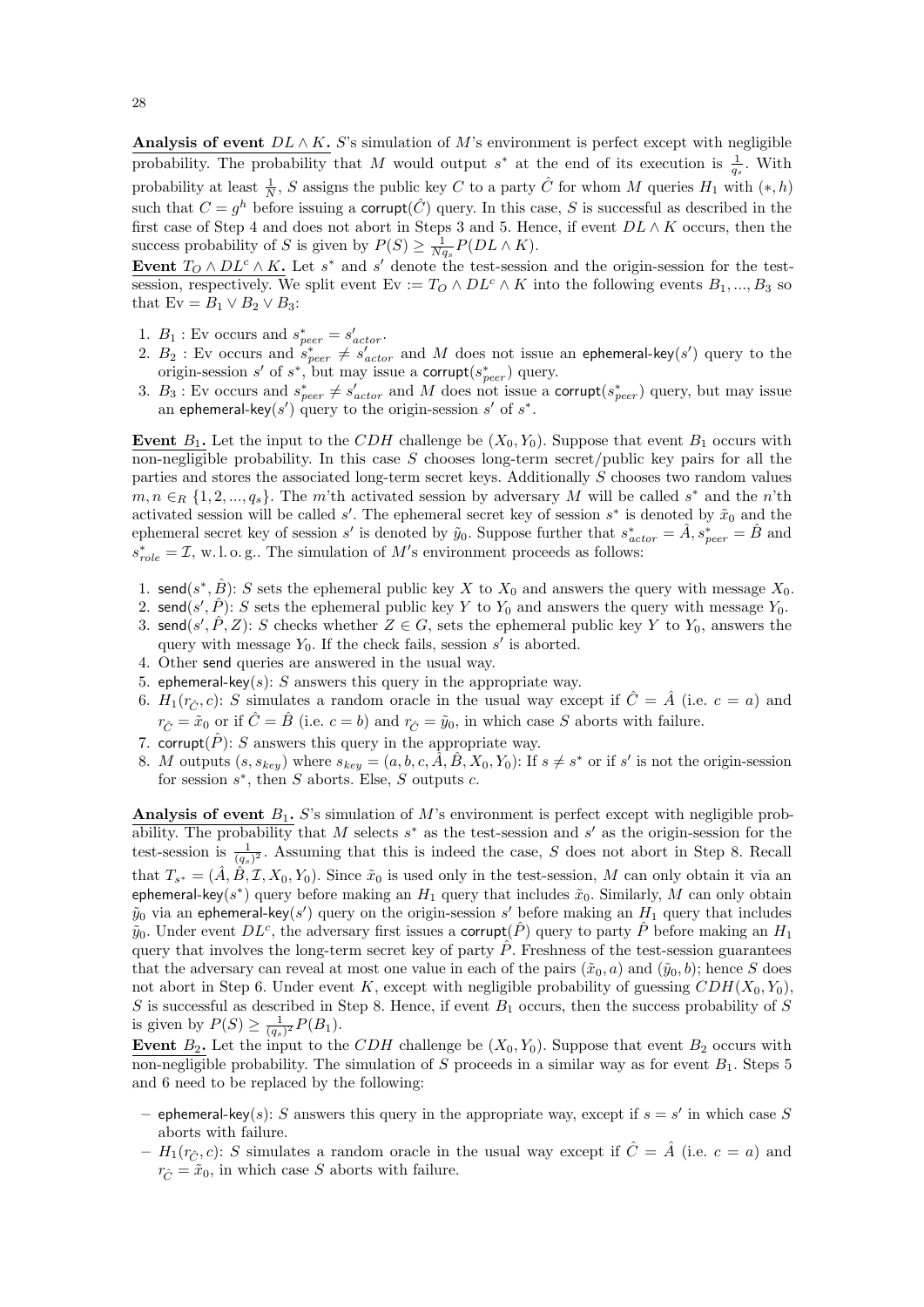**Analysis of event $DL \wedge K$.** $S$'s simulation of $M$'s environment is perfect except with negligible probability. The probability that $M$ would output $s^*$ at the end of its execution is $\frac{1}{q_s}$. With probability at least $\frac{1}{N}$, $S$ assigns the public key $C$ to a party $\hat{C}$ for whom $M$ queries $H_1$ with $(*, h)$ such that $C = g^h$ before issuing a $\mathsf{corrupt}(\hat{C})$ query. In this case, $S$ is successful as described in the first case of Step 4 and does not abort in Steps 3 and 5. Hence, if event $DL \wedge K$ occurs, then the success probability of $S$ is given by $P(S) \geq \frac{1}{Nq_s} P(DL \wedge K)$.

**Event $T_O \wedge DL^c \wedge K$.** Let $s^*$ and $s'$ denote the test-session and the origin-session for the test-session, respectively. We split event $\mathrm{Ev} := T_O \wedge DL^c \wedge K$ into the following events $B_1, ..., B_3$ so that $\mathrm{Ev} = B_1 \vee B_2 \vee B_3$:

1. $B_1$ : Ev occurs and $s^*_{peer} = s'_{actor}$.
2. $B_2$ : Ev occurs and $s^*_{peer} \neq s'_{actor}$ and $M$ does not issue an $\mathsf{ephemeral\text{-}key}(s')$ query to the origin-session $s'$ of $s^*$, but may issue a $\mathsf{corrupt}(s^*_{peer})$ query.
3. $B_3$ : Ev occurs and $s^*_{peer} \neq s'_{actor}$ and $M$ does not issue a $\mathsf{corrupt}(s^*_{peer})$ query, but may issue an $\mathsf{ephemeral\text{-}key}(s')$ query to the origin-session $s'$ of $s^*$.

**Event $B_1$.** Let the input to the $CDH$ challenge be $(X_0, Y_0)$. Suppose that event $B_1$ occurs with non-negligible probability. In this case $S$ chooses long-term secret/public key pairs for all the parties and stores the associated long-term secret keys. Additionally $S$ chooses two random values $m, n \in_R \{1, 2, ..., q_s\}$. The $m$'th activated session by adversary $M$ will be called $s^*$ and the $n$'th activated session will be called $s'$. The ephemeral secret key of session $s^*$ is denoted by $\tilde{x}_0$ and the ephemeral secret key of session $s'$ is denoted by $\tilde{y}_0$. Suppose further that $s^*_{actor} = \hat{A}, s^*_{peer} = \hat{B}$ and $s^*_{role} = \mathcal{I}$, w. l. o. g.. The simulation of $M$'s environment proceeds as follows:

1. $\mathsf{send}(s^*, \hat{B})$: $S$ sets the ephemeral public key $X$ to $X_0$ and answers the query with message $X_0$.
2. $\mathsf{send}(s', \hat{P})$: $S$ sets the ephemeral public key $Y$ to $Y_0$ and answers the query with message $Y_0$.
3. $\mathsf{send}(s', \hat{P}, Z)$: $S$ checks whether $Z \in G$, sets the ephemeral public key $Y$ to $Y_0$, answers the query with message $Y_0$. If the check fails, session $s'$ is aborted.
4. Other $\mathsf{send}$ queries are answered in the usual way.
5. $\mathsf{ephemeral\text{-}key}(s)$: $S$ answers this query in the appropriate way.
6. $H_1(r_{\hat{C}}, c)$: $S$ simulates a random oracle in the usual way except if $\hat{C} = \hat{A}$ (i.e. $c = a$) and $r_{\hat{C}} = \tilde{x}_0$ or if $\hat{C} = \hat{B}$ (i.e. $c = b$) and $r_{\hat{C}} = \tilde{y}_0$, in which case $S$ aborts with failure.
7. $\mathsf{corrupt}(\hat{P})$: $S$ answers this query in the appropriate way.
8. $M$ outputs $(s, s_{key})$ where $s_{key} = (a, b, c, \hat{A}, \hat{B}, X_0, Y_0)$: If $s \neq s^*$ or if $s'$ is not the origin-session for session $s^*$, then $S$ aborts. Else, $S$ outputs $c$.

**Analysis of event $B_1$.** $S$'s simulation of $M$'s environment is perfect except with negligible probability. The probability that $M$ selects $s^*$ as the test-session and $s'$ as the origin-session for the test-session is $\frac{1}{(q_s)^2}$. Assuming that this is indeed the case, $S$ does not abort in Step 8. Recall that $T_{s^*} = (\hat{A}, \hat{B}, \mathcal{I}, X_0, Y_0)$. Since $\tilde{x}_0$ is used only in the test-session, $M$ can only obtain it via an $\mathsf{ephemeral\text{-}key}(s^*)$ query before making an $H_1$ query that includes $\tilde{x}_0$. Similarly, $M$ can only obtain $\tilde{y}_0$ via an $\mathsf{ephemeral\text{-}key}(s')$ query on the origin-session $s'$ before making an $H_1$ query that includes $\tilde{y}_0$. Under event $DL^c$, the adversary first issues a $\mathsf{corrupt}(\hat{P})$ query to party $\hat{P}$ before making an $H_1$ query that involves the long-term secret key of party $\hat{P}$. Freshness of the test-session guarantees that the adversary can reveal at most one value in each of the pairs $(\tilde{x}_0, a)$ and $(\tilde{y}_0, b)$; hence $S$ does not abort in Step 6. Under event $K$, except with negligible probability of guessing $CDH(X_0, Y_0)$, $S$ is successful as described in Step 8. Hence, if event $B_1$ occurs, then the success probability of $S$ is given by $P(S) \geq \frac{1}{(q_s)^2} P(B_1)$.

**Event $B_2$.** Let the input to the $CDH$ challenge be $(X_0, Y_0)$. Suppose that event $B_2$ occurs with non-negligible probability. The simulation of $S$ proceeds in a similar way as for event $B_1$. Steps 5 and 6 need to be replaced by the following:

– $\mathsf{ephemeral\text{-}key}(s)$: $S$ answers this query in the appropriate way, except if $s = s'$ in which case $S$ aborts with failure.

– $H_1(r_{\hat{C}}, c)$: $S$ simulates a random oracle in the usual way except if $\hat{C} = \hat{A}$ (i.e. $c = a$) and $r_{\hat{C}} = \tilde{x}_0$, in which case $S$ aborts with failure.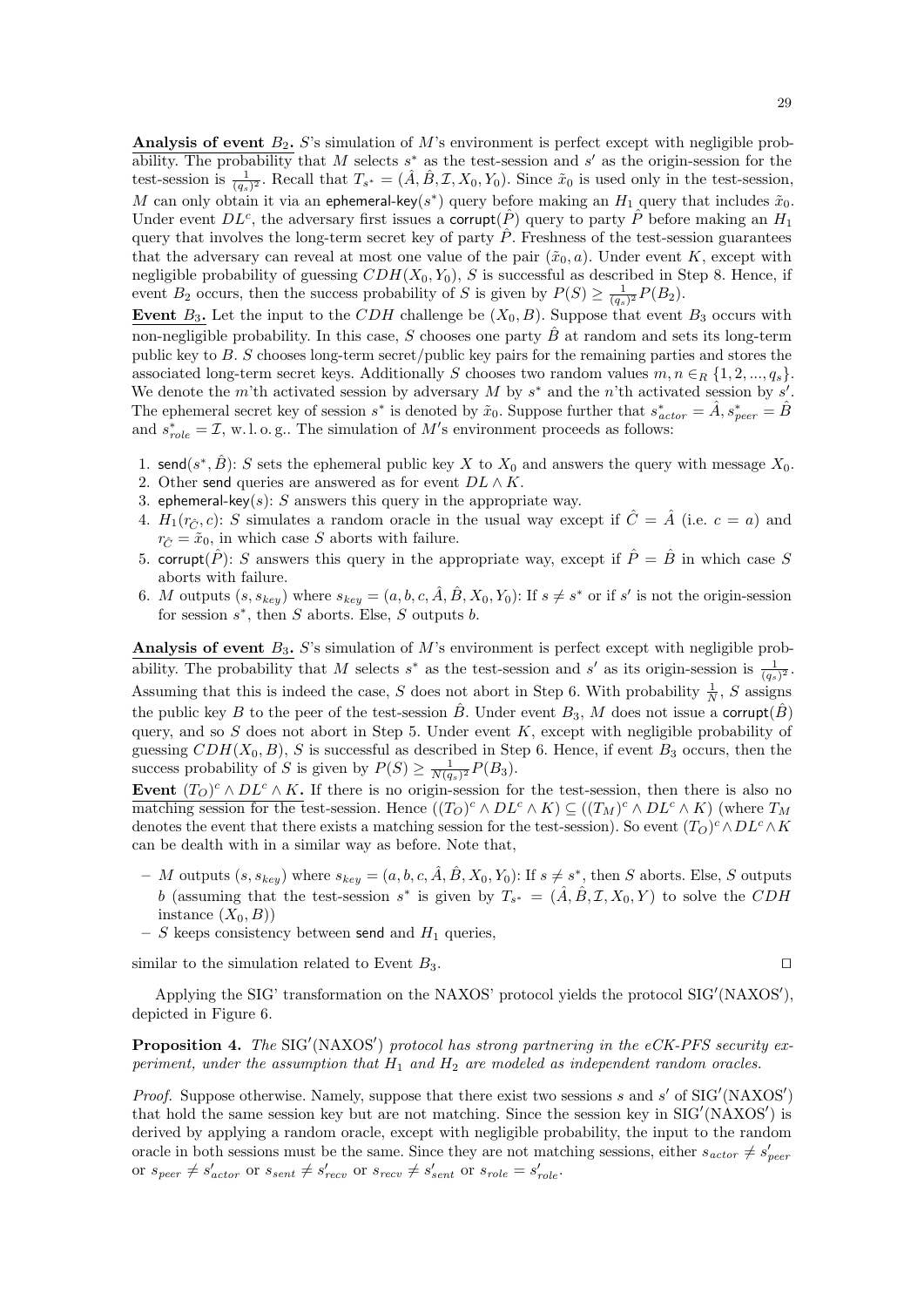**Analysis of event $B_2$.** $S$'s simulation of $M$'s environment is perfect except with negligible probability. The probability that $M$ selects $s^*$ as the test-session and $s'$ as the origin-session for the test-session is $\frac{1}{(q_s)^2}$. Recall that $T_{s^*} = (\hat{A}, \hat{B}, \mathcal{I}, X_0, Y_0)$. Since $\tilde{x}_0$ is used only in the test-session, $M$ can only obtain it via an ephemeral-key($s^*$) query before making an $H_1$ query that includes $\tilde{x}_0$. Under event $DL^c$, the adversary first issues a corrupt($\hat{P}$) query to party $\hat{P}$ before making an $H_1$ query that involves the long-term secret key of party $\hat{P}$. Freshness of the test-session guarantees that the adversary can reveal at most one value of the pair $(\tilde{x}_0, a)$. Under event $K$, except with negligible probability of guessing $CDH(X_0, Y_0)$, $S$ is successful as described in Step 8. Hence, if event $B_2$ occurs, then the success probability of $S$ is given by $P(S) \geq \frac{1}{(q_s)^2} P(B_2)$.

**Event $B_3$.** Let the input to the $CDH$ challenge be $(X_0, B)$. Suppose that event $B_3$ occurs with non-negligible probability. In this case, $S$ chooses one party $\hat{B}$ at random and sets its long-term public key to $B$. $S$ chooses long-term secret/public key pairs for the remaining parties and stores the associated long-term secret keys. Additionally $S$ chooses two random values $m, n \in_R \{1, 2, ..., q_s\}$. We denote the $m$'th activated session by adversary $M$ by $s^*$ and the $n$'th activated session by $s'$. The ephemeral secret key of session $s^*$ is denoted by $\tilde{x}_0$. Suppose further that $s^*_{actor} = \hat{A}, s^*_{peer} = \hat{B}$ and $s^*_{role} = \mathcal{I}$, w. l. o. g.. The simulation of $M'$s environment proceeds as follows:

1. send($s^*, \hat{B}$): $S$ sets the ephemeral public key $X$ to $X_0$ and answers the query with message $X_0$.
2. Other send queries are answered as for event $DL \wedge K$.
3. ephemeral-key($s$): $S$ answers this query in the appropriate way.
4. $H_1(r_{\hat{C}}, c)$: $S$ simulates a random oracle in the usual way except if $\hat{C} = \hat{A}$ (i.e. $c = a$) and $r_{\hat{C}} = \tilde{x}_0$, in which case $S$ aborts with failure.
5. corrupt($\hat{P}$): $S$ answers this query in the appropriate way, except if $\hat{P} = \hat{B}$ in which case $S$ aborts with failure.
6. $M$ outputs $(s, s_{key})$ where $s_{key} = (a, b, c, \hat{A}, \hat{B}, X_0, Y_0)$: If $s \neq s^*$ or if $s'$ is not the origin-session for session $s^*$, then $S$ aborts. Else, $S$ outputs $b$.

**Analysis of event $B_3$.** $S$'s simulation of $M$'s environment is perfect except with negligible probability. The probability that $M$ selects $s^*$ as the test-session and $s'$ as its origin-session is $\frac{1}{(q_s)^2}$. Assuming that this is indeed the case, $S$ does not abort in Step 6. With probability $\frac{1}{N}$, $S$ assigns the public key $B$ to the peer of the test-session $\hat{B}$. Under event $B_3$, $M$ does not issue a corrupt($\hat{B}$) query, and so $S$ does not abort in Step 5. Under event $K$, except with negligible probability of guessing $CDH(X_0, B)$, $S$ is successful as described in Step 6. Hence, if event $B_3$ occurs, then the success probability of $S$ is given by $P(S) \geq \frac{1}{N(q_s)^2} P(B_3)$.

**Event $(T_O)^c \wedge DL^c \wedge K$.** If there is no origin-session for the test-session, then there is also no matching session for the test-session. Hence $((T_O)^c \wedge DL^c \wedge K) \subseteq ((T_M)^c \wedge DL^c \wedge K)$ (where $T_M$ denotes the event that there exists a matching session for the test-session). So event $(T_O)^c \wedge DL^c \wedge K$ can be dealth with in a similar way as before. Note that,

- $M$ outputs $(s, s_{key})$ where $s_{key} = (a, b, c, \hat{A}, \hat{B}, X_0, Y_0)$: If $s \neq s^*$, then $S$ aborts. Else, $S$ outputs $b$ (assuming that the test-session $s^*$ is given by $T_{s^*} = (\hat{A}, \hat{B}, \mathcal{I}, X_0, Y)$ to solve the $CDH$ instance $(X_0, B)$)
- $S$ keeps consistency between send and $H_1$ queries,

similar to the simulation related to Event $B_3$. ◻

Applying the SIG' transformation on the NAXOS' protocol yields the protocol SIG′(NAXOS′), depicted in Figure 6.

**Proposition 4.** *The* SIG′(NAXOS′) *protocol has strong partnering in the eCK-PFS security experiment, under the assumption that $H_1$ and $H_2$ are modeled as independent random oracles.*

*Proof.* Suppose otherwise. Namely, suppose that there exist two sessions $s$ and $s'$ of SIG′(NAXOS′) that hold the same session key but are not matching. Since the session key in SIG′(NAXOS′) is derived by applying a random oracle, except with negligible probability, the input to the random oracle in both sessions must be the same. Since they are not matching sessions, either $s_{actor} \neq s'_{peer}$ or $s_{peer} \neq s'_{actor}$ or $s_{sent} \neq s'_{recv}$ or $s_{recv} \neq s'_{sent}$ or $s_{role} = s'_{role}$.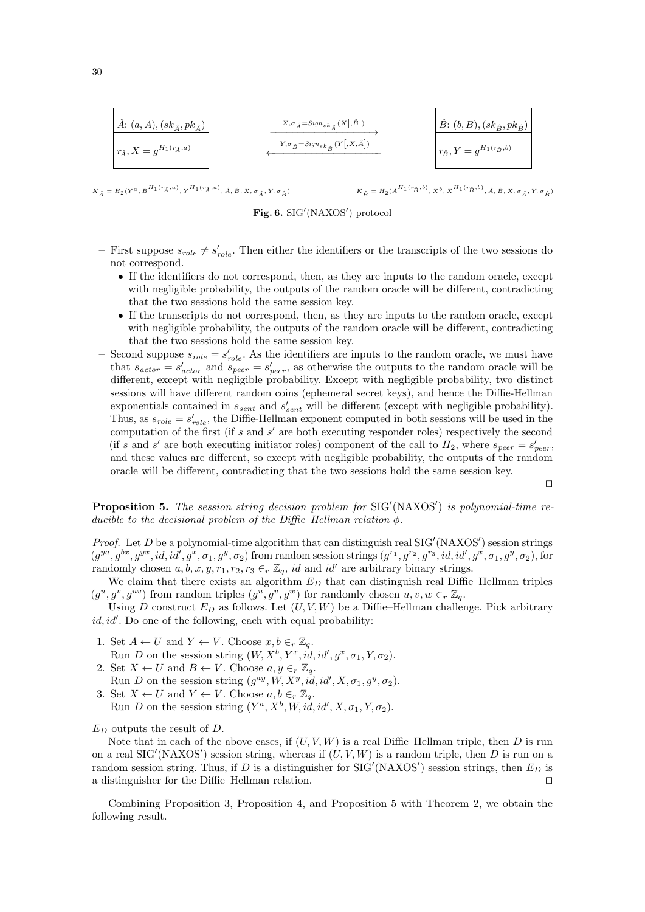$\hat{A}$: $(a, A), (sk_{\hat{A}}, pk_{\hat{A}})$

$r_{\hat{A}}, X = g^{H_1(r_{\hat{A}}, a)}$

$X, \sigma_{\hat{A}} = Sign_{sk_{\hat{A}}}(X[, \hat{B}])$ $\longrightarrow$

$\longleftarrow$ $Y, \sigma_{\hat{B}} = Sign_{sk_{\hat{B}}}(Y[, X, \hat{A}])$

$\hat{B}$: $(b, B), (sk_{\hat{B}}, pk_{\hat{B}})$

$r_{\hat{B}}, Y = g^{H_1(r_{\hat{B}}, b)}$

$K_{\hat{A}} = H_2(Y^a, B^{H_1(r_{\hat{A}}, a)}, Y^{H_1(r_{\hat{A}}, a)}, \hat{A}, \hat{B}, X, \sigma_{\hat{A}}, Y, \sigma_{\hat{B}})$ $\quad$ $K_{\hat{B}} = H_2(A^{H_1(r_{\hat{B}}, b)}, X^b, X^{H_1(r_{\hat{B}}, b)}, \hat{A}, \hat{B}, X, \sigma_{\hat{A}}, Y, \sigma_{\hat{B}})$

**Fig. 6.** SIG′(NAXOS′) protocol

- First suppose $s_{role} \neq s'_{role}$. Then either the identifiers or the transcripts of the two sessions do not correspond.
  - If the identifiers do not correspond, then, as they are inputs to the random oracle, except with negligible probability, the outputs of the random oracle will be different, contradicting that the two sessions hold the same session key.
  - If the transcripts do not correspond, then, as they are inputs to the random oracle, except with negligible probability, the outputs of the random oracle will be different, contradicting that the two sessions hold the same session key.
- Second suppose $s_{role} = s'_{role}$. As the identifiers are inputs to the random oracle, we must have that $s_{actor} = s'_{actor}$ and $s_{peer} = s'_{peer}$, as otherwise the outputs to the random oracle will be different, except with negligible probability. Except with negligible probability, two distinct sessions will have different random coins (ephemeral secret keys), and hence the Diffie-Hellman exponentials contained in $s_{sent}$ and $s'_{sent}$ will be different (except with negligible probability). Thus, as $s_{role} = s'_{role}$, the Diffie-Hellman exponent computed in both sessions will be used in the computation of the first (if $s$ and $s'$ are both executing responder roles) respectively the second (if $s$ and $s'$ are both executing initiator roles) component of the call to $H_2$, where $s_{peer} = s'_{peer}$, and these values are different, so except with negligible probability, the outputs of the random oracle will be different, contradicting that the two sessions hold the same session key.

$\square$

**Proposition 5.** *The session string decision problem for* SIG′(NAXOS′) *is polynomial-time reducible to the decisional problem of the Diffie–Hellman relation* $\phi$.

*Proof.* Let $D$ be a polynomial-time algorithm that can distinguish real SIG′(NAXOS′) session strings $(g^{ya}, g^{bx}, g^{yx}, id, id', g^x, \sigma_1, g^y, \sigma_2)$ from random session strings $(g^{r_1}, g^{r_2}, g^{r_3}, id, id', g^x, \sigma_1, g^y, \sigma_2)$, for randomly chosen $a, b, x, y, r_1, r_2, r_3 \in_r \mathbb{Z}_q$, $id$ and $id'$ are arbitrary binary strings.

We claim that there exists an algorithm $E_D$ that can distinguish real Diffie–Hellman triples $(g^u, g^v, g^{uv})$ from random triples $(g^u, g^v, g^w)$ for randomly chosen $u, v, w \in_r \mathbb{Z}_q$.

Using $D$ construct $E_D$ as follows. Let $(U, V, W)$ be a Diffie–Hellman challenge. Pick arbitrary $id, id'$. Do one of the following, each with equal probability:

1. Set $A \leftarrow U$ and $Y \leftarrow V$. Choose $x, b \in_r \mathbb{Z}_q$.
   Run $D$ on the session string $(W, X^b, Y^x, id, id', g^x, \sigma_1, Y, \sigma_2)$.
2. Set $X \leftarrow U$ and $B \leftarrow V$. Choose $a, y \in_r \mathbb{Z}_q$.
   Run $D$ on the session string $(g^{ay}, W, X^y, id, id', X, \sigma_1, g^y, \sigma_2)$.
3. Set $X \leftarrow U$ and $Y \leftarrow V$. Choose $a, b \in_r \mathbb{Z}_q$.
   Run $D$ on the session string $(Y^a, X^b, W, id, id', X, \sigma_1, Y, \sigma_2)$.

$E_D$ outputs the result of $D$.

Note that in each of the above cases, if $(U, V, W)$ is a real Diffie–Hellman triple, then $D$ is run on a real SIG′(NAXOS′) session string, whereas if $(U, V, W)$ is a random triple, then $D$ is run on a random session string. Thus, if $D$ is a distinguisher for SIG′(NAXOS′) session strings, then $E_D$ is a distinguisher for the Diffie–Hellman relation. $\square$

Combining Proposition 3, Proposition 4, and Proposition 5 with Theorem 2, we obtain the following result.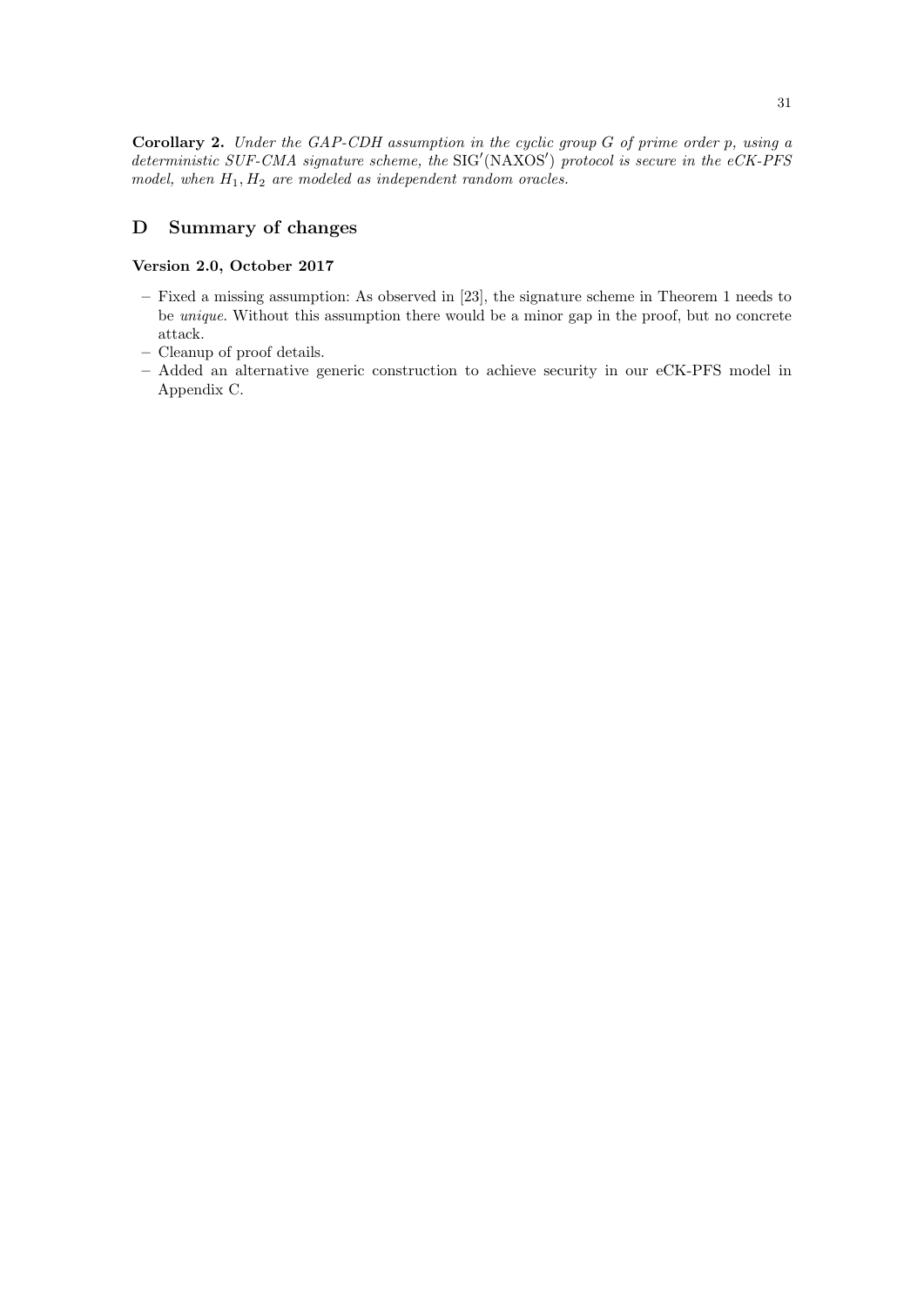**Corollary 2.** *Under the GAP-CDH assumption in the cyclic group $G$ of prime order $p$, using a deterministic SUF-CMA signature scheme, the* $\mathrm{SIG}'(\mathrm{NAXOS}')$ *protocol is secure in the eCK-PFS model, when $H_1, H_2$ are modeled as independent random oracles.*

## D Summary of changes

### Version 2.0, October 2017

- Fixed a missing assumption: As observed in [23], the signature scheme in Theorem 1 needs to be *unique*. Without this assumption there would be a minor gap in the proof, but no concrete attack.
- Cleanup of proof details.
- Added an alternative generic construction to achieve security in our eCK-PFS model in Appendix C.